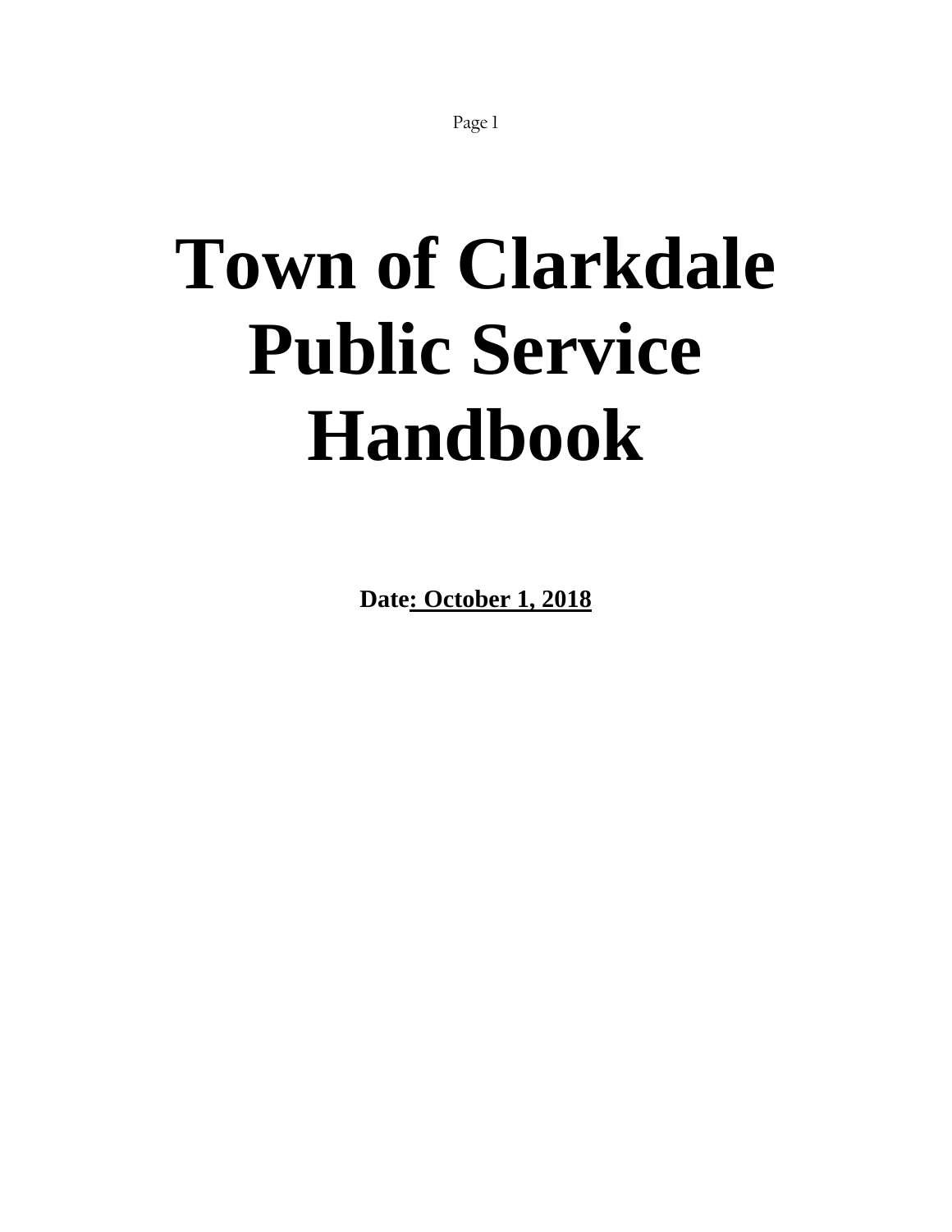# Town of Clarkdale Public Service Handbook

**Date: October 1, 2018**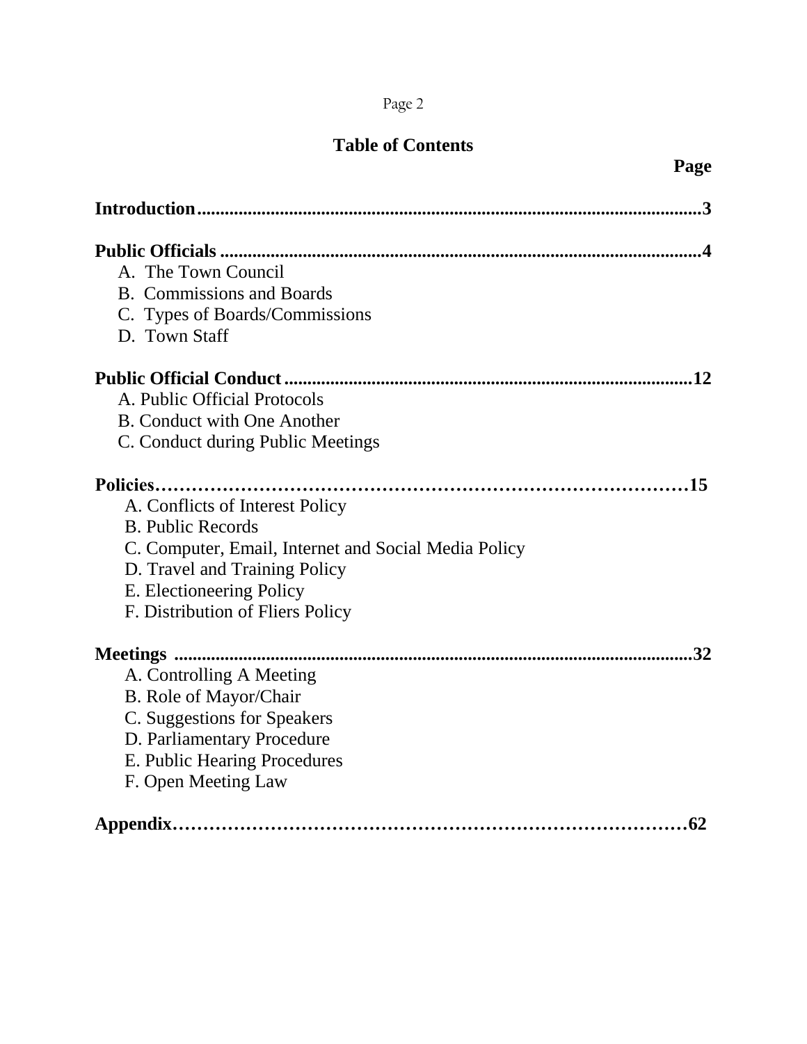# Table of Contents

| | Page |
|---|---|
| **Introduction** | **3** |
| **Public Officials** | **4** |
| A. The Town Council | |
| B. Commissions and Boards | |
| C. Types of Boards/Commissions | |
| D. Town Staff | |
| **Public Official Conduct** | **12** |
| A. Public Official Protocols | |
| B. Conduct with One Another | |
| C. Conduct during Public Meetings | |
| **Policies** | **15** |
| A. Conflicts of Interest Policy | |
| B. Public Records | |
| C. Computer, Email, Internet and Social Media Policy | |
| D. Travel and Training Policy | |
| E. Electioneering Policy | |
| F. Distribution of Fliers Policy | |
| **Meetings** | **32** |
| A. Controlling A Meeting | |
| B. Role of Mayor/Chair | |
| C. Suggestions for Speakers | |
| D. Parliamentary Procedure | |
| E. Public Hearing Procedures | |
| F. Open Meeting Law | |
| **Appendix** | **62** |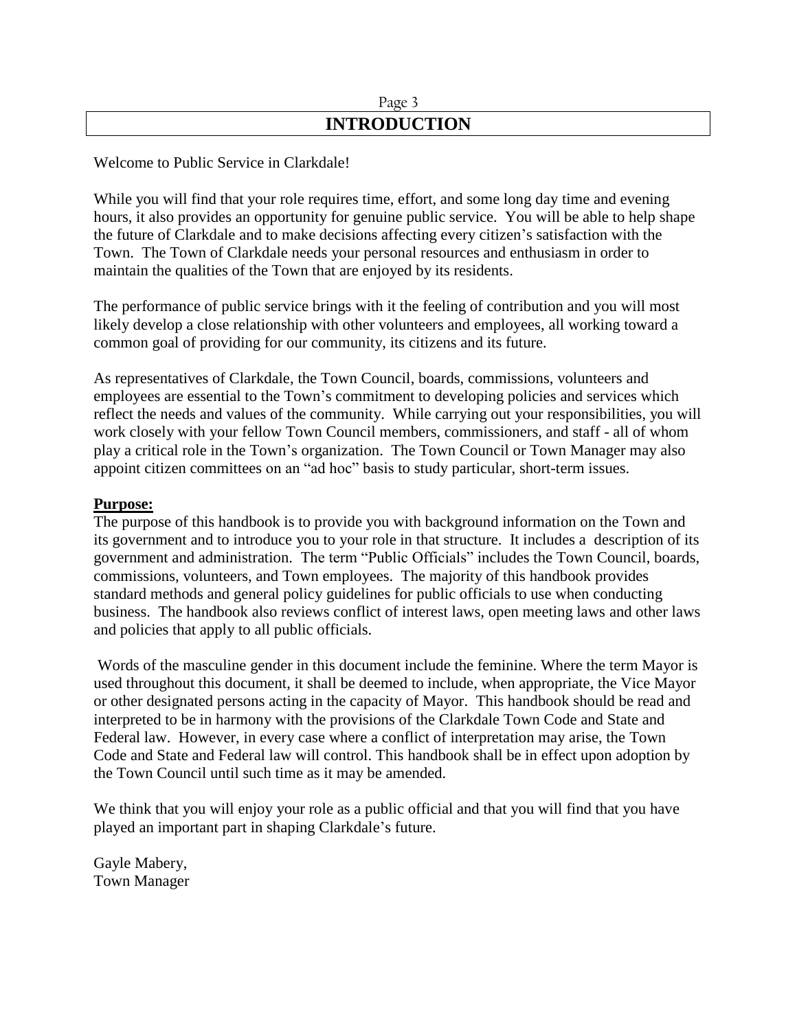# INTRODUCTION

Welcome to Public Service in Clarkdale!

While you will find that your role requires time, effort, and some long day time and evening hours, it also provides an opportunity for genuine public service. You will be able to help shape the future of Clarkdale and to make decisions affecting every citizen's satisfaction with the Town. The Town of Clarkdale needs your personal resources and enthusiasm in order to maintain the qualities of the Town that are enjoyed by its residents.

The performance of public service brings with it the feeling of contribution and you will most likely develop a close relationship with other volunteers and employees, all working toward a common goal of providing for our community, its citizens and its future.

As representatives of Clarkdale, the Town Council, boards, commissions, volunteers and employees are essential to the Town's commitment to developing policies and services which reflect the needs and values of the community. While carrying out your responsibilities, you will work closely with your fellow Town Council members, commissioners, and staff - all of whom play a critical role in the Town's organization. The Town Council or Town Manager may also appoint citizen committees on an "ad hoc" basis to study particular, short-term issues.

**Purpose:**

The purpose of this handbook is to provide you with background information on the Town and its government and to introduce you to your role in that structure. It includes a description of its government and administration. The term "Public Officials" includes the Town Council, boards, commissions, volunteers, and Town employees. The majority of this handbook provides standard methods and general policy guidelines for public officials to use when conducting business. The handbook also reviews conflict of interest laws, open meeting laws and other laws and policies that apply to all public officials.

Words of the masculine gender in this document include the feminine. Where the term Mayor is used throughout this document, it shall be deemed to include, when appropriate, the Vice Mayor or other designated persons acting in the capacity of Mayor. This handbook should be read and interpreted to be in harmony with the provisions of the Clarkdale Town Code and State and Federal law. However, in every case where a conflict of interpretation may arise, the Town Code and State and Federal law will control. This handbook shall be in effect upon adoption by the Town Council until such time as it may be amended.

We think that you will enjoy your role as a public official and that you will find that you have played an important part in shaping Clarkdale's future.

Gayle Mabery,
Town Manager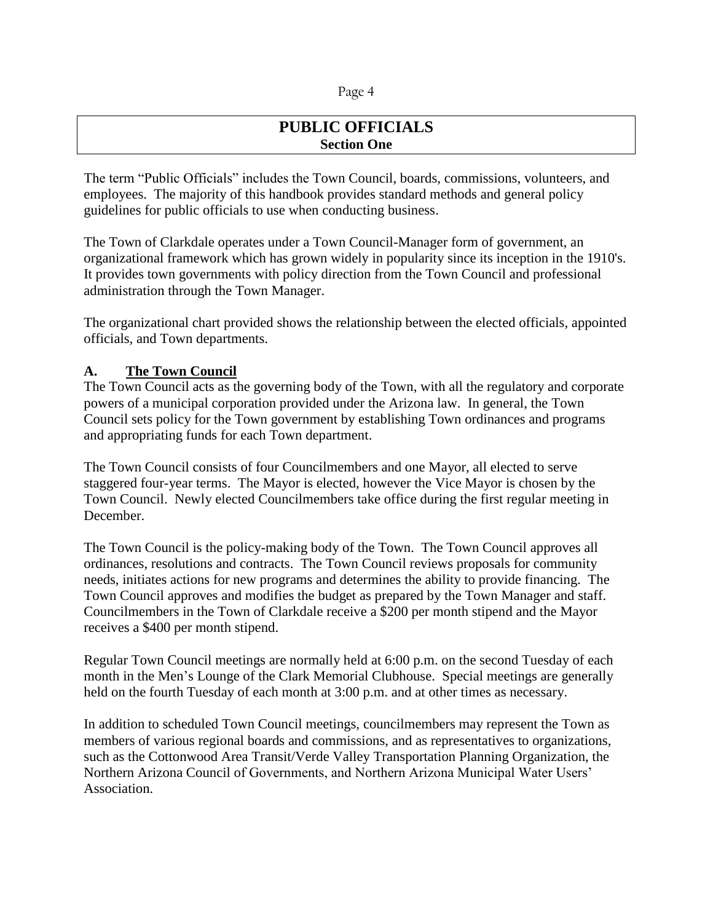# PUBLIC OFFICIALS
## Section One

The term "Public Officials" includes the Town Council, boards, commissions, volunteers, and employees. The majority of this handbook provides standard methods and general policy guidelines for public officials to use when conducting business.

The Town of Clarkdale operates under a Town Council-Manager form of government, an organizational framework which has grown widely in popularity since its inception in the 1910's. It provides town governments with policy direction from the Town Council and professional administration through the Town Manager.

The organizational chart provided shows the relationship between the elected officials, appointed officials, and Town departments.

### A. The Town Council

The Town Council acts as the governing body of the Town, with all the regulatory and corporate powers of a municipal corporation provided under the Arizona law. In general, the Town Council sets policy for the Town government by establishing Town ordinances and programs and appropriating funds for each Town department.

The Town Council consists of four Councilmembers and one Mayor, all elected to serve staggered four-year terms. The Mayor is elected, however the Vice Mayor is chosen by the Town Council. Newly elected Councilmembers take office during the first regular meeting in December.

The Town Council is the policy-making body of the Town. The Town Council approves all ordinances, resolutions and contracts. The Town Council reviews proposals for community needs, initiates actions for new programs and determines the ability to provide financing. The Town Council approves and modifies the budget as prepared by the Town Manager and staff. Councilmembers in the Town of Clarkdale receive a $200 per month stipend and the Mayor receives a $400 per month stipend.

Regular Town Council meetings are normally held at 6:00 p.m. on the second Tuesday of each month in the Men's Lounge of the Clark Memorial Clubhouse. Special meetings are generally held on the fourth Tuesday of each month at 3:00 p.m. and at other times as necessary.

In addition to scheduled Town Council meetings, councilmembers may represent the Town as members of various regional boards and commissions, and as representatives to organizations, such as the Cottonwood Area Transit/Verde Valley Transportation Planning Organization, the Northern Arizona Council of Governments, and Northern Arizona Municipal Water Users' Association.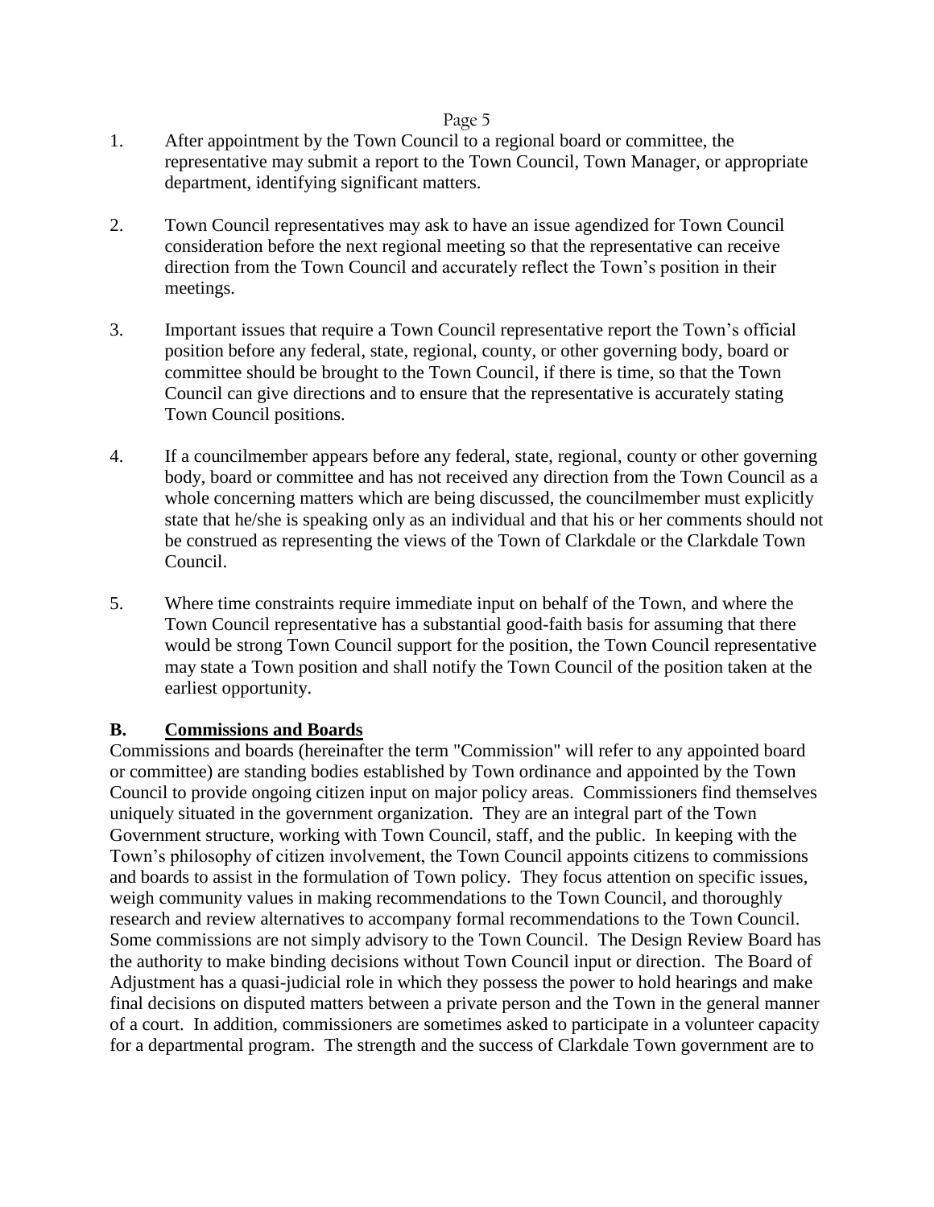1. After appointment by the Town Council to a regional board or committee, the representative may submit a report to the Town Council, Town Manager, or appropriate department, identifying significant matters.

2. Town Council representatives may ask to have an issue agendized for Town Council consideration before the next regional meeting so that the representative can receive direction from the Town Council and accurately reflect the Town's position in their meetings.

3. Important issues that require a Town Council representative report the Town's official position before any federal, state, regional, county, or other governing body, board or committee should be brought to the Town Council, if there is time, so that the Town Council can give directions and to ensure that the representative is accurately stating Town Council positions.

4. If a councilmember appears before any federal, state, regional, county or other governing body, board or committee and has not received any direction from the Town Council as a whole concerning matters which are being discussed, the councilmember must explicitly state that he/she is speaking only as an individual and that his or her comments should not be construed as representing the views of the Town of Clarkdale or the Clarkdale Town Council.

5. Where time constraints require immediate input on behalf of the Town, and where the Town Council representative has a substantial good-faith basis for assuming that there would be strong Town Council support for the position, the Town Council representative may state a Town position and shall notify the Town Council of the position taken at the earliest opportunity.

## B. Commissions and Boards

Commissions and boards (hereinafter the term "Commission" will refer to any appointed board or committee) are standing bodies established by Town ordinance and appointed by the Town Council to provide ongoing citizen input on major policy areas. Commissioners find themselves uniquely situated in the government organization. They are an integral part of the Town Government structure, working with Town Council, staff, and the public. In keeping with the Town's philosophy of citizen involvement, the Town Council appoints citizens to commissions and boards to assist in the formulation of Town policy. They focus attention on specific issues, weigh community values in making recommendations to the Town Council, and thoroughly research and review alternatives to accompany formal recommendations to the Town Council. Some commissions are not simply advisory to the Town Council. The Design Review Board has the authority to make binding decisions without Town Council input or direction. The Board of Adjustment has a quasi-judicial role in which they possess the power to hold hearings and make final decisions on disputed matters between a private person and the Town in the general manner of a court. In addition, commissioners are sometimes asked to participate in a volunteer capacity for a departmental program. The strength and the success of Clarkdale Town government are to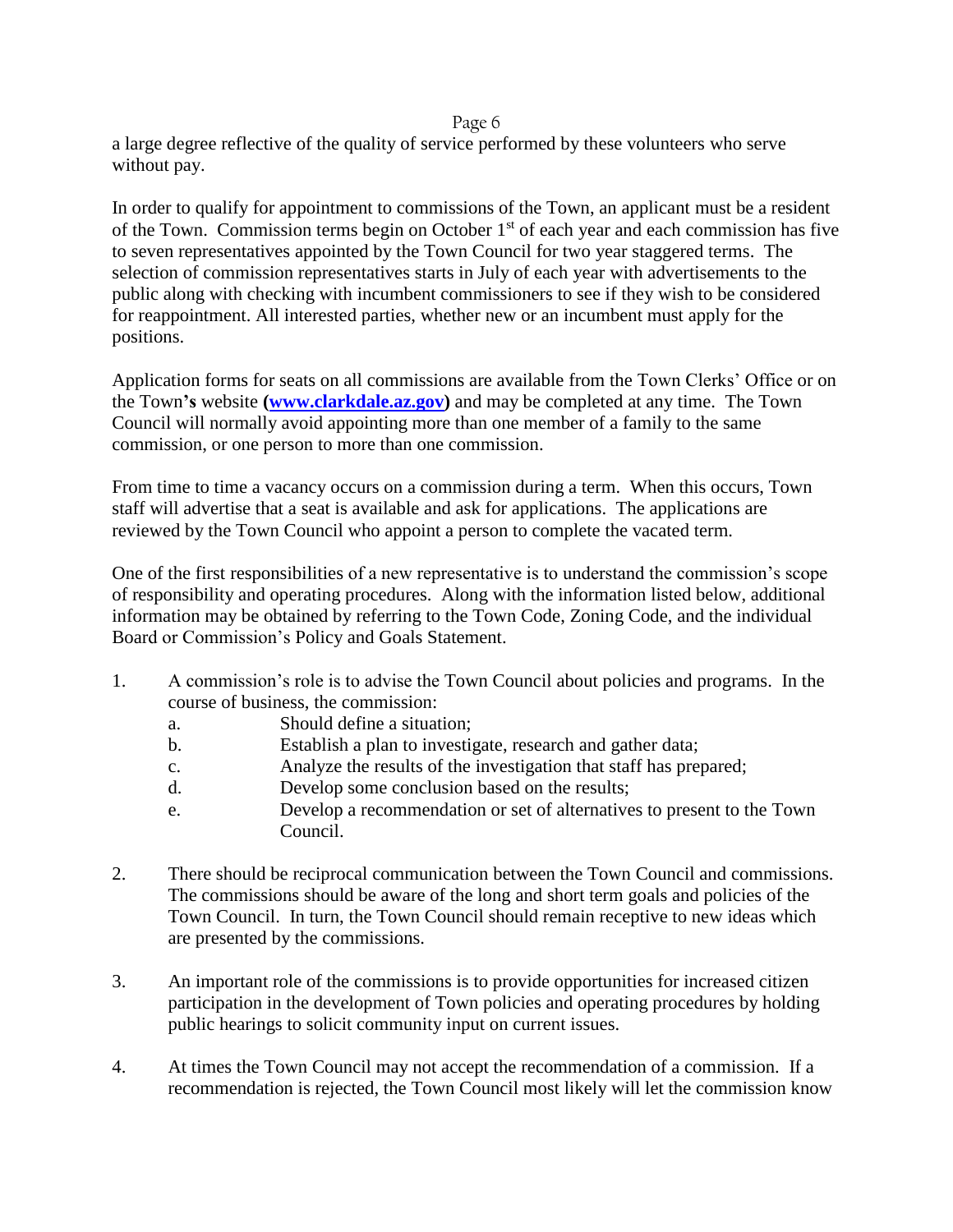a large degree reflective of the quality of service performed by these volunteers who serve without pay.

In order to qualify for appointment to commissions of the Town, an applicant must be a resident of the Town. Commission terms begin on October 1st of each year and each commission has five to seven representatives appointed by the Town Council for two year staggered terms. The selection of commission representatives starts in July of each year with advertisements to the public along with checking with incumbent commissioners to see if they wish to be considered for reappointment. All interested parties, whether new or an incumbent must apply for the positions.

Application forms for seats on all commissions are available from the Town Clerks' Office or on the Town**'s** website **([www.clarkdale.az.gov](http://www.clarkdale.az.gov))** and may be completed at any time. The Town Council will normally avoid appointing more than one member of a family to the same commission, or one person to more than one commission.

From time to time a vacancy occurs on a commission during a term. When this occurs, Town staff will advertise that a seat is available and ask for applications. The applications are reviewed by the Town Council who appoint a person to complete the vacated term.

One of the first responsibilities of a new representative is to understand the commission's scope of responsibility and operating procedures. Along with the information listed below, additional information may be obtained by referring to the Town Code, Zoning Code, and the individual Board or Commission's Policy and Goals Statement.

1. A commission's role is to advise the Town Council about policies and programs. In the course of business, the commission:
   a. Should define a situation;
   b. Establish a plan to investigate, research and gather data;
   c. Analyze the results of the investigation that staff has prepared;
   d. Develop some conclusion based on the results;
   e. Develop a recommendation or set of alternatives to present to the Town Council.

2. There should be reciprocal communication between the Town Council and commissions. The commissions should be aware of the long and short term goals and policies of the Town Council. In turn, the Town Council should remain receptive to new ideas which are presented by the commissions.

3. An important role of the commissions is to provide opportunities for increased citizen participation in the development of Town policies and operating procedures by holding public hearings to solicit community input on current issues.

4. At times the Town Council may not accept the recommendation of a commission. If a recommendation is rejected, the Town Council most likely will let the commission know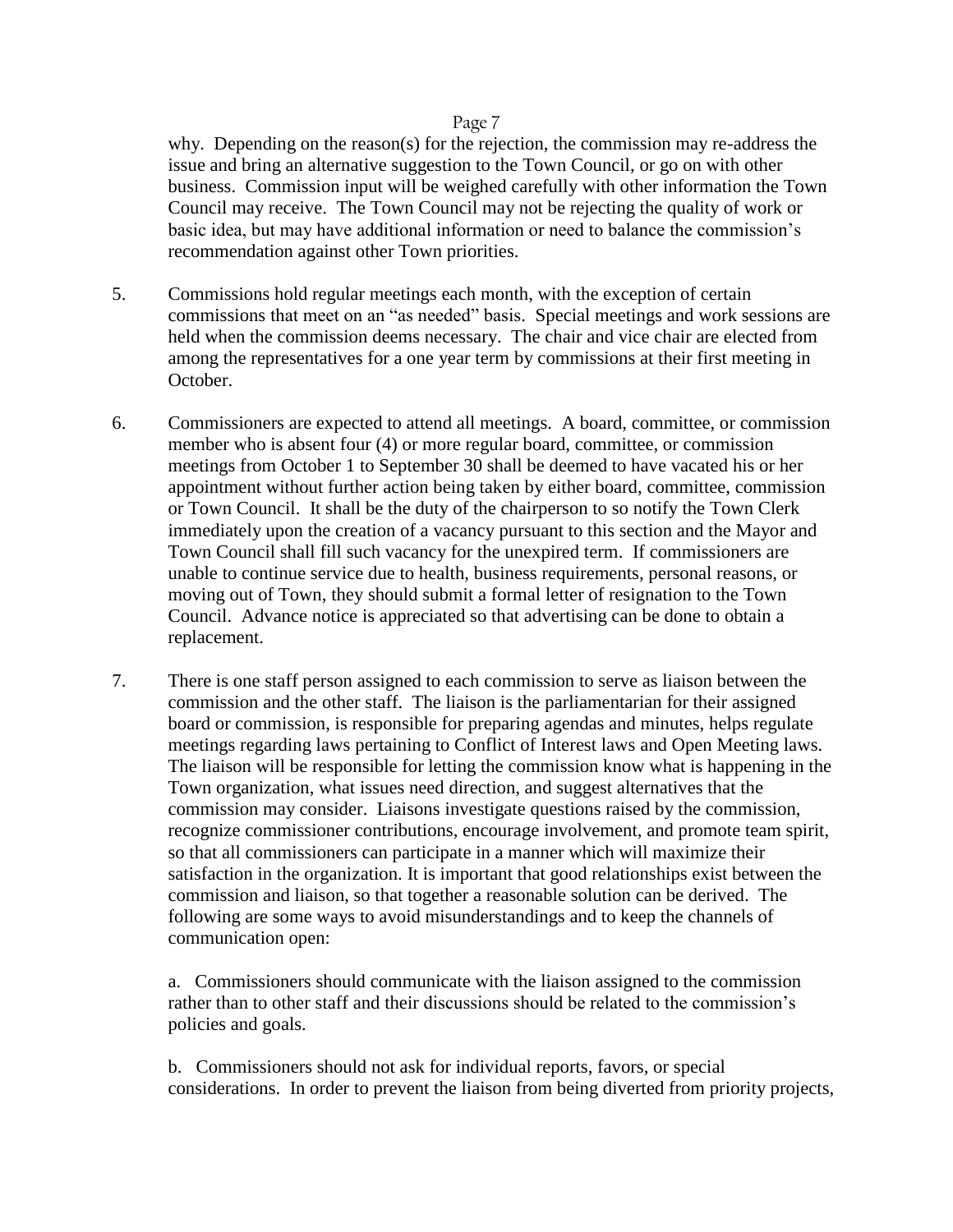why. Depending on the reason(s) for the rejection, the commission may re-address the issue and bring an alternative suggestion to the Town Council, or go on with other business. Commission input will be weighed carefully with other information the Town Council may receive. The Town Council may not be rejecting the quality of work or basic idea, but may have additional information or need to balance the commission's recommendation against other Town priorities.

5. Commissions hold regular meetings each month, with the exception of certain commissions that meet on an "as needed" basis. Special meetings and work sessions are held when the commission deems necessary. The chair and vice chair are elected from among the representatives for a one year term by commissions at their first meeting in October.

6. Commissioners are expected to attend all meetings. A board, committee, or commission member who is absent four (4) or more regular board, committee, or commission meetings from October 1 to September 30 shall be deemed to have vacated his or her appointment without further action being taken by either board, committee, commission or Town Council. It shall be the duty of the chairperson to so notify the Town Clerk immediately upon the creation of a vacancy pursuant to this section and the Mayor and Town Council shall fill such vacancy for the unexpired term. If commissioners are unable to continue service due to health, business requirements, personal reasons, or moving out of Town, they should submit a formal letter of resignation to the Town Council. Advance notice is appreciated so that advertising can be done to obtain a replacement.

7. There is one staff person assigned to each commission to serve as liaison between the commission and the other staff. The liaison is the parliamentarian for their assigned board or commission, is responsible for preparing agendas and minutes, helps regulate meetings regarding laws pertaining to Conflict of Interest laws and Open Meeting laws. The liaison will be responsible for letting the commission know what is happening in the Town organization, what issues need direction, and suggest alternatives that the commission may consider. Liaisons investigate questions raised by the commission, recognize commissioner contributions, encourage involvement, and promote team spirit, so that all commissioners can participate in a manner which will maximize their satisfaction in the organization. It is important that good relationships exist between the commission and liaison, so that together a reasonable solution can be derived. The following are some ways to avoid misunderstandings and to keep the channels of communication open:

   a. Commissioners should communicate with the liaison assigned to the commission rather than to other staff and their discussions should be related to the commission's policies and goals.

   b. Commissioners should not ask for individual reports, favors, or special considerations. In order to prevent the liaison from being diverted from priority projects,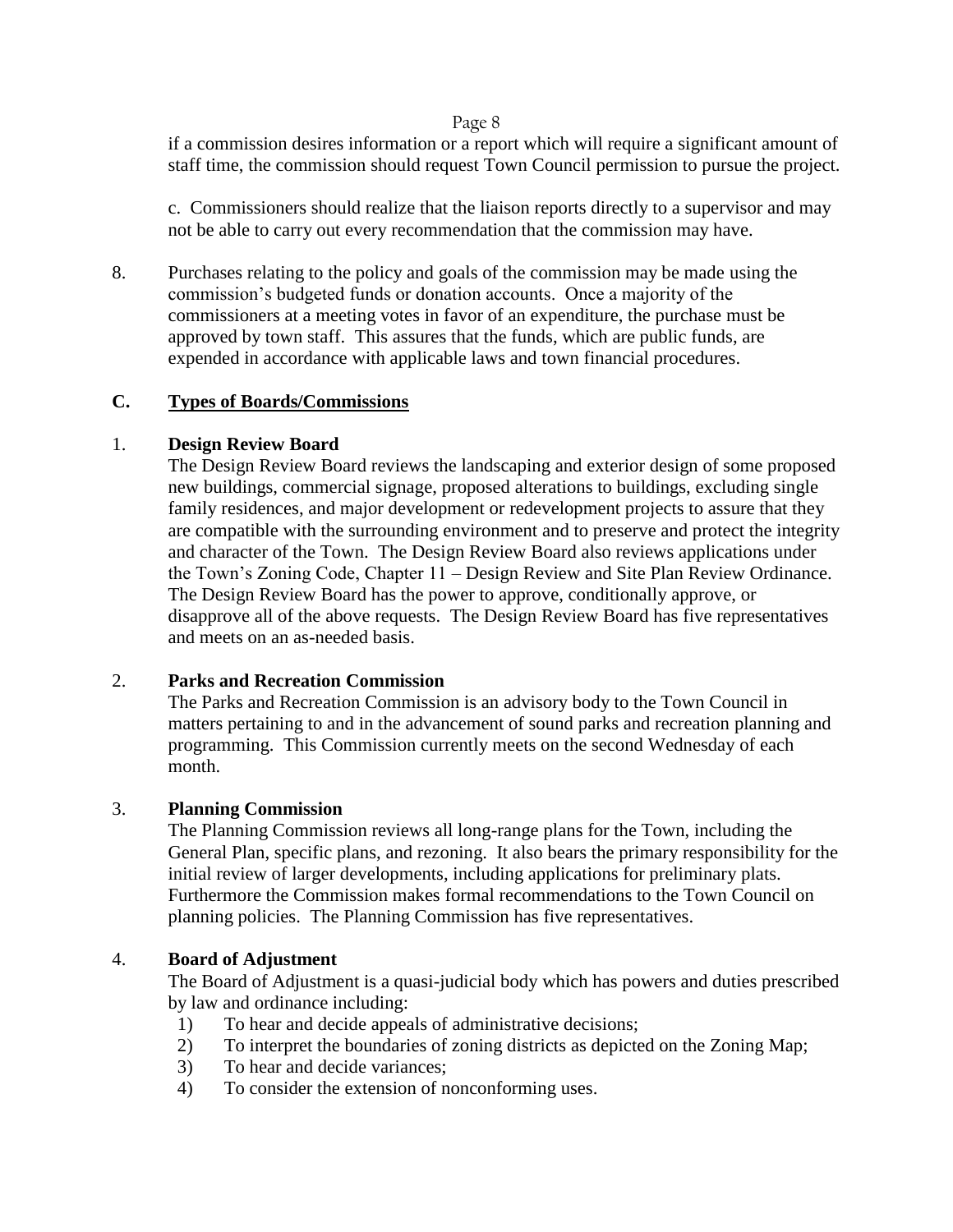if a commission desires information or a report which will require a significant amount of staff time, the commission should request Town Council permission to pursue the project.

c. Commissioners should realize that the liaison reports directly to a supervisor and may not be able to carry out every recommendation that the commission may have.

8. Purchases relating to the policy and goals of the commission may be made using the commission's budgeted funds or donation accounts. Once a majority of the commissioners at a meeting votes in favor of an expenditure, the purchase must be approved by town staff. This assures that the funds, which are public funds, are expended in accordance with applicable laws and town financial procedures.

## C. Types of Boards/Commissions

### 1. Design Review Board

The Design Review Board reviews the landscaping and exterior design of some proposed new buildings, commercial signage, proposed alterations to buildings, excluding single family residences, and major development or redevelopment projects to assure that they are compatible with the surrounding environment and to preserve and protect the integrity and character of the Town. The Design Review Board also reviews applications under the Town's Zoning Code, Chapter 11 – Design Review and Site Plan Review Ordinance. The Design Review Board has the power to approve, conditionally approve, or disapprove all of the above requests. The Design Review Board has five representatives and meets on an as-needed basis.

### 2. Parks and Recreation Commission

The Parks and Recreation Commission is an advisory body to the Town Council in matters pertaining to and in the advancement of sound parks and recreation planning and programming. This Commission currently meets on the second Wednesday of each month.

### 3. Planning Commission

The Planning Commission reviews all long-range plans for the Town, including the General Plan, specific plans, and rezoning. It also bears the primary responsibility for the initial review of larger developments, including applications for preliminary plats. Furthermore the Commission makes formal recommendations to the Town Council on planning policies. The Planning Commission has five representatives.

### 4. Board of Adjustment

The Board of Adjustment is a quasi-judicial body which has powers and duties prescribed by law and ordinance including:

1) To hear and decide appeals of administrative decisions;
2) To interpret the boundaries of zoning districts as depicted on the Zoning Map;
3) To hear and decide variances;
4) To consider the extension of nonconforming uses.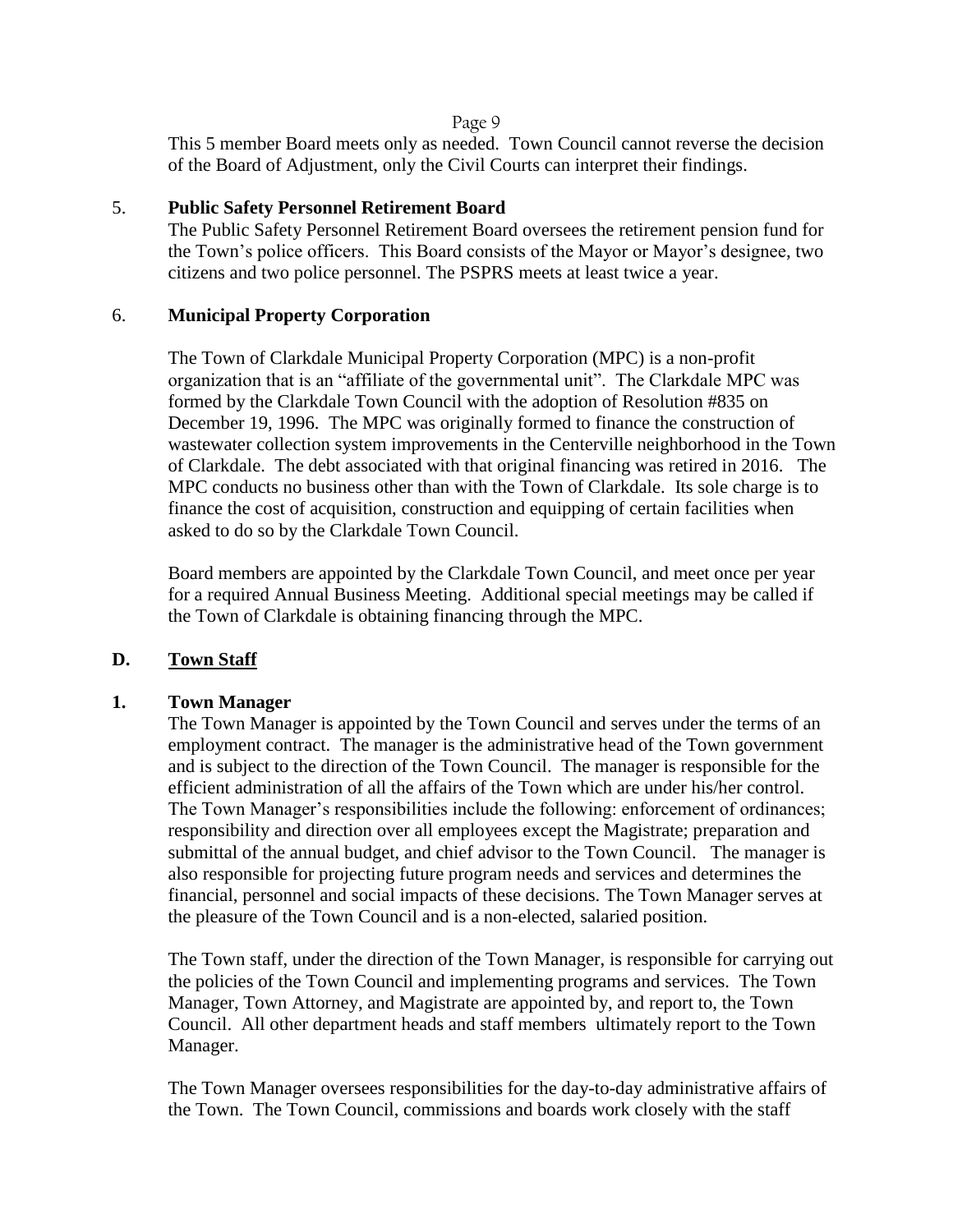This 5 member Board meets only as needed. Town Council cannot reverse the decision of the Board of Adjustment, only the Civil Courts can interpret their findings.

5. **Public Safety Personnel Retirement Board**

The Public Safety Personnel Retirement Board oversees the retirement pension fund for the Town's police officers. This Board consists of the Mayor or Mayor's designee, two citizens and two police personnel. The PSPRS meets at least twice a year.

6. **Municipal Property Corporation**

The Town of Clarkdale Municipal Property Corporation (MPC) is a non-profit organization that is an "affiliate of the governmental unit". The Clarkdale MPC was formed by the Clarkdale Town Council with the adoption of Resolution #835 on December 19, 1996. The MPC was originally formed to finance the construction of wastewater collection system improvements in the Centerville neighborhood in the Town of Clarkdale. The debt associated with that original financing was retired in 2016. The MPC conducts no business other than with the Town of Clarkdale. Its sole charge is to finance the cost of acquisition, construction and equipping of certain facilities when asked to do so by the Clarkdale Town Council.

Board members are appointed by the Clarkdale Town Council, and meet once per year for a required Annual Business Meeting. Additional special meetings may be called if the Town of Clarkdale is obtaining financing through the MPC.

## D. Town Staff

### 1. Town Manager

The Town Manager is appointed by the Town Council and serves under the terms of an employment contract. The manager is the administrative head of the Town government and is subject to the direction of the Town Council. The manager is responsible for the efficient administration of all the affairs of the Town which are under his/her control. The Town Manager's responsibilities include the following: enforcement of ordinances; responsibility and direction over all employees except the Magistrate; preparation and submittal of the annual budget, and chief advisor to the Town Council. The manager is also responsible for projecting future program needs and services and determines the financial, personnel and social impacts of these decisions. The Town Manager serves at the pleasure of the Town Council and is a non-elected, salaried position.

The Town staff, under the direction of the Town Manager, is responsible for carrying out the policies of the Town Council and implementing programs and services. The Town Manager, Town Attorney, and Magistrate are appointed by, and report to, the Town Council. All other department heads and staff members ultimately report to the Town Manager.

The Town Manager oversees responsibilities for the day-to-day administrative affairs of the Town. The Town Council, commissions and boards work closely with the staff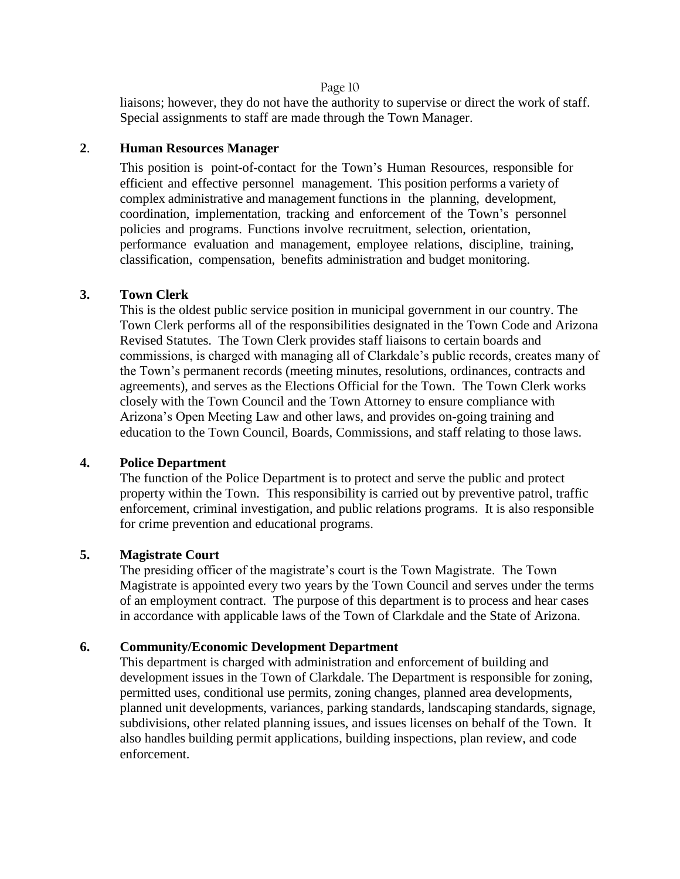liaisons; however, they do not have the authority to supervise or direct the work of staff. Special assignments to staff are made through the Town Manager.

**2. Human Resources Manager**

This position is point-of-contact for the Town's Human Resources, responsible for efficient and effective personnel management. This position performs a variety of complex administrative and management functions in the planning, development, coordination, implementation, tracking and enforcement of the Town's personnel policies and programs. Functions involve recruitment, selection, orientation, performance evaluation and management, employee relations, discipline, training, classification, compensation, benefits administration and budget monitoring.

**3. Town Clerk**

This is the oldest public service position in municipal government in our country. The Town Clerk performs all of the responsibilities designated in the Town Code and Arizona Revised Statutes. The Town Clerk provides staff liaisons to certain boards and commissions, is charged with managing all of Clarkdale's public records, creates many of the Town's permanent records (meeting minutes, resolutions, ordinances, contracts and agreements), and serves as the Elections Official for the Town. The Town Clerk works closely with the Town Council and the Town Attorney to ensure compliance with Arizona's Open Meeting Law and other laws, and provides on-going training and education to the Town Council, Boards, Commissions, and staff relating to those laws.

**4. Police Department**

The function of the Police Department is to protect and serve the public and protect property within the Town. This responsibility is carried out by preventive patrol, traffic enforcement, criminal investigation, and public relations programs. It is also responsible for crime prevention and educational programs.

**5. Magistrate Court**

The presiding officer of the magistrate's court is the Town Magistrate. The Town Magistrate is appointed every two years by the Town Council and serves under the terms of an employment contract. The purpose of this department is to process and hear cases in accordance with applicable laws of the Town of Clarkdale and the State of Arizona.

**6. Community/Economic Development Department**

This department is charged with administration and enforcement of building and development issues in the Town of Clarkdale. The Department is responsible for zoning, permitted uses, conditional use permits, zoning changes, planned area developments, planned unit developments, variances, parking standards, landscaping standards, signage, subdivisions, other related planning issues, and issues licenses on behalf of the Town. It also handles building permit applications, building inspections, plan review, and code enforcement.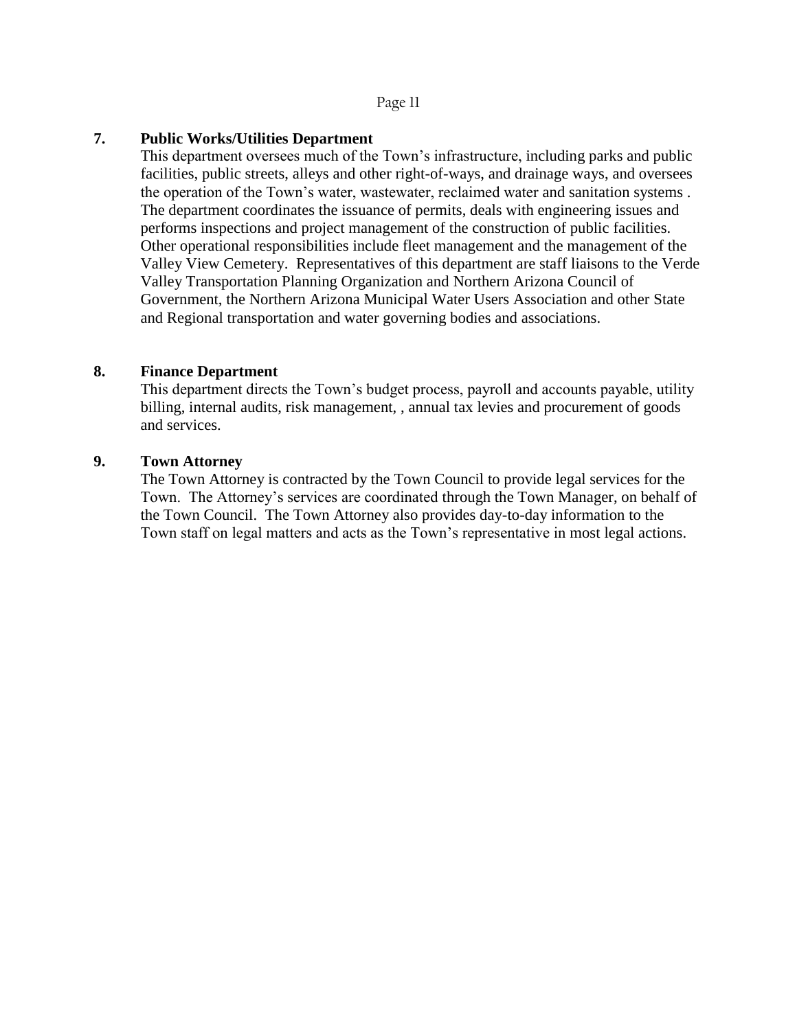**7. Public Works/Utilities Department**

This department oversees much of the Town's infrastructure, including parks and public facilities, public streets, alleys and other right-of-ways, and drainage ways, and oversees the operation of the Town's water, wastewater, reclaimed water and sanitation systems . The department coordinates the issuance of permits, deals with engineering issues and performs inspections and project management of the construction of public facilities. Other operational responsibilities include fleet management and the management of the Valley View Cemetery. Representatives of this department are staff liaisons to the Verde Valley Transportation Planning Organization and Northern Arizona Council of Government, the Northern Arizona Municipal Water Users Association and other State and Regional transportation and water governing bodies and associations.

**8. Finance Department**

This department directs the Town's budget process, payroll and accounts payable, utility billing, internal audits, risk management, , annual tax levies and procurement of goods and services.

**9. Town Attorney**

The Town Attorney is contracted by the Town Council to provide legal services for the Town. The Attorney's services are coordinated through the Town Manager, on behalf of the Town Council. The Town Attorney also provides day-to-day information to the Town staff on legal matters and acts as the Town's representative in most legal actions.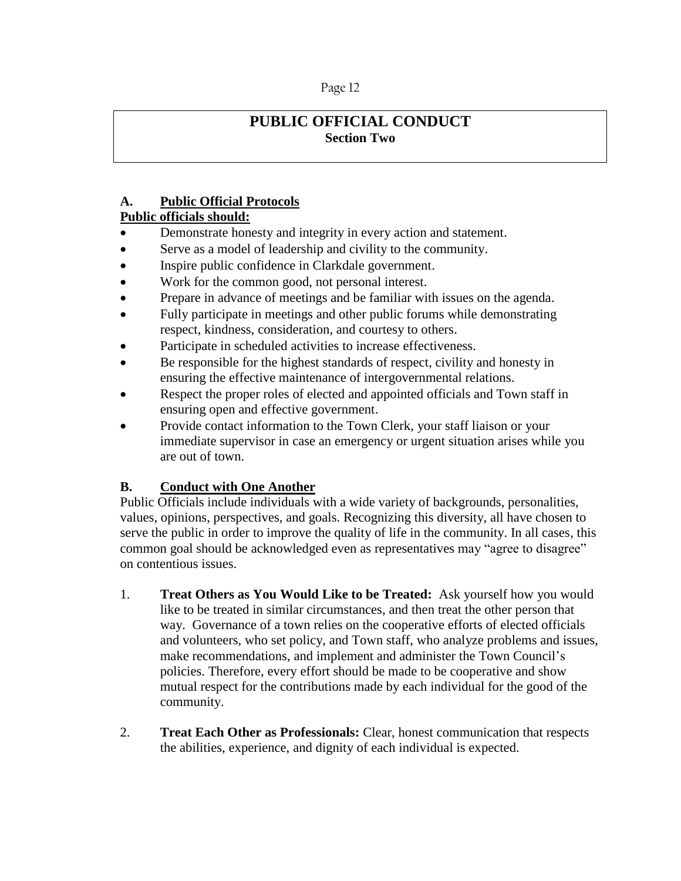# PUBLIC OFFICIAL CONDUCT

## Section Two

### A. Public Official Protocols

**Public officials should:**

- Demonstrate honesty and integrity in every action and statement.
- Serve as a model of leadership and civility to the community.
- Inspire public confidence in Clarkdale government.
- Work for the common good, not personal interest.
- Prepare in advance of meetings and be familiar with issues on the agenda.
- Fully participate in meetings and other public forums while demonstrating respect, kindness, consideration, and courtesy to others.
- Participate in scheduled activities to increase effectiveness.
- Be responsible for the highest standards of respect, civility and honesty in ensuring the effective maintenance of intergovernmental relations.
- Respect the proper roles of elected and appointed officials and Town staff in ensuring open and effective government.
- Provide contact information to the Town Clerk, your staff liaison or your immediate supervisor in case an emergency or urgent situation arises while you are out of town.

### B. Conduct with One Another

Public Officials include individuals with a wide variety of backgrounds, personalities, values, opinions, perspectives, and goals. Recognizing this diversity, all have chosen to serve the public in order to improve the quality of life in the community. In all cases, this common goal should be acknowledged even as representatives may "agree to disagree" on contentious issues.

1. **Treat Others as You Would Like to be Treated:** Ask yourself how you would like to be treated in similar circumstances, and then treat the other person that way. Governance of a town relies on the cooperative efforts of elected officials and volunteers, who set policy, and Town staff, who analyze problems and issues, make recommendations, and implement and administer the Town Council's policies. Therefore, every effort should be made to be cooperative and show mutual respect for the contributions made by each individual for the good of the community.

2. **Treat Each Other as Professionals:** Clear, honest communication that respects the abilities, experience, and dignity of each individual is expected.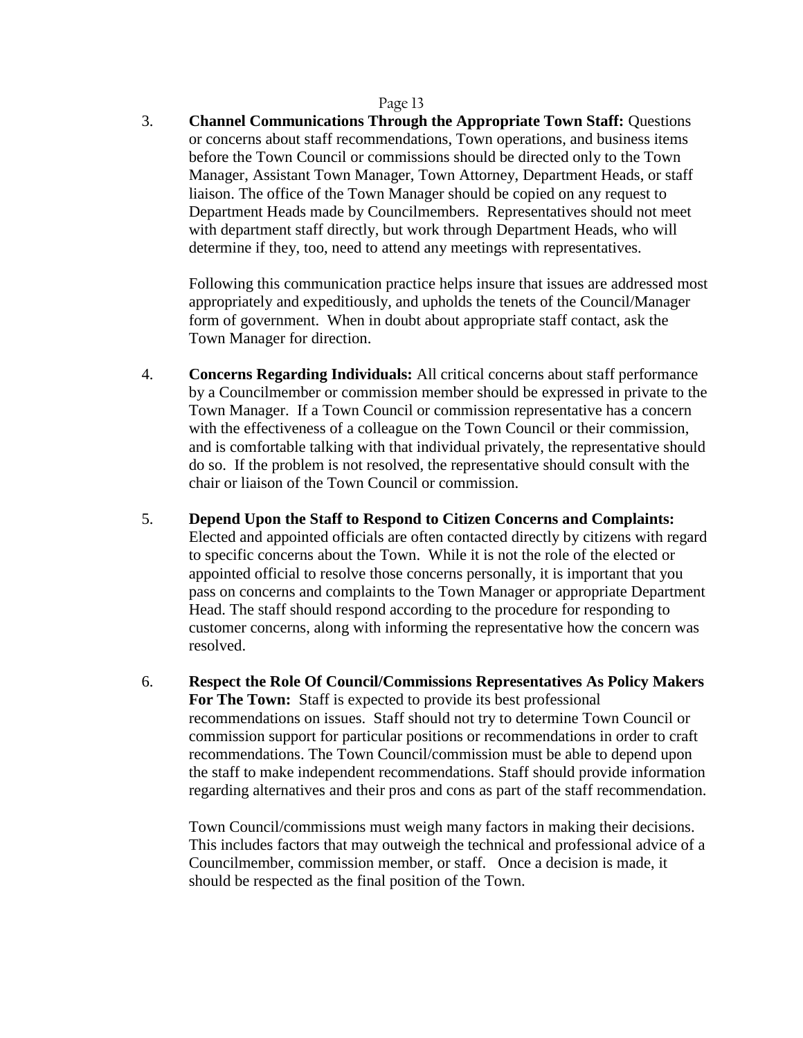3. **Channel Communications Through the Appropriate Town Staff:** Questions or concerns about staff recommendations, Town operations, and business items before the Town Council or commissions should be directed only to the Town Manager, Assistant Town Manager, Town Attorney, Department Heads, or staff liaison. The office of the Town Manager should be copied on any request to Department Heads made by Councilmembers. Representatives should not meet with department staff directly, but work through Department Heads, who will determine if they, too, need to attend any meetings with representatives.

   Following this communication practice helps insure that issues are addressed most appropriately and expeditiously, and upholds the tenets of the Council/Manager form of government. When in doubt about appropriate staff contact, ask the Town Manager for direction.

4. **Concerns Regarding Individuals:** All critical concerns about staff performance by a Councilmember or commission member should be expressed in private to the Town Manager. If a Town Council or commission representative has a concern with the effectiveness of a colleague on the Town Council or their commission, and is comfortable talking with that individual privately, the representative should do so. If the problem is not resolved, the representative should consult with the chair or liaison of the Town Council or commission.

5. **Depend Upon the Staff to Respond to Citizen Concerns and Complaints:** Elected and appointed officials are often contacted directly by citizens with regard to specific concerns about the Town. While it is not the role of the elected or appointed official to resolve those concerns personally, it is important that you pass on concerns and complaints to the Town Manager or appropriate Department Head. The staff should respond according to the procedure for responding to customer concerns, along with informing the representative how the concern was resolved.

6. **Respect the Role Of Council/Commissions Representatives As Policy Makers For The Town:** Staff is expected to provide its best professional recommendations on issues. Staff should not try to determine Town Council or commission support for particular positions or recommendations in order to craft recommendations. The Town Council/commission must be able to depend upon the staff to make independent recommendations. Staff should provide information regarding alternatives and their pros and cons as part of the staff recommendation.

   Town Council/commissions must weigh many factors in making their decisions. This includes factors that may outweigh the technical and professional advice of a Councilmember, commission member, or staff. Once a decision is made, it should be respected as the final position of the Town.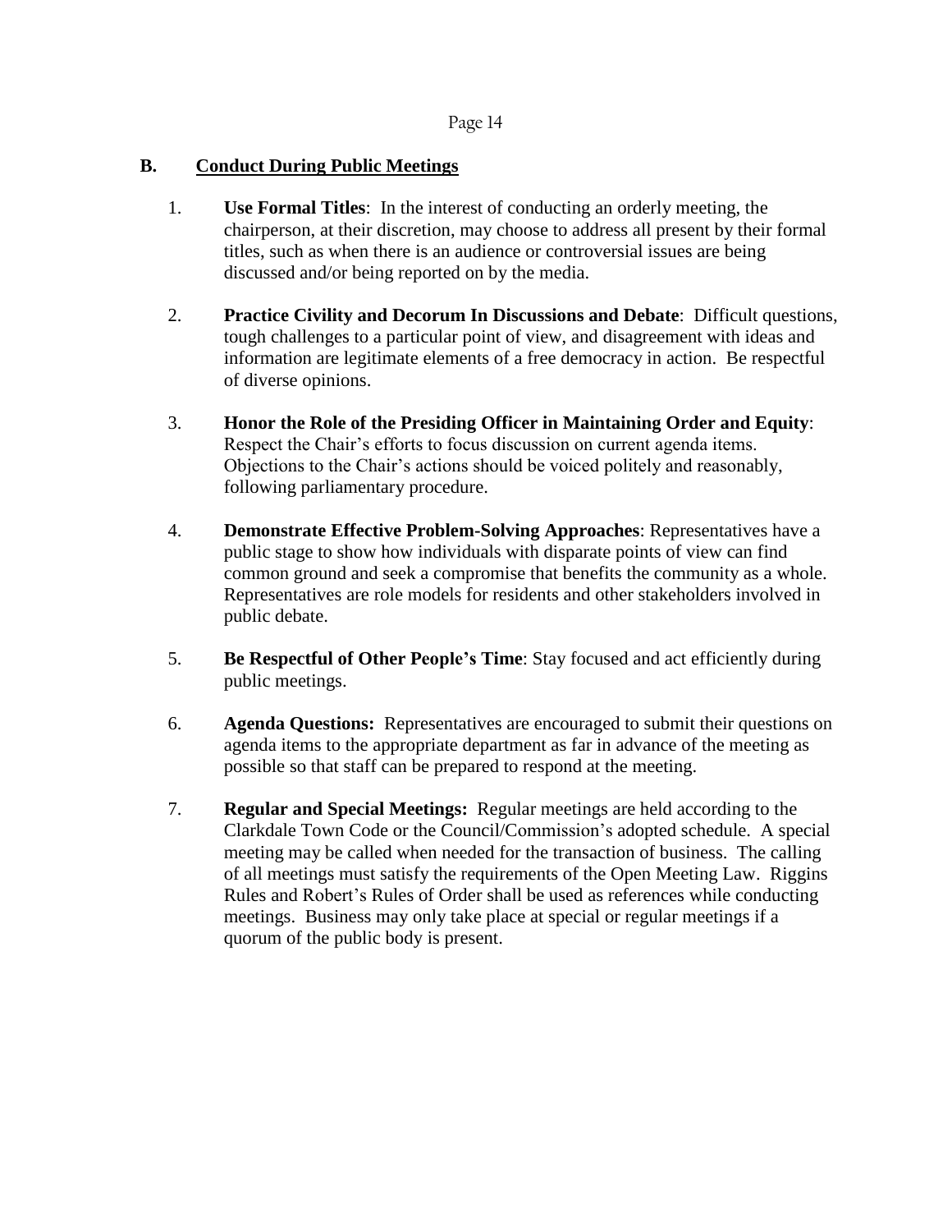## B. Conduct During Public Meetings

1. **Use Formal Titles**: In the interest of conducting an orderly meeting, the chairperson, at their discretion, may choose to address all present by their formal titles, such as when there is an audience or controversial issues are being discussed and/or being reported on by the media.

2. **Practice Civility and Decorum In Discussions and Debate**: Difficult questions, tough challenges to a particular point of view, and disagreement with ideas and information are legitimate elements of a free democracy in action. Be respectful of diverse opinions.

3. **Honor the Role of the Presiding Officer in Maintaining Order and Equity**: Respect the Chair's efforts to focus discussion on current agenda items. Objections to the Chair's actions should be voiced politely and reasonably, following parliamentary procedure.

4. **Demonstrate Effective Problem-Solving Approaches**: Representatives have a public stage to show how individuals with disparate points of view can find common ground and seek a compromise that benefits the community as a whole. Representatives are role models for residents and other stakeholders involved in public debate.

5. **Be Respectful of Other People's Time**: Stay focused and act efficiently during public meetings.

6. **Agenda Questions:** Representatives are encouraged to submit their questions on agenda items to the appropriate department as far in advance of the meeting as possible so that staff can be prepared to respond at the meeting.

7. **Regular and Special Meetings:** Regular meetings are held according to the Clarkdale Town Code or the Council/Commission's adopted schedule. A special meeting may be called when needed for the transaction of business. The calling of all meetings must satisfy the requirements of the Open Meeting Law. Riggins Rules and Robert's Rules of Order shall be used as references while conducting meetings. Business may only take place at special or regular meetings if a quorum of the public body is present.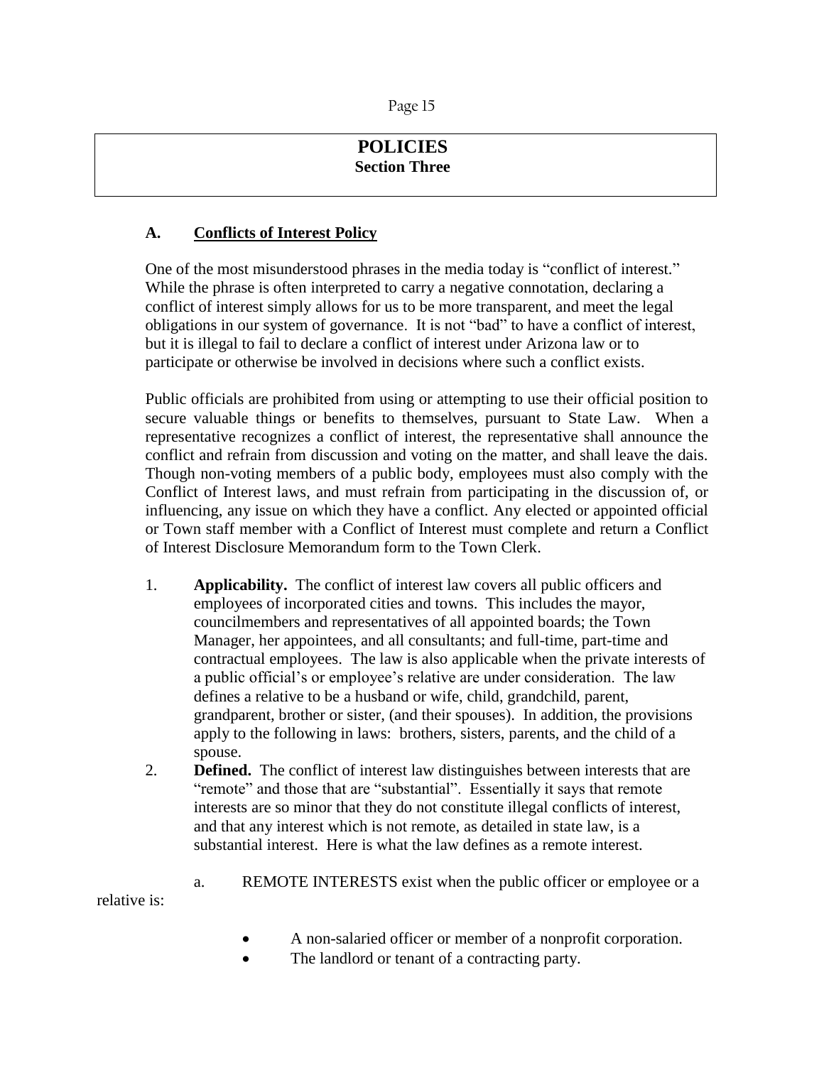# POLICIES
## Section Three

### A. Conflicts of Interest Policy

One of the most misunderstood phrases in the media today is "conflict of interest." While the phrase is often interpreted to carry a negative connotation, declaring a conflict of interest simply allows for us to be more transparent, and meet the legal obligations in our system of governance. It is not "bad" to have a conflict of interest, but it is illegal to fail to declare a conflict of interest under Arizona law or to participate or otherwise be involved in decisions where such a conflict exists.

Public officials are prohibited from using or attempting to use their official position to secure valuable things or benefits to themselves, pursuant to State Law. When a representative recognizes a conflict of interest, the representative shall announce the conflict and refrain from discussion and voting on the matter, and shall leave the dais. Though non-voting members of a public body, employees must also comply with the Conflict of Interest laws, and must refrain from participating in the discussion of, or influencing, any issue on which they have a conflict. Any elected or appointed official or Town staff member with a Conflict of Interest must complete and return a Conflict of Interest Disclosure Memorandum form to the Town Clerk.

1. **Applicability.** The conflict of interest law covers all public officers and employees of incorporated cities and towns. This includes the mayor, councilmembers and representatives of all appointed boards; the Town Manager, her appointees, and all consultants; and full-time, part-time and contractual employees. The law is also applicable when the private interests of a public official's or employee's relative are under consideration. The law defines a relative to be a husband or wife, child, grandchild, parent, grandparent, brother or sister, (and their spouses). In addition, the provisions apply to the following in laws: brothers, sisters, parents, and the child of a spouse.
2. **Defined.** The conflict of interest law distinguishes between interests that are "remote" and those that are "substantial". Essentially it says that remote interests are so minor that they do not constitute illegal conflicts of interest, and that any interest which is not remote, as detailed in state law, is a substantial interest. Here is what the law defines as a remote interest.

   a. REMOTE INTERESTS exist when the public officer or employee or a relative is:

   - A non-salaried officer or member of a nonprofit corporation.
   - The landlord or tenant of a contracting party.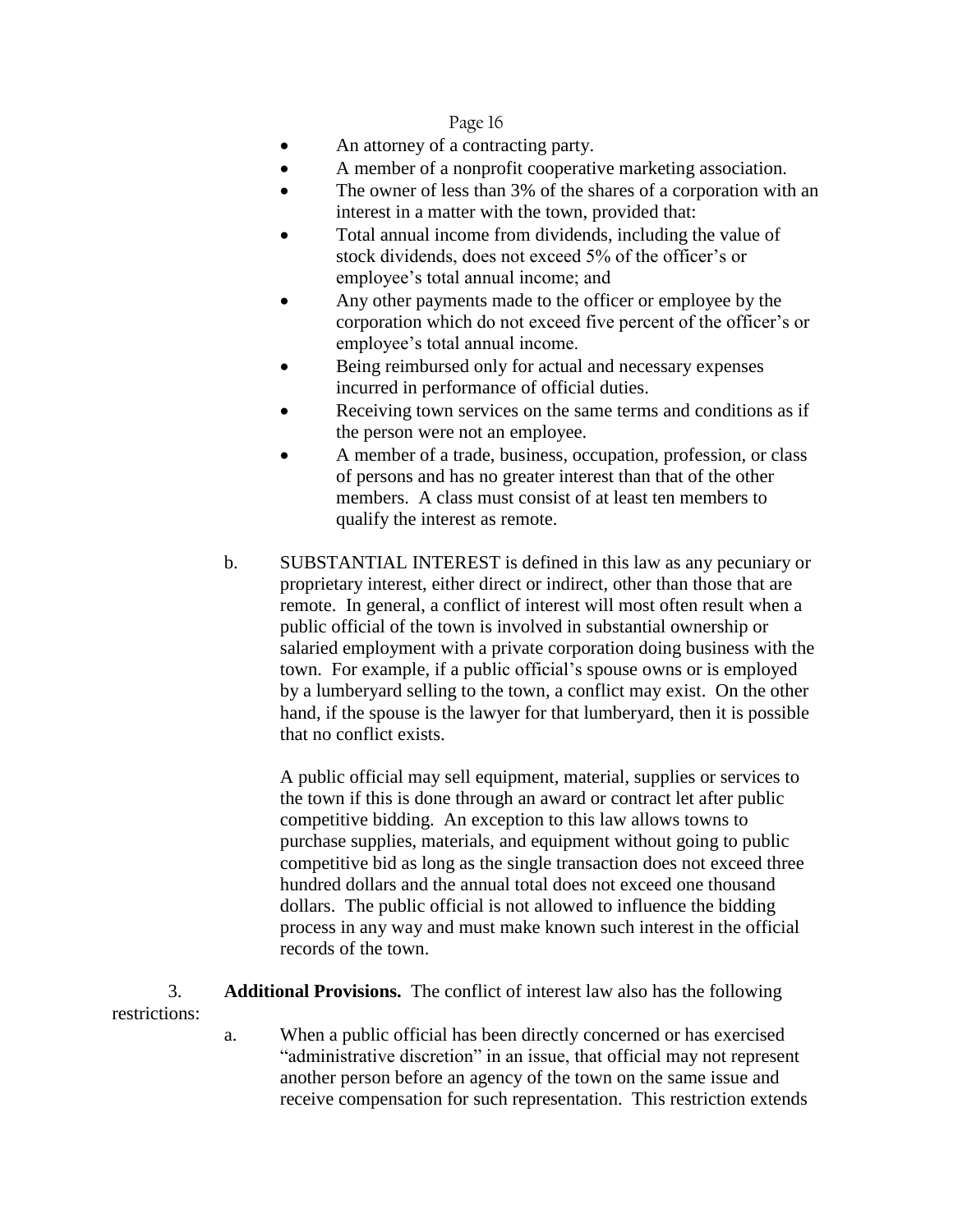- An attorney of a contracting party.
- A member of a nonprofit cooperative marketing association.
- The owner of less than 3% of the shares of a corporation with an interest in a matter with the town, provided that:
- Total annual income from dividends, including the value of stock dividends, does not exceed 5% of the officer's or employee's total annual income; and
- Any other payments made to the officer or employee by the corporation which do not exceed five percent of the officer's or employee's total annual income.
- Being reimbursed only for actual and necessary expenses incurred in performance of official duties.
- Receiving town services on the same terms and conditions as if the person were not an employee.
- A member of a trade, business, occupation, profession, or class of persons and has no greater interest than that of the other members. A class must consist of at least ten members to qualify the interest as remote.

b. SUBSTANTIAL INTEREST is defined in this law as any pecuniary or proprietary interest, either direct or indirect, other than those that are remote. In general, a conflict of interest will most often result when a public official of the town is involved in substantial ownership or salaried employment with a private corporation doing business with the town. For example, if a public official's spouse owns or is employed by a lumberyard selling to the town, a conflict may exist. On the other hand, if the spouse is the lawyer for that lumberyard, then it is possible that no conflict exists.

A public official may sell equipment, material, supplies or services to the town if this is done through an award or contract let after public competitive bidding. An exception to this law allows towns to purchase supplies, materials, and equipment without going to public competitive bid as long as the single transaction does not exceed three hundred dollars and the annual total does not exceed one thousand dollars. The public official is not allowed to influence the bidding process in any way and must make known such interest in the official records of the town.

3. **Additional Provisions.** The conflict of interest law also has the following restrictions:

a. When a public official has been directly concerned or has exercised "administrative discretion" in an issue, that official may not represent another person before an agency of the town on the same issue and receive compensation for such representation. This restriction extends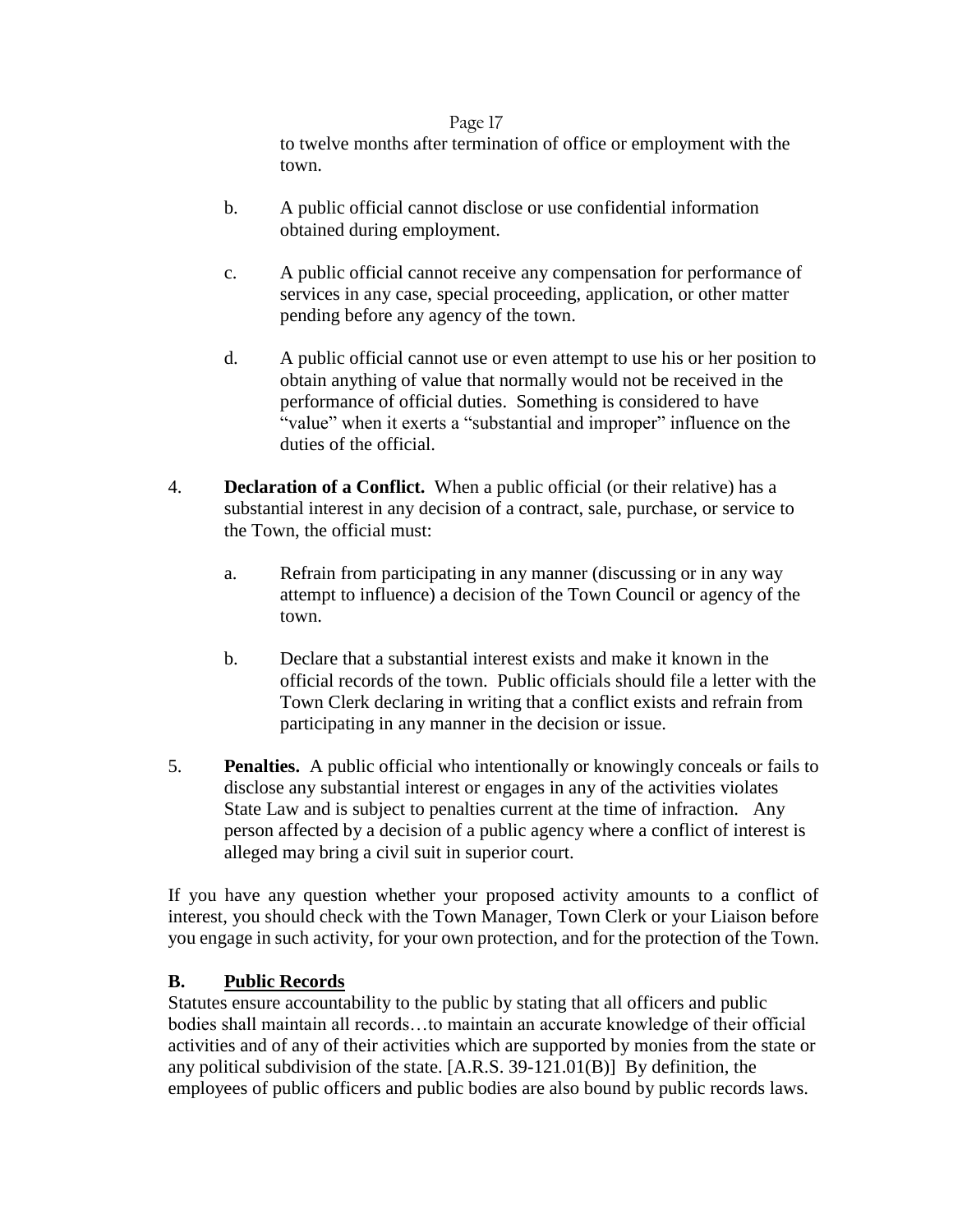to twelve months after termination of office or employment with the town.

b. A public official cannot disclose or use confidential information obtained during employment.

c. A public official cannot receive any compensation for performance of services in any case, special proceeding, application, or other matter pending before any agency of the town.

d. A public official cannot use or even attempt to use his or her position to obtain anything of value that normally would not be received in the performance of official duties. Something is considered to have "value" when it exerts a "substantial and improper" influence on the duties of the official.

4. **Declaration of a Conflict.** When a public official (or their relative) has a substantial interest in any decision of a contract, sale, purchase, or service to the Town, the official must:

   a. Refrain from participating in any manner (discussing or in any way attempt to influence) a decision of the Town Council or agency of the town.

   b. Declare that a substantial interest exists and make it known in the official records of the town. Public officials should file a letter with the Town Clerk declaring in writing that a conflict exists and refrain from participating in any manner in the decision or issue.

5. **Penalties.** A public official who intentionally or knowingly conceals or fails to disclose any substantial interest or engages in any of the activities violates State Law and is subject to penalties current at the time of infraction. Any person affected by a decision of a public agency where a conflict of interest is alleged may bring a civil suit in superior court.

If you have any question whether your proposed activity amounts to a conflict of interest, you should check with the Town Manager, Town Clerk or your Liaison before you engage in such activity, for your own protection, and for the protection of the Town.

## B. <u>Public Records</u>

Statutes ensure accountability to the public by stating that all officers and public bodies shall maintain all records…to maintain an accurate knowledge of their official activities and of any of their activities which are supported by monies from the state or any political subdivision of the state. [A.R.S. 39-121.01(B)] By definition, the employees of public officers and public bodies are also bound by public records laws.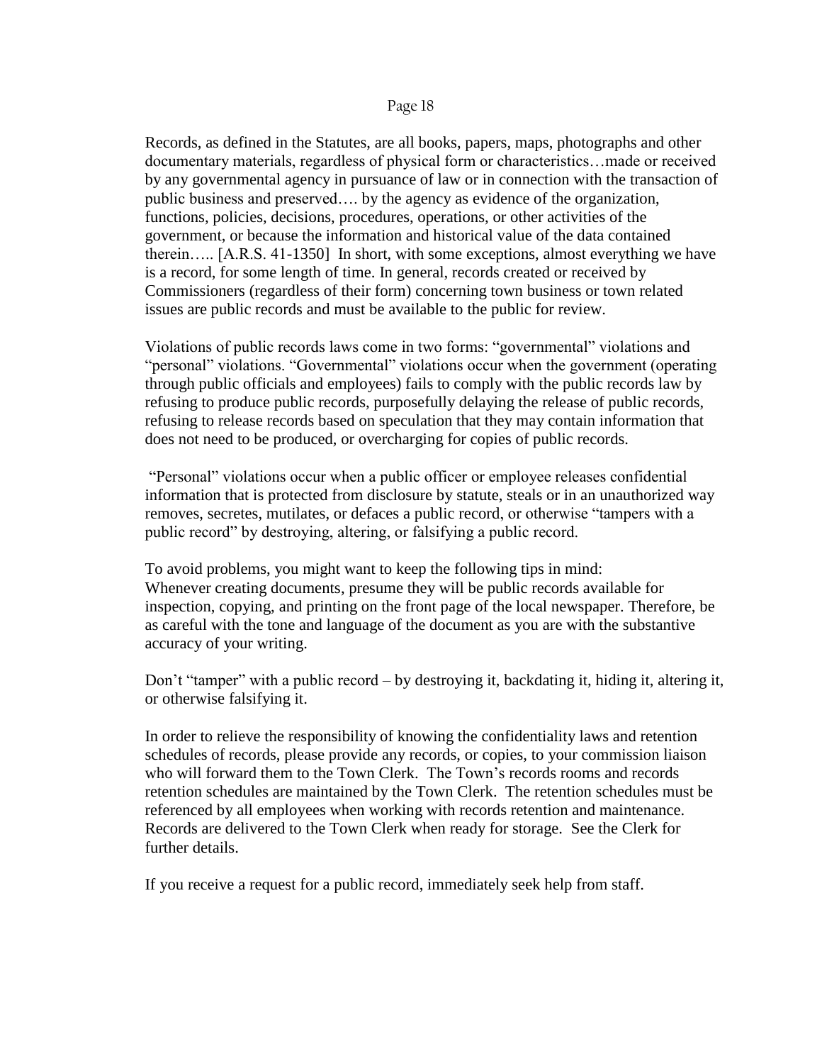Records, as defined in the Statutes, are all books, papers, maps, photographs and other documentary materials, regardless of physical form or characteristics…made or received by any governmental agency in pursuance of law or in connection with the transaction of public business and preserved…. by the agency as evidence of the organization, functions, policies, decisions, procedures, operations, or other activities of the government, or because the information and historical value of the data contained therein….. [A.R.S. 41-1350] In short, with some exceptions, almost everything we have is a record, for some length of time. In general, records created or received by Commissioners (regardless of their form) concerning town business or town related issues are public records and must be available to the public for review.

Violations of public records laws come in two forms: "governmental" violations and "personal" violations. "Governmental" violations occur when the government (operating through public officials and employees) fails to comply with the public records law by refusing to produce public records, purposefully delaying the release of public records, refusing to release records based on speculation that they may contain information that does not need to be produced, or overcharging for copies of public records.

"Personal" violations occur when a public officer or employee releases confidential information that is protected from disclosure by statute, steals or in an unauthorized way removes, secretes, mutilates, or defaces a public record, or otherwise "tampers with a public record" by destroying, altering, or falsifying a public record.

To avoid problems, you might want to keep the following tips in mind:
Whenever creating documents, presume they will be public records available for inspection, copying, and printing on the front page of the local newspaper. Therefore, be as careful with the tone and language of the document as you are with the substantive accuracy of your writing.

Don't "tamper" with a public record – by destroying it, backdating it, hiding it, altering it, or otherwise falsifying it.

In order to relieve the responsibility of knowing the confidentiality laws and retention schedules of records, please provide any records, or copies, to your commission liaison who will forward them to the Town Clerk. The Town's records rooms and records retention schedules are maintained by the Town Clerk. The retention schedules must be referenced by all employees when working with records retention and maintenance. Records are delivered to the Town Clerk when ready for storage. See the Clerk for further details.

If you receive a request for a public record, immediately seek help from staff.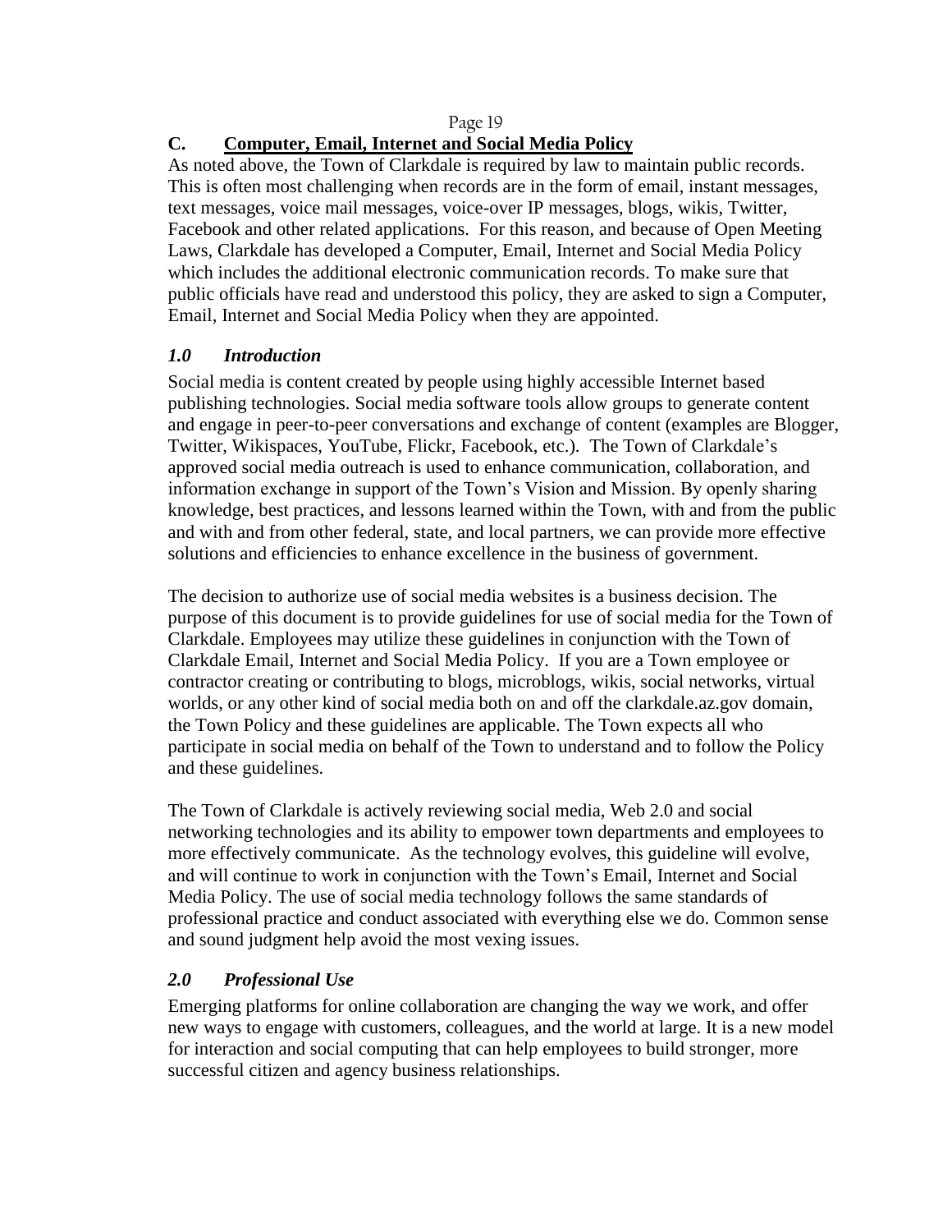## C. Computer, Email, Internet and Social Media Policy

As noted above, the Town of Clarkdale is required by law to maintain public records. This is often most challenging when records are in the form of email, instant messages, text messages, voice mail messages, voice-over IP messages, blogs, wikis, Twitter, Facebook and other related applications. For this reason, and because of Open Meeting Laws, Clarkdale has developed a Computer, Email, Internet and Social Media Policy which includes the additional electronic communication records. To make sure that public officials have read and understood this policy, they are asked to sign a Computer, Email, Internet and Social Media Policy when they are appointed.

### *1.0 Introduction*

Social media is content created by people using highly accessible Internet based publishing technologies. Social media software tools allow groups to generate content and engage in peer-to-peer conversations and exchange of content (examples are Blogger, Twitter, Wikispaces, YouTube, Flickr, Facebook, etc.). The Town of Clarkdale's approved social media outreach is used to enhance communication, collaboration, and information exchange in support of the Town's Vision and Mission. By openly sharing knowledge, best practices, and lessons learned within the Town, with and from the public and with and from other federal, state, and local partners, we can provide more effective solutions and efficiencies to enhance excellence in the business of government.

The decision to authorize use of social media websites is a business decision. The purpose of this document is to provide guidelines for use of social media for the Town of Clarkdale. Employees may utilize these guidelines in conjunction with the Town of Clarkdale Email, Internet and Social Media Policy. If you are a Town employee or contractor creating or contributing to blogs, microblogs, wikis, social networks, virtual worlds, or any other kind of social media both on and off the clarkdale.az.gov domain, the Town Policy and these guidelines are applicable. The Town expects all who participate in social media on behalf of the Town to understand and to follow the Policy and these guidelines.

The Town of Clarkdale is actively reviewing social media, Web 2.0 and social networking technologies and its ability to empower town departments and employees to more effectively communicate. As the technology evolves, this guideline will evolve, and will continue to work in conjunction with the Town's Email, Internet and Social Media Policy. The use of social media technology follows the same standards of professional practice and conduct associated with everything else we do. Common sense and sound judgment help avoid the most vexing issues.

### *2.0 Professional Use*

Emerging platforms for online collaboration are changing the way we work, and offer new ways to engage with customers, colleagues, and the world at large. It is a new model for interaction and social computing that can help employees to build stronger, more successful citizen and agency business relationships.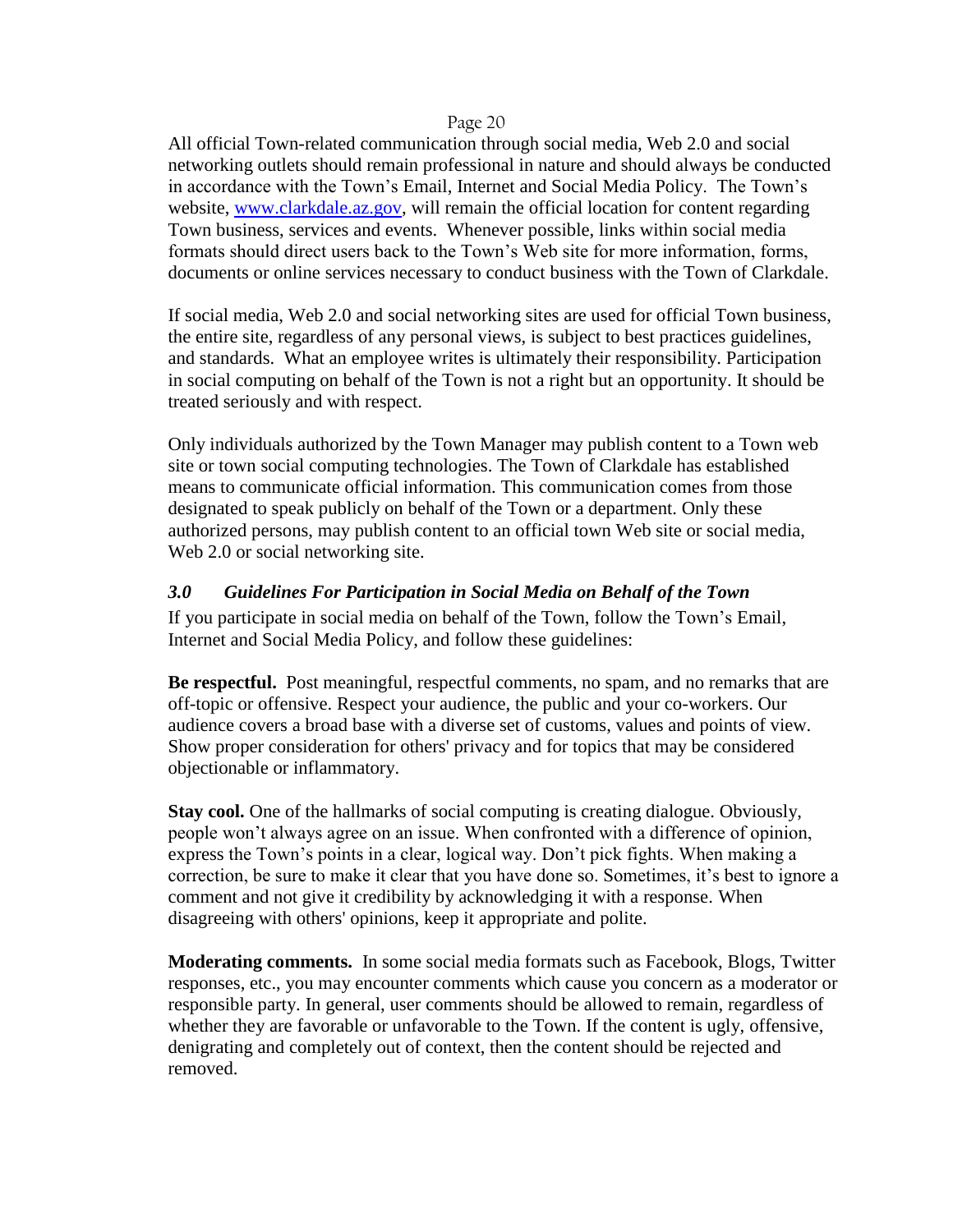All official Town-related communication through social media, Web 2.0 and social networking outlets should remain professional in nature and should always be conducted in accordance with the Town's Email, Internet and Social Media Policy. The Town's website, [www.clarkdale.az.gov](http://www.clarkdale.az.gov), will remain the official location for content regarding Town business, services and events. Whenever possible, links within social media formats should direct users back to the Town's Web site for more information, forms, documents or online services necessary to conduct business with the Town of Clarkdale.

If social media, Web 2.0 and social networking sites are used for official Town business, the entire site, regardless of any personal views, is subject to best practices guidelines, and standards. What an employee writes is ultimately their responsibility. Participation in social computing on behalf of the Town is not a right but an opportunity. It should be treated seriously and with respect.

Only individuals authorized by the Town Manager may publish content to a Town web site or town social computing technologies. The Town of Clarkdale has established means to communicate official information. This communication comes from those designated to speak publicly on behalf of the Town or a department. Only these authorized persons, may publish content to an official town Web site or social media, Web 2.0 or social networking site.

### *3.0 Guidelines For Participation in Social Media on Behalf of the Town*

If you participate in social media on behalf of the Town, follow the Town's Email, Internet and Social Media Policy, and follow these guidelines:

**Be respectful.** Post meaningful, respectful comments, no spam, and no remarks that are off-topic or offensive. Respect your audience, the public and your co-workers. Our audience covers a broad base with a diverse set of customs, values and points of view. Show proper consideration for others' privacy and for topics that may be considered objectionable or inflammatory.

**Stay cool.** One of the hallmarks of social computing is creating dialogue. Obviously, people won't always agree on an issue. When confronted with a difference of opinion, express the Town's points in a clear, logical way. Don't pick fights. When making a correction, be sure to make it clear that you have done so. Sometimes, it's best to ignore a comment and not give it credibility by acknowledging it with a response. When disagreeing with others' opinions, keep it appropriate and polite.

**Moderating comments.** In some social media formats such as Facebook, Blogs, Twitter responses, etc., you may encounter comments which cause you concern as a moderator or responsible party. In general, user comments should be allowed to remain, regardless of whether they are favorable or unfavorable to the Town. If the content is ugly, offensive, denigrating and completely out of context, then the content should be rejected and removed.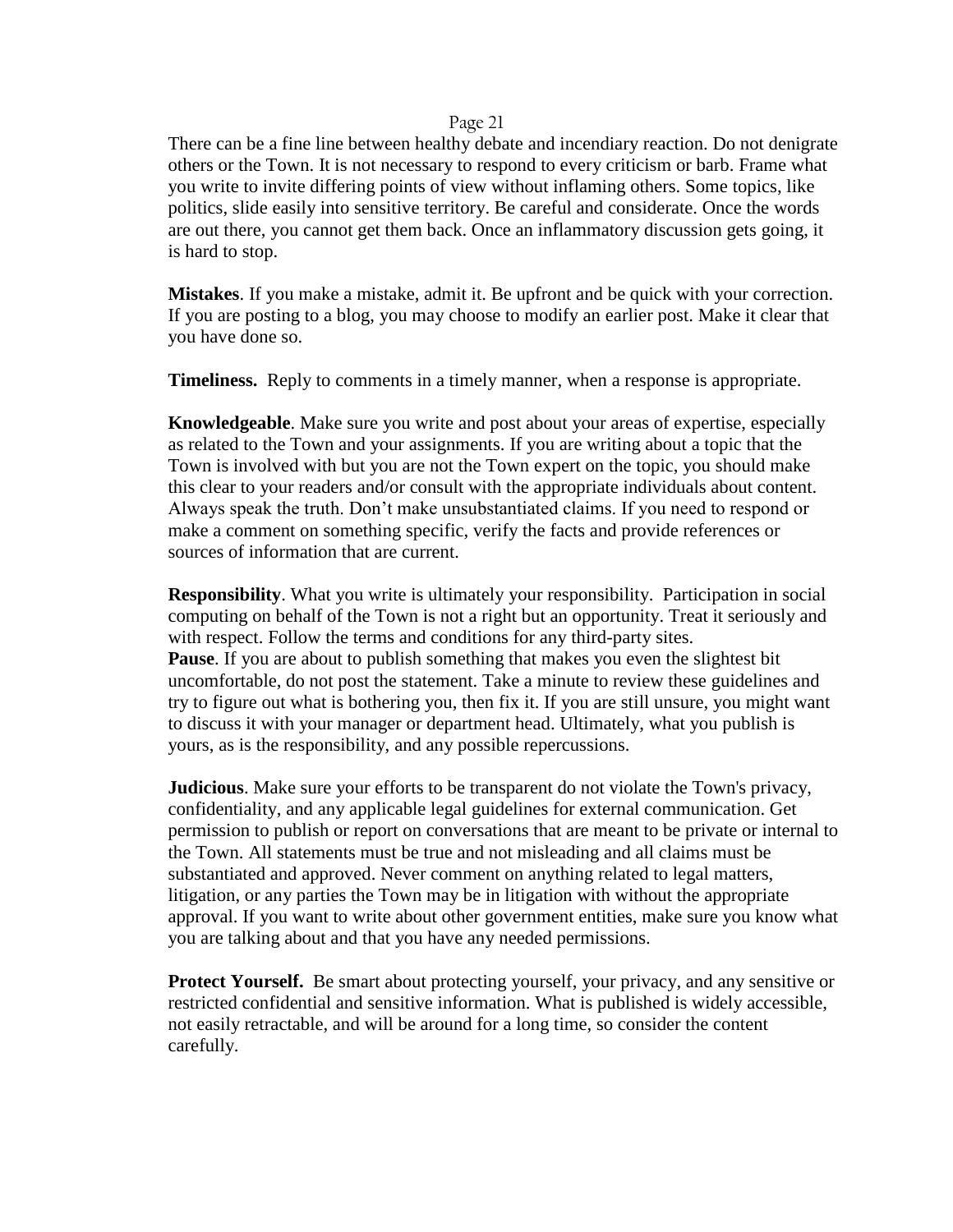There can be a fine line between healthy debate and incendiary reaction. Do not denigrate others or the Town. It is not necessary to respond to every criticism or barb. Frame what you write to invite differing points of view without inflaming others. Some topics, like politics, slide easily into sensitive territory. Be careful and considerate. Once the words are out there, you cannot get them back. Once an inflammatory discussion gets going, it is hard to stop.

**Mistakes**. If you make a mistake, admit it. Be upfront and be quick with your correction. If you are posting to a blog, you may choose to modify an earlier post. Make it clear that you have done so.

**Timeliness.** Reply to comments in a timely manner, when a response is appropriate.

**Knowledgeable**. Make sure you write and post about your areas of expertise, especially as related to the Town and your assignments. If you are writing about a topic that the Town is involved with but you are not the Town expert on the topic, you should make this clear to your readers and/or consult with the appropriate individuals about content. Always speak the truth. Don't make unsubstantiated claims. If you need to respond or make a comment on something specific, verify the facts and provide references or sources of information that are current.

**Responsibility**. What you write is ultimately your responsibility. Participation in social computing on behalf of the Town is not a right but an opportunity. Treat it seriously and with respect. Follow the terms and conditions for any third-party sites.

**Pause**. If you are about to publish something that makes you even the slightest bit uncomfortable, do not post the statement. Take a minute to review these guidelines and try to figure out what is bothering you, then fix it. If you are still unsure, you might want to discuss it with your manager or department head. Ultimately, what you publish is yours, as is the responsibility, and any possible repercussions.

**Judicious**. Make sure your efforts to be transparent do not violate the Town's privacy, confidentiality, and any applicable legal guidelines for external communication. Get permission to publish or report on conversations that are meant to be private or internal to the Town. All statements must be true and not misleading and all claims must be substantiated and approved. Never comment on anything related to legal matters, litigation, or any parties the Town may be in litigation with without the appropriate approval. If you want to write about other government entities, make sure you know what you are talking about and that you have any needed permissions.

**Protect Yourself.** Be smart about protecting yourself, your privacy, and any sensitive or restricted confidential and sensitive information. What is published is widely accessible, not easily retractable, and will be around for a long time, so consider the content carefully.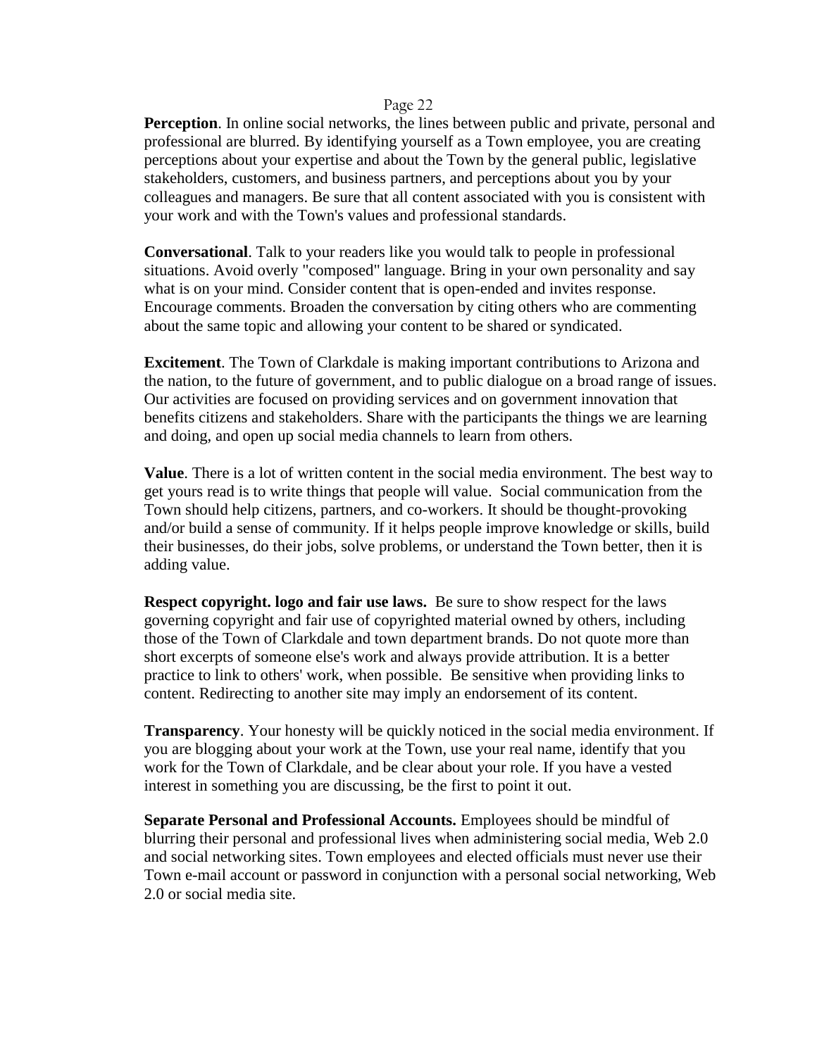**Perception**. In online social networks, the lines between public and private, personal and professional are blurred. By identifying yourself as a Town employee, you are creating perceptions about your expertise and about the Town by the general public, legislative stakeholders, customers, and business partners, and perceptions about you by your colleagues and managers. Be sure that all content associated with you is consistent with your work and with the Town's values and professional standards.

**Conversational**. Talk to your readers like you would talk to people in professional situations. Avoid overly "composed" language. Bring in your own personality and say what is on your mind. Consider content that is open-ended and invites response. Encourage comments. Broaden the conversation by citing others who are commenting about the same topic and allowing your content to be shared or syndicated.

**Excitement**. The Town of Clarkdale is making important contributions to Arizona and the nation, to the future of government, and to public dialogue on a broad range of issues. Our activities are focused on providing services and on government innovation that benefits citizens and stakeholders. Share with the participants the things we are learning and doing, and open up social media channels to learn from others.

**Value**. There is a lot of written content in the social media environment. The best way to get yours read is to write things that people will value. Social communication from the Town should help citizens, partners, and co-workers. It should be thought-provoking and/or build a sense of community. If it helps people improve knowledge or skills, build their businesses, do their jobs, solve problems, or understand the Town better, then it is adding value.

**Respect copyright. logo and fair use laws.** Be sure to show respect for the laws governing copyright and fair use of copyrighted material owned by others, including those of the Town of Clarkdale and town department brands. Do not quote more than short excerpts of someone else's work and always provide attribution. It is a better practice to link to others' work, when possible. Be sensitive when providing links to content. Redirecting to another site may imply an endorsement of its content.

**Transparency**. Your honesty will be quickly noticed in the social media environment. If you are blogging about your work at the Town, use your real name, identify that you work for the Town of Clarkdale, and be clear about your role. If you have a vested interest in something you are discussing, be the first to point it out.

**Separate Personal and Professional Accounts.** Employees should be mindful of blurring their personal and professional lives when administering social media, Web 2.0 and social networking sites. Town employees and elected officials must never use their Town e-mail account or password in conjunction with a personal social networking, Web 2.0 or social media site.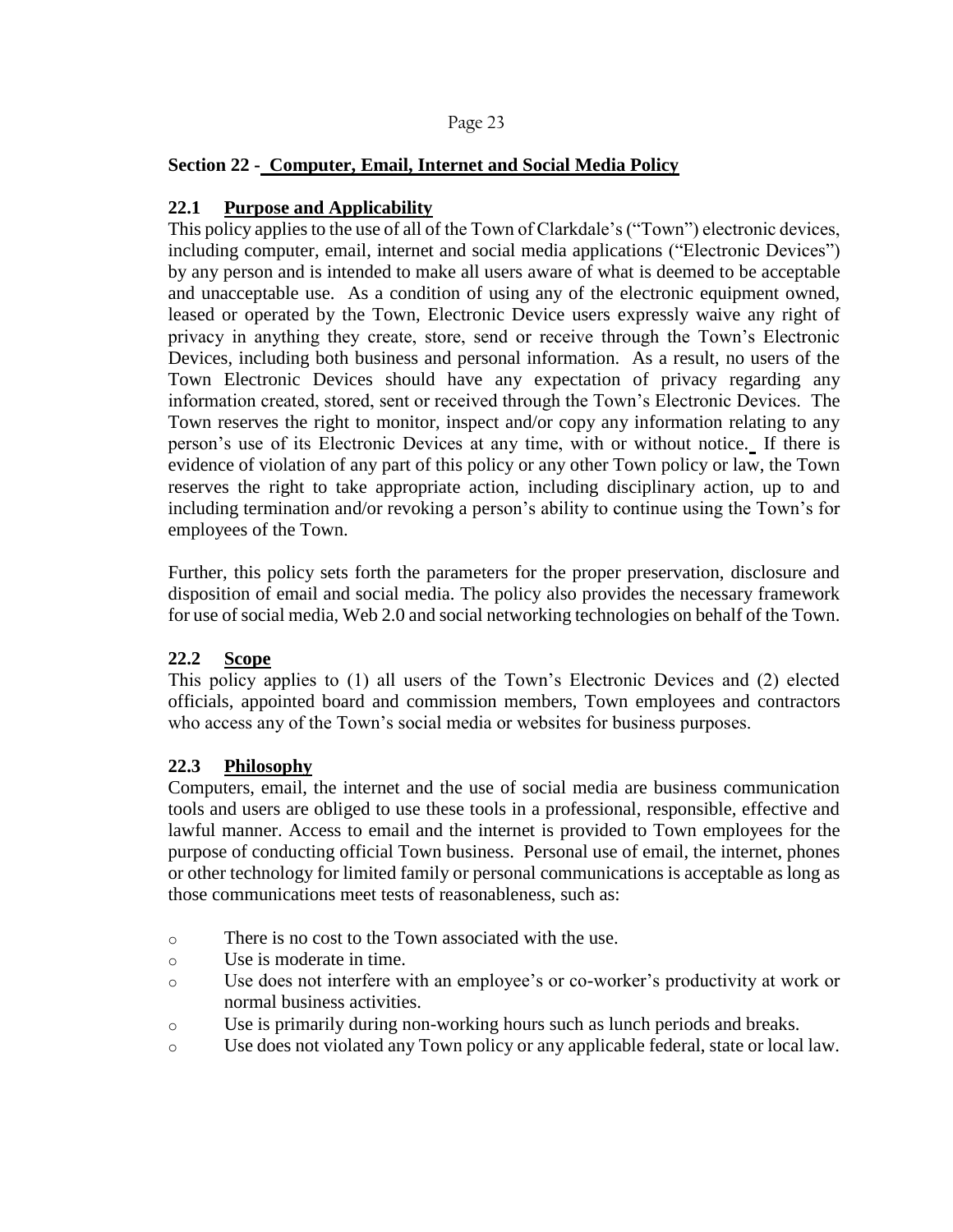## Section 22 - Computer, Email, Internet and Social Media Policy

### 22.1 Purpose and Applicability

This policy applies to the use of all of the Town of Clarkdale's ("Town") electronic devices, including computer, email, internet and social media applications ("Electronic Devices") by any person and is intended to make all users aware of what is deemed to be acceptable and unacceptable use. As a condition of using any of the electronic equipment owned, leased or operated by the Town, Electronic Device users expressly waive any right of privacy in anything they create, store, send or receive through the Town's Electronic Devices, including both business and personal information. As a result, no users of the Town Electronic Devices should have any expectation of privacy regarding any information created, stored, sent or received through the Town's Electronic Devices. The Town reserves the right to monitor, inspect and/or copy any information relating to any person's use of its Electronic Devices at any time, with or without notice. If there is evidence of violation of any part of this policy or any other Town policy or law, the Town reserves the right to take appropriate action, including disciplinary action, up to and including termination and/or revoking a person's ability to continue using the Town's for employees of the Town.

Further, this policy sets forth the parameters for the proper preservation, disclosure and disposition of email and social media. The policy also provides the necessary framework for use of social media, Web 2.0 and social networking technologies on behalf of the Town.

### 22.2 Scope

This policy applies to (1) all users of the Town's Electronic Devices and (2) elected officials, appointed board and commission members, Town employees and contractors who access any of the Town's social media or websites for business purposes.

### 22.3 Philosophy

Computers, email, the internet and the use of social media are business communication tools and users are obliged to use these tools in a professional, responsible, effective and lawful manner. Access to email and the internet is provided to Town employees for the purpose of conducting official Town business. Personal use of email, the internet, phones or other technology for limited family or personal communications is acceptable as long as those communications meet tests of reasonableness, such as:

- There is no cost to the Town associated with the use.
- Use is moderate in time.
- Use does not interfere with an employee's or co-worker's productivity at work or normal business activities.
- Use is primarily during non-working hours such as lunch periods and breaks.
- Use does not violated any Town policy or any applicable federal, state or local law.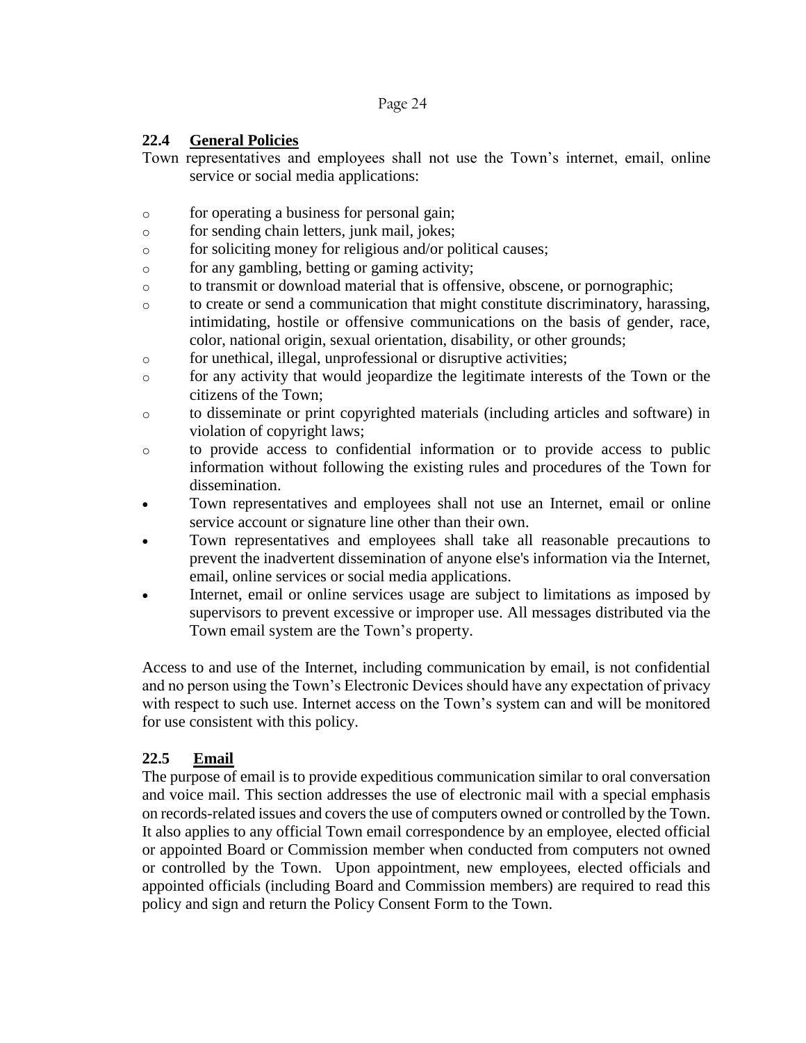## 22.4 General Policies

Town representatives and employees shall not use the Town's internet, email, online service or social media applications:

- for operating a business for personal gain;
- for sending chain letters, junk mail, jokes;
- for soliciting money for religious and/or political causes;
- for any gambling, betting or gaming activity;
- to transmit or download material that is offensive, obscene, or pornographic;
- to create or send a communication that might constitute discriminatory, harassing, intimidating, hostile or offensive communications on the basis of gender, race, color, national origin, sexual orientation, disability, or other grounds;
- for unethical, illegal, unprofessional or disruptive activities;
- for any activity that would jeopardize the legitimate interests of the Town or the citizens of the Town;
- to disseminate or print copyrighted materials (including articles and software) in violation of copyright laws;
- to provide access to confidential information or to provide access to public information without following the existing rules and procedures of the Town for dissemination.

- Town representatives and employees shall not use an Internet, email or online service account or signature line other than their own.
- Town representatives and employees shall take all reasonable precautions to prevent the inadvertent dissemination of anyone else's information via the Internet, email, online services or social media applications.
- Internet, email or online services usage are subject to limitations as imposed by supervisors to prevent excessive or improper use. All messages distributed via the Town email system are the Town's property.

Access to and use of the Internet, including communication by email, is not confidential and no person using the Town's Electronic Devices should have any expectation of privacy with respect to such use. Internet access on the Town's system can and will be monitored for use consistent with this policy.

## 22.5 Email

The purpose of email is to provide expeditious communication similar to oral conversation and voice mail. This section addresses the use of electronic mail with a special emphasis on records-related issues and covers the use of computers owned or controlled by the Town. It also applies to any official Town email correspondence by an employee, elected official or appointed Board or Commission member when conducted from computers not owned or controlled by the Town. Upon appointment, new employees, elected officials and appointed officials (including Board and Commission members) are required to read this policy and sign and return the Policy Consent Form to the Town.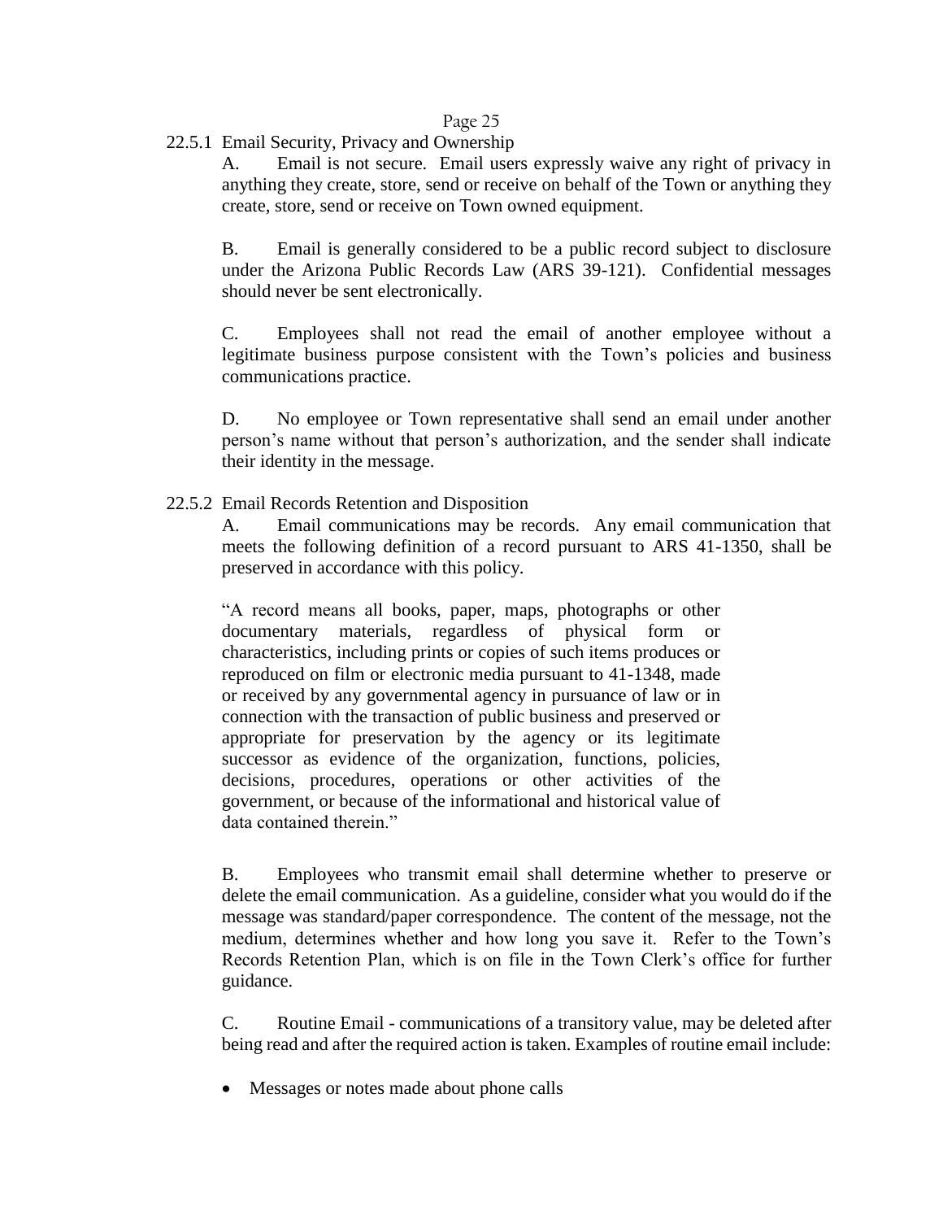### 22.5.1 Email Security, Privacy and Ownership

A. Email is not secure. Email users expressly waive any right of privacy in anything they create, store, send or receive on behalf of the Town or anything they create, store, send or receive on Town owned equipment.

B. Email is generally considered to be a public record subject to disclosure under the Arizona Public Records Law (ARS 39-121). Confidential messages should never be sent electronically.

C. Employees shall not read the email of another employee without a legitimate business purpose consistent with the Town's policies and business communications practice.

D. No employee or Town representative shall send an email under another person's name without that person's authorization, and the sender shall indicate their identity in the message.

### 22.5.2 Email Records Retention and Disposition

A. Email communications may be records. Any email communication that meets the following definition of a record pursuant to ARS 41-1350, shall be preserved in accordance with this policy.

> "A record means all books, paper, maps, photographs or other documentary materials, regardless of physical form or characteristics, including prints or copies of such items produces or reproduced on film or electronic media pursuant to 41-1348, made or received by any governmental agency in pursuance of law or in connection with the transaction of public business and preserved or appropriate for preservation by the agency or its legitimate successor as evidence of the organization, functions, policies, decisions, procedures, operations or other activities of the government, or because of the informational and historical value of data contained therein."

B. Employees who transmit email shall determine whether to preserve or delete the email communication. As a guideline, consider what you would do if the message was standard/paper correspondence. The content of the message, not the medium, determines whether and how long you save it. Refer to the Town's Records Retention Plan, which is on file in the Town Clerk's office for further guidance.

C. Routine Email - communications of a transitory value, may be deleted after being read and after the required action is taken. Examples of routine email include:

- Messages or notes made about phone calls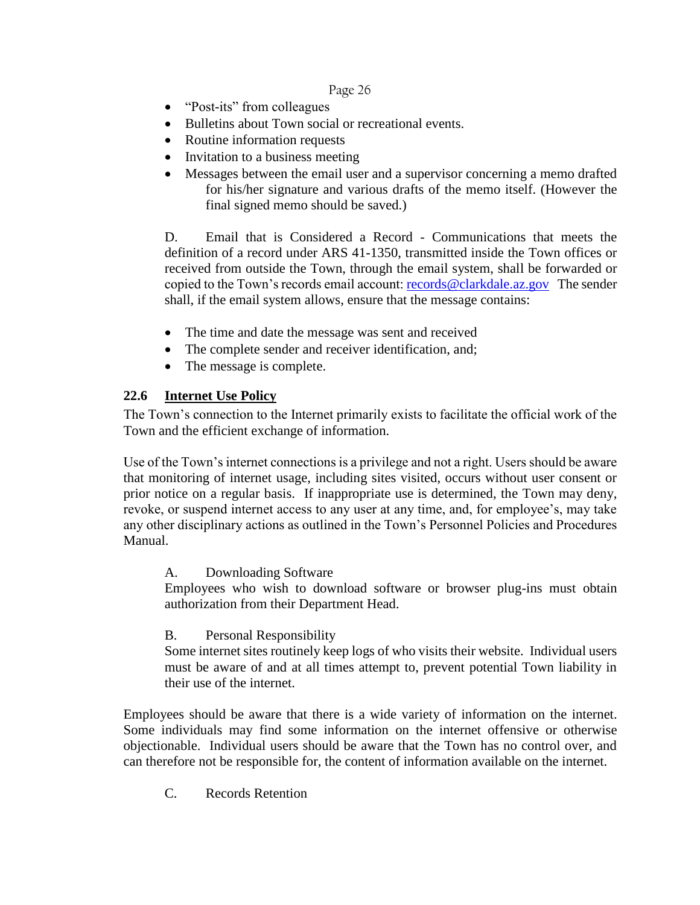- "Post-its" from colleagues
- Bulletins about Town social or recreational events.
- Routine information requests
- Invitation to a business meeting
- Messages between the email user and a supervisor concerning a memo drafted for his/her signature and various drafts of the memo itself. (However the final signed memo should be saved.)

D. Email that is Considered a Record - Communications that meets the definition of a record under ARS 41-1350, transmitted inside the Town offices or received from outside the Town, through the email system, shall be forwarded or copied to the Town's records email account: [records@clarkdale.az.gov](mailto:records@clarkdale.az.gov) The sender shall, if the email system allows, ensure that the message contains:

- The time and date the message was sent and received
- The complete sender and receiver identification, and;
- The message is complete.

### 22.6 Internet Use Policy

The Town's connection to the Internet primarily exists to facilitate the official work of the Town and the efficient exchange of information.

Use of the Town's internet connections is a privilege and not a right. Users should be aware that monitoring of internet usage, including sites visited, occurs without user consent or prior notice on a regular basis. If inappropriate use is determined, the Town may deny, revoke, or suspend internet access to any user at any time, and, for employee's, may take any other disciplinary actions as outlined in the Town's Personnel Policies and Procedures Manual.

A. Downloading Software

Employees who wish to download software or browser plug-ins must obtain authorization from their Department Head.

B. Personal Responsibility

Some internet sites routinely keep logs of who visits their website. Individual users must be aware of and at all times attempt to, prevent potential Town liability in their use of the internet.

Employees should be aware that there is a wide variety of information on the internet. Some individuals may find some information on the internet offensive or otherwise objectionable. Individual users should be aware that the Town has no control over, and can therefore not be responsible for, the content of information available on the internet.

C. Records Retention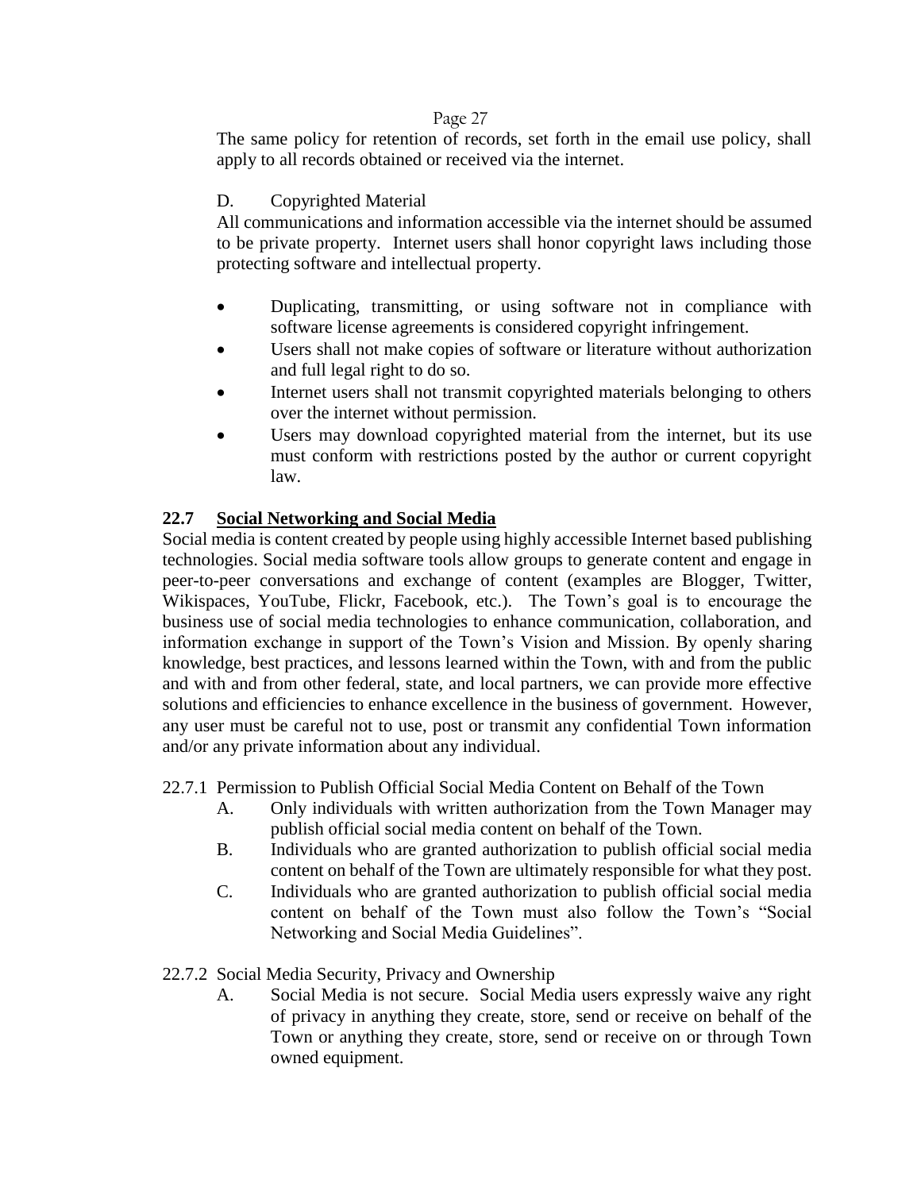The same policy for retention of records, set forth in the email use policy, shall apply to all records obtained or received via the internet.

D. Copyrighted Material

All communications and information accessible via the internet should be assumed to be private property. Internet users shall honor copyright laws including those protecting software and intellectual property.

- Duplicating, transmitting, or using software not in compliance with software license agreements is considered copyright infringement.
- Users shall not make copies of software or literature without authorization and full legal right to do so.
- Internet users shall not transmit copyrighted materials belonging to others over the internet without permission.
- Users may download copyrighted material from the internet, but its use must conform with restrictions posted by the author or current copyright law.

## 22.7 Social Networking and Social Media

Social media is content created by people using highly accessible Internet based publishing technologies. Social media software tools allow groups to generate content and engage in peer-to-peer conversations and exchange of content (examples are Blogger, Twitter, Wikispaces, YouTube, Flickr, Facebook, etc.). The Town's goal is to encourage the business use of social media technologies to enhance communication, collaboration, and information exchange in support of the Town's Vision and Mission. By openly sharing knowledge, best practices, and lessons learned within the Town, with and from the public and with and from other federal, state, and local partners, we can provide more effective solutions and efficiencies to enhance excellence in the business of government. However, any user must be careful not to use, post or transmit any confidential Town information and/or any private information about any individual.

22.7.1 Permission to Publish Official Social Media Content on Behalf of the Town

A. Only individuals with written authorization from the Town Manager may publish official social media content on behalf of the Town.

B. Individuals who are granted authorization to publish official social media content on behalf of the Town are ultimately responsible for what they post.

C. Individuals who are granted authorization to publish official social media content on behalf of the Town must also follow the Town's "Social Networking and Social Media Guidelines".

22.7.2 Social Media Security, Privacy and Ownership

A. Social Media is not secure. Social Media users expressly waive any right of privacy in anything they create, store, send or receive on behalf of the Town or anything they create, store, send or receive on or through Town owned equipment.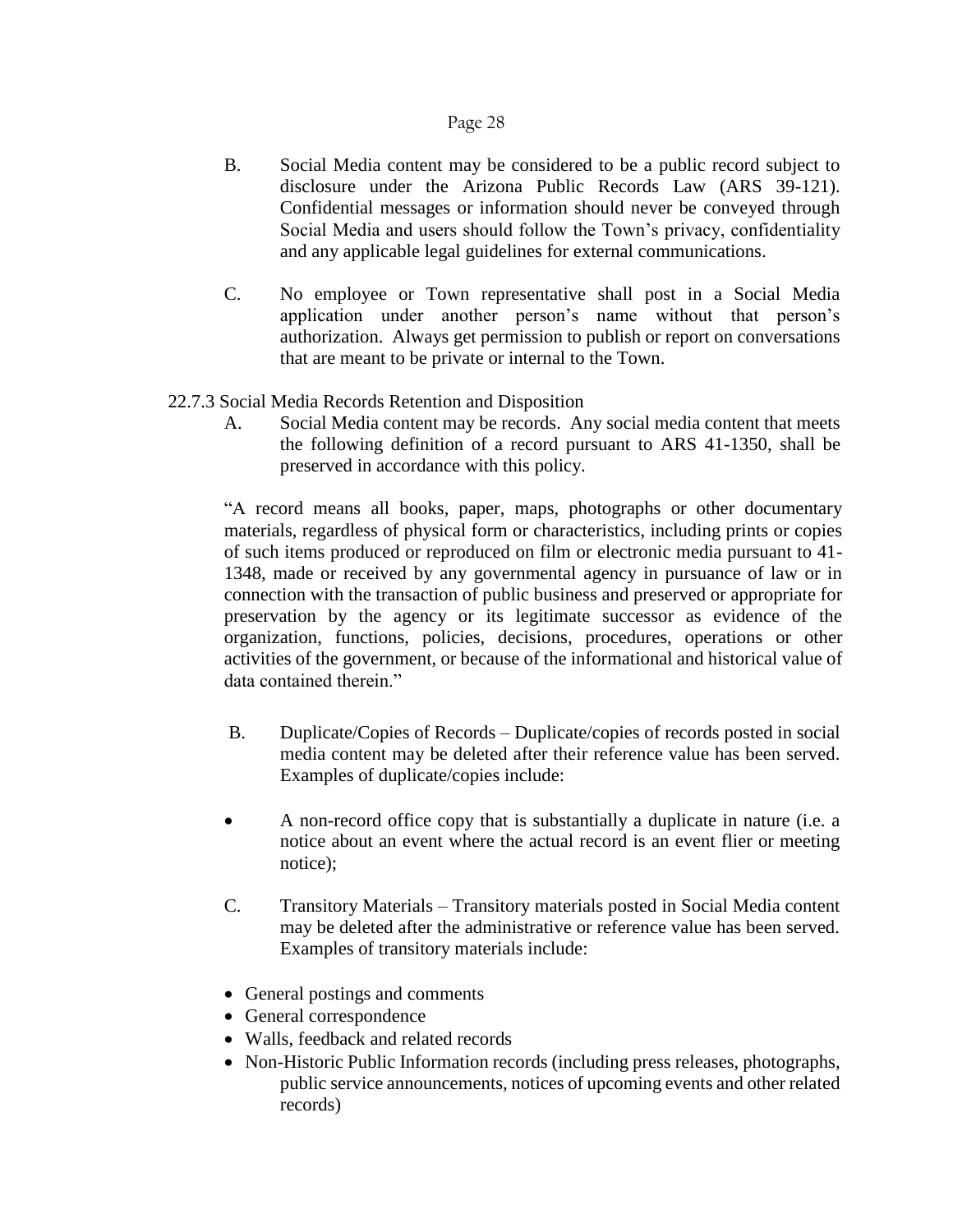B. Social Media content may be considered to be a public record subject to disclosure under the Arizona Public Records Law (ARS 39-121). Confidential messages or information should never be conveyed through Social Media and users should follow the Town's privacy, confidentiality and any applicable legal guidelines for external communications.

C. No employee or Town representative shall post in a Social Media application under another person's name without that person's authorization. Always get permission to publish or report on conversations that are meant to be private or internal to the Town.

22.7.3 Social Media Records Retention and Disposition

A. Social Media content may be records. Any social media content that meets the following definition of a record pursuant to ARS 41-1350, shall be preserved in accordance with this policy.

"A record means all books, paper, maps, photographs or other documentary materials, regardless of physical form or characteristics, including prints or copies of such items produced or reproduced on film or electronic media pursuant to 41-1348, made or received by any governmental agency in pursuance of law or in connection with the transaction of public business and preserved or appropriate for preservation by the agency or its legitimate successor as evidence of the organization, functions, policies, decisions, procedures, operations or other activities of the government, or because of the informational and historical value of data contained therein."

B. Duplicate/Copies of Records – Duplicate/copies of records posted in social media content may be deleted after their reference value has been served. Examples of duplicate/copies include:

- A non-record office copy that is substantially a duplicate in nature (i.e. a notice about an event where the actual record is an event flier or meeting notice);

C. Transitory Materials – Transitory materials posted in Social Media content may be deleted after the administrative or reference value has been served. Examples of transitory materials include:

- General postings and comments
- General correspondence
- Walls, feedback and related records
- Non-Historic Public Information records (including press releases, photographs, public service announcements, notices of upcoming events and other related records)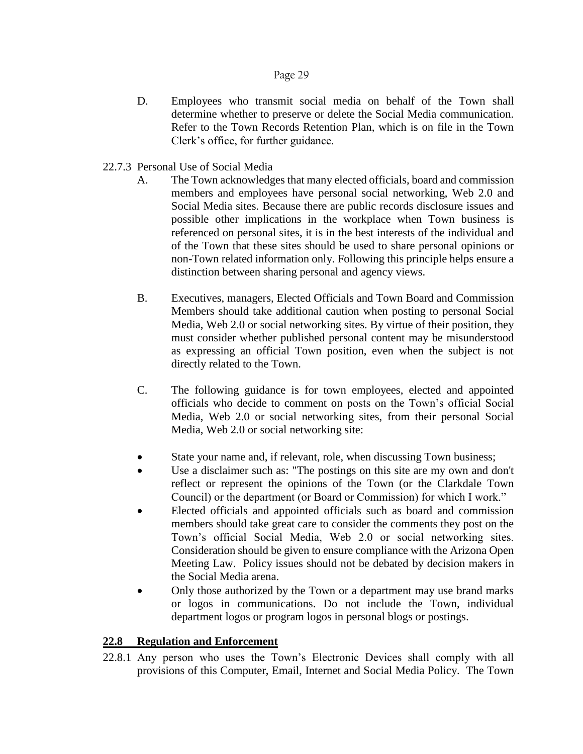D. Employees who transmit social media on behalf of the Town shall determine whether to preserve or delete the Social Media communication. Refer to the Town Records Retention Plan, which is on file in the Town Clerk's office, for further guidance.

22.7.3 Personal Use of Social Media

A. The Town acknowledges that many elected officials, board and commission members and employees have personal social networking, Web 2.0 and Social Media sites. Because there are public records disclosure issues and possible other implications in the workplace when Town business is referenced on personal sites, it is in the best interests of the individual and of the Town that these sites should be used to share personal opinions or non-Town related information only. Following this principle helps ensure a distinction between sharing personal and agency views.

B. Executives, managers, Elected Officials and Town Board and Commission Members should take additional caution when posting to personal Social Media, Web 2.0 or social networking sites. By virtue of their position, they must consider whether published personal content may be misunderstood as expressing an official Town position, even when the subject is not directly related to the Town.

C. The following guidance is for town employees, elected and appointed officials who decide to comment on posts on the Town's official Social Media, Web 2.0 or social networking sites, from their personal Social Media, Web 2.0 or social networking site:

- State your name and, if relevant, role, when discussing Town business;
- Use a disclaimer such as: "The postings on this site are my own and don't reflect or represent the opinions of the Town (or the Clarkdale Town Council) or the department (or Board or Commission) for which I work."
- Elected officials and appointed officials such as board and commission members should take great care to consider the comments they post on the Town's official Social Media, Web 2.0 or social networking sites. Consideration should be given to ensure compliance with the Arizona Open Meeting Law. Policy issues should not be debated by decision makers in the Social Media arena.
- Only those authorized by the Town or a department may use brand marks or logos in communications. Do not include the Town, individual department logos or program logos in personal blogs or postings.

## 22.8 Regulation and Enforcement

22.8.1 Any person who uses the Town's Electronic Devices shall comply with all provisions of this Computer, Email, Internet and Social Media Policy. The Town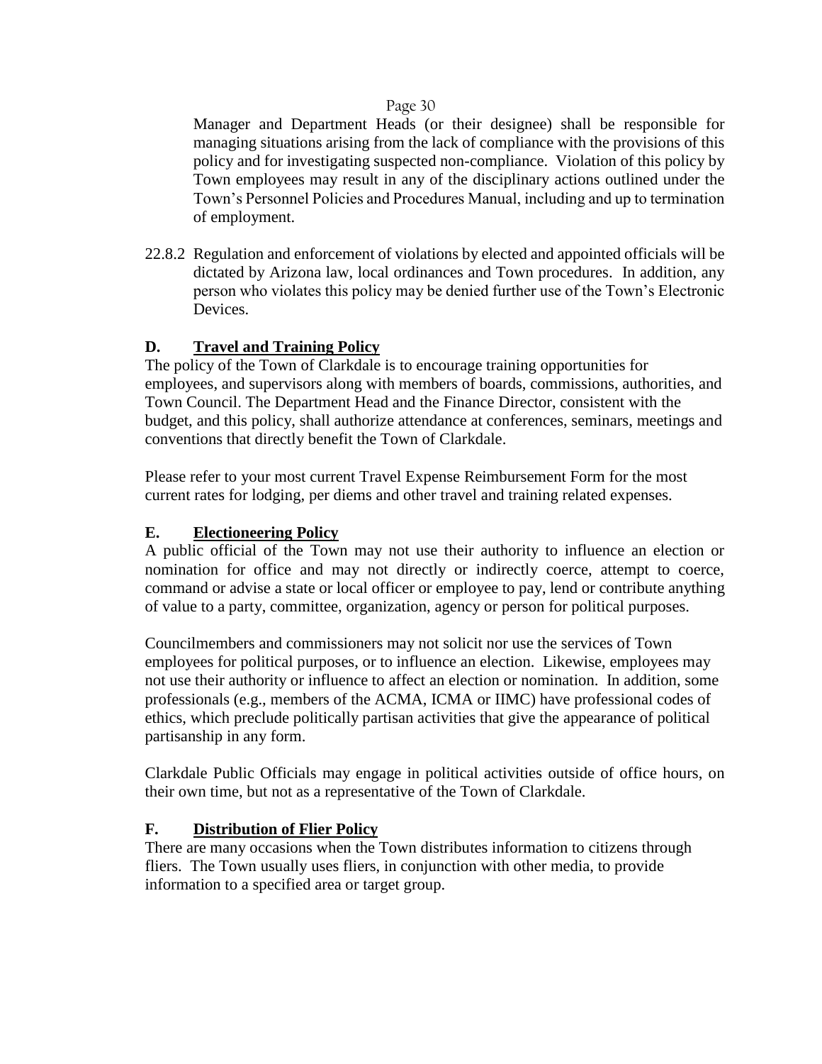Manager and Department Heads (or their designee) shall be responsible for managing situations arising from the lack of compliance with the provisions of this policy and for investigating suspected non-compliance. Violation of this policy by Town employees may result in any of the disciplinary actions outlined under the Town's Personnel Policies and Procedures Manual, including and up to termination of employment.

22.8.2 Regulation and enforcement of violations by elected and appointed officials will be dictated by Arizona law, local ordinances and Town procedures. In addition, any person who violates this policy may be denied further use of the Town's Electronic Devices.

## D. Travel and Training Policy

The policy of the Town of Clarkdale is to encourage training opportunities for employees, and supervisors along with members of boards, commissions, authorities, and Town Council. The Department Head and the Finance Director, consistent with the budget, and this policy, shall authorize attendance at conferences, seminars, meetings and conventions that directly benefit the Town of Clarkdale.

Please refer to your most current Travel Expense Reimbursement Form for the most current rates for lodging, per diems and other travel and training related expenses.

## E. Electioneering Policy

A public official of the Town may not use their authority to influence an election or nomination for office and may not directly or indirectly coerce, attempt to coerce, command or advise a state or local officer or employee to pay, lend or contribute anything of value to a party, committee, organization, agency or person for political purposes.

Councilmembers and commissioners may not solicit nor use the services of Town employees for political purposes, or to influence an election. Likewise, employees may not use their authority or influence to affect an election or nomination. In addition, some professionals (e.g., members of the ACMA, ICMA or IIMC) have professional codes of ethics, which preclude politically partisan activities that give the appearance of political partisanship in any form.

Clarkdale Public Officials may engage in political activities outside of office hours, on their own time, but not as a representative of the Town of Clarkdale.

## F. Distribution of Flier Policy

There are many occasions when the Town distributes information to citizens through fliers. The Town usually uses fliers, in conjunction with other media, to provide information to a specified area or target group.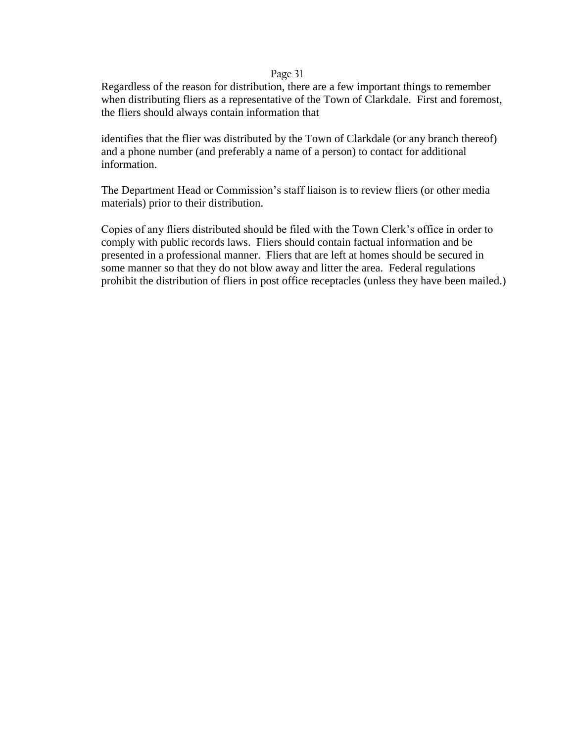Regardless of the reason for distribution, there are a few important things to remember when distributing fliers as a representative of the Town of Clarkdale. First and foremost, the fliers should always contain information that

identifies that the flier was distributed by the Town of Clarkdale (or any branch thereof) and a phone number (and preferably a name of a person) to contact for additional information.

The Department Head or Commission's staff liaison is to review fliers (or other media materials) prior to their distribution.

Copies of any fliers distributed should be filed with the Town Clerk's office in order to comply with public records laws. Fliers should contain factual information and be presented in a professional manner. Fliers that are left at homes should be secured in some manner so that they do not blow away and litter the area. Federal regulations prohibit the distribution of fliers in post office receptacles (unless they have been mailed.)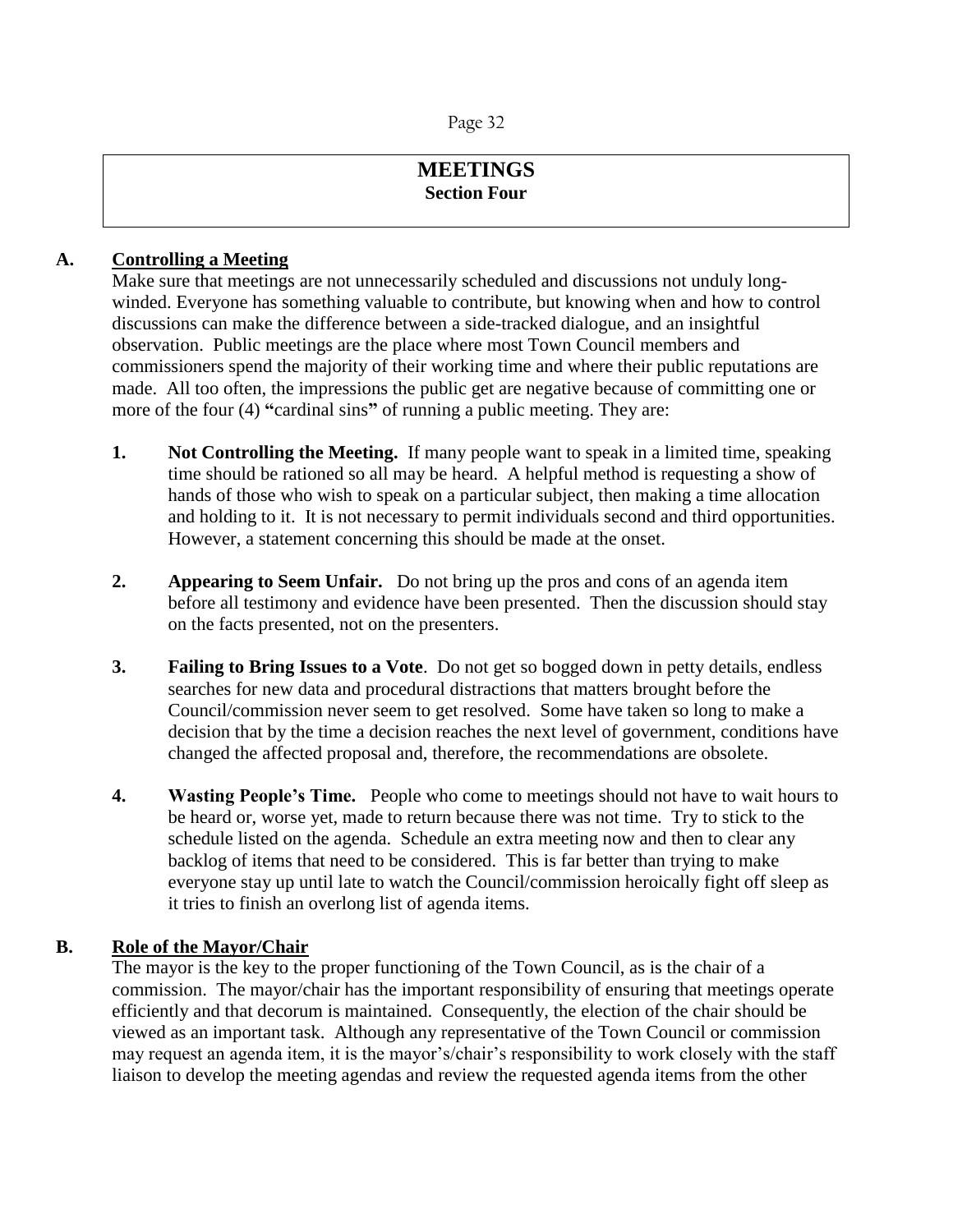## MEETINGS
### Section Four

**A. Controlling a Meeting**

Make sure that meetings are not unnecessarily scheduled and discussions not unduly long-winded. Everyone has something valuable to contribute, but knowing when and how to control discussions can make the difference between a side-tracked dialogue, and an insightful observation. Public meetings are the place where most Town Council members and commissioners spend the majority of their working time and where their public reputations are made. All too often, the impressions the public get are negative because of committing one or more of the four (4) **"**cardinal sins**"** of running a public meeting. They are:

1. **Not Controlling the Meeting.** If many people want to speak in a limited time, speaking time should be rationed so all may be heard. A helpful method is requesting a show of hands of those who wish to speak on a particular subject, then making a time allocation and holding to it. It is not necessary to permit individuals second and third opportunities. However, a statement concerning this should be made at the onset.

2. **Appearing to Seem Unfair.** Do not bring up the pros and cons of an agenda item before all testimony and evidence have been presented. Then the discussion should stay on the facts presented, not on the presenters.

3. **Failing to Bring Issues to a Vote**. Do not get so bogged down in petty details, endless searches for new data and procedural distractions that matters brought before the Council/commission never seem to get resolved. Some have taken so long to make a decision that by the time a decision reaches the next level of government, conditions have changed the affected proposal and, therefore, the recommendations are obsolete.

4. **Wasting People's Time.** People who come to meetings should not have to wait hours to be heard or, worse yet, made to return because there was not time. Try to stick to the schedule listed on the agenda. Schedule an extra meeting now and then to clear any backlog of items that need to be considered. This is far better than trying to make everyone stay up until late to watch the Council/commission heroically fight off sleep as it tries to finish an overlong list of agenda items.

**B. Role of the Mayor/Chair**

The mayor is the key to the proper functioning of the Town Council, as is the chair of a commission. The mayor/chair has the important responsibility of ensuring that meetings operate efficiently and that decorum is maintained. Consequently, the election of the chair should be viewed as an important task. Although any representative of the Town Council or commission may request an agenda item, it is the mayor's/chair's responsibility to work closely with the staff liaison to develop the meeting agendas and review the requested agenda items from the other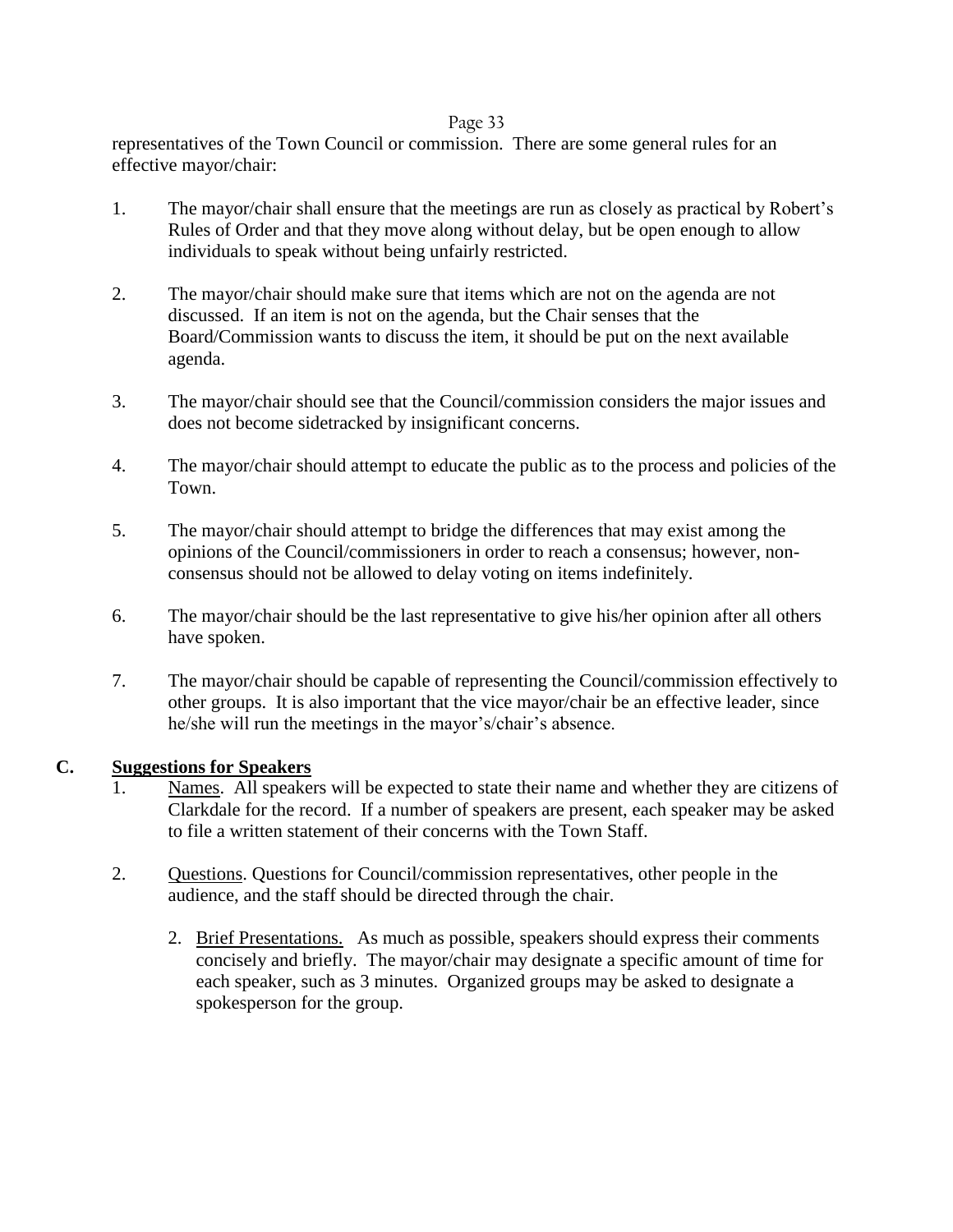representatives of the Town Council or commission. There are some general rules for an effective mayor/chair:

1. The mayor/chair shall ensure that the meetings are run as closely as practical by Robert's Rules of Order and that they move along without delay, but be open enough to allow individuals to speak without being unfairly restricted.

2. The mayor/chair should make sure that items which are not on the agenda are not discussed. If an item is not on the agenda, but the Chair senses that the Board/Commission wants to discuss the item, it should be put on the next available agenda.

3. The mayor/chair should see that the Council/commission considers the major issues and does not become sidetracked by insignificant concerns.

4. The mayor/chair should attempt to educate the public as to the process and policies of the Town.

5. The mayor/chair should attempt to bridge the differences that may exist among the opinions of the Council/commissioners in order to reach a consensus; however, non-consensus should not be allowed to delay voting on items indefinitely.

6. The mayor/chair should be the last representative to give his/her opinion after all others have spoken.

7. The mayor/chair should be capable of representing the Council/commission effectively to other groups. It is also important that the vice mayor/chair be an effective leader, since he/she will run the meetings in the mayor's/chair's absence.

## C. Suggestions for Speakers

1. Names. All speakers will be expected to state their name and whether they are citizens of Clarkdale for the record. If a number of speakers are present, each speaker may be asked to file a written statement of their concerns with the Town Staff.

2. Questions. Questions for Council/commission representatives, other people in the audience, and the staff should be directed through the chair.

   2. Brief Presentations. As much as possible, speakers should express their comments concisely and briefly. The mayor/chair may designate a specific amount of time for each speaker, such as 3 minutes. Organized groups may be asked to designate a spokesperson for the group.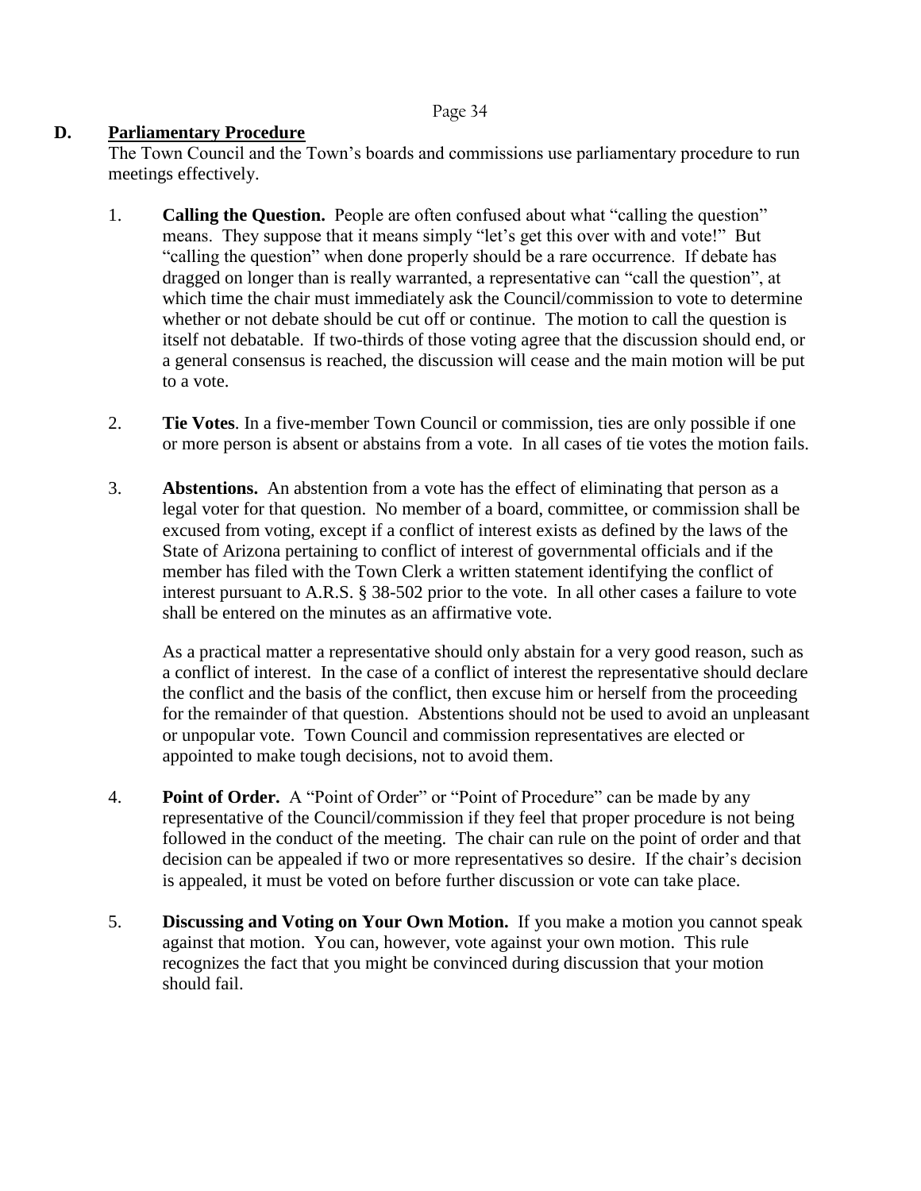## D. Parliamentary Procedure

The Town Council and the Town's boards and commissions use parliamentary procedure to run meetings effectively.

1. **Calling the Question.** People are often confused about what "calling the question" means. They suppose that it means simply "let's get this over with and vote!" But "calling the question" when done properly should be a rare occurrence. If debate has dragged on longer than is really warranted, a representative can "call the question", at which time the chair must immediately ask the Council/commission to vote to determine whether or not debate should be cut off or continue. The motion to call the question is itself not debatable. If two-thirds of those voting agree that the discussion should end, or a general consensus is reached, the discussion will cease and the main motion will be put to a vote.

2. **Tie Votes**. In a five-member Town Council or commission, ties are only possible if one or more person is absent or abstains from a vote. In all cases of tie votes the motion fails.

3. **Abstentions.** An abstention from a vote has the effect of eliminating that person as a legal voter for that question. No member of a board, committee, or commission shall be excused from voting, except if a conflict of interest exists as defined by the laws of the State of Arizona pertaining to conflict of interest of governmental officials and if the member has filed with the Town Clerk a written statement identifying the conflict of interest pursuant to A.R.S. § 38-502 prior to the vote. In all other cases a failure to vote shall be entered on the minutes as an affirmative vote.

   As a practical matter a representative should only abstain for a very good reason, such as a conflict of interest. In the case of a conflict of interest the representative should declare the conflict and the basis of the conflict, then excuse him or herself from the proceeding for the remainder of that question. Abstentions should not be used to avoid an unpleasant or unpopular vote. Town Council and commission representatives are elected or appointed to make tough decisions, not to avoid them.

4. **Point of Order.** A "Point of Order" or "Point of Procedure" can be made by any representative of the Council/commission if they feel that proper procedure is not being followed in the conduct of the meeting. The chair can rule on the point of order and that decision can be appealed if two or more representatives so desire. If the chair's decision is appealed, it must be voted on before further discussion or vote can take place.

5. **Discussing and Voting on Your Own Motion.** If you make a motion you cannot speak against that motion. You can, however, vote against your own motion. This rule recognizes the fact that you might be convinced during discussion that your motion should fail.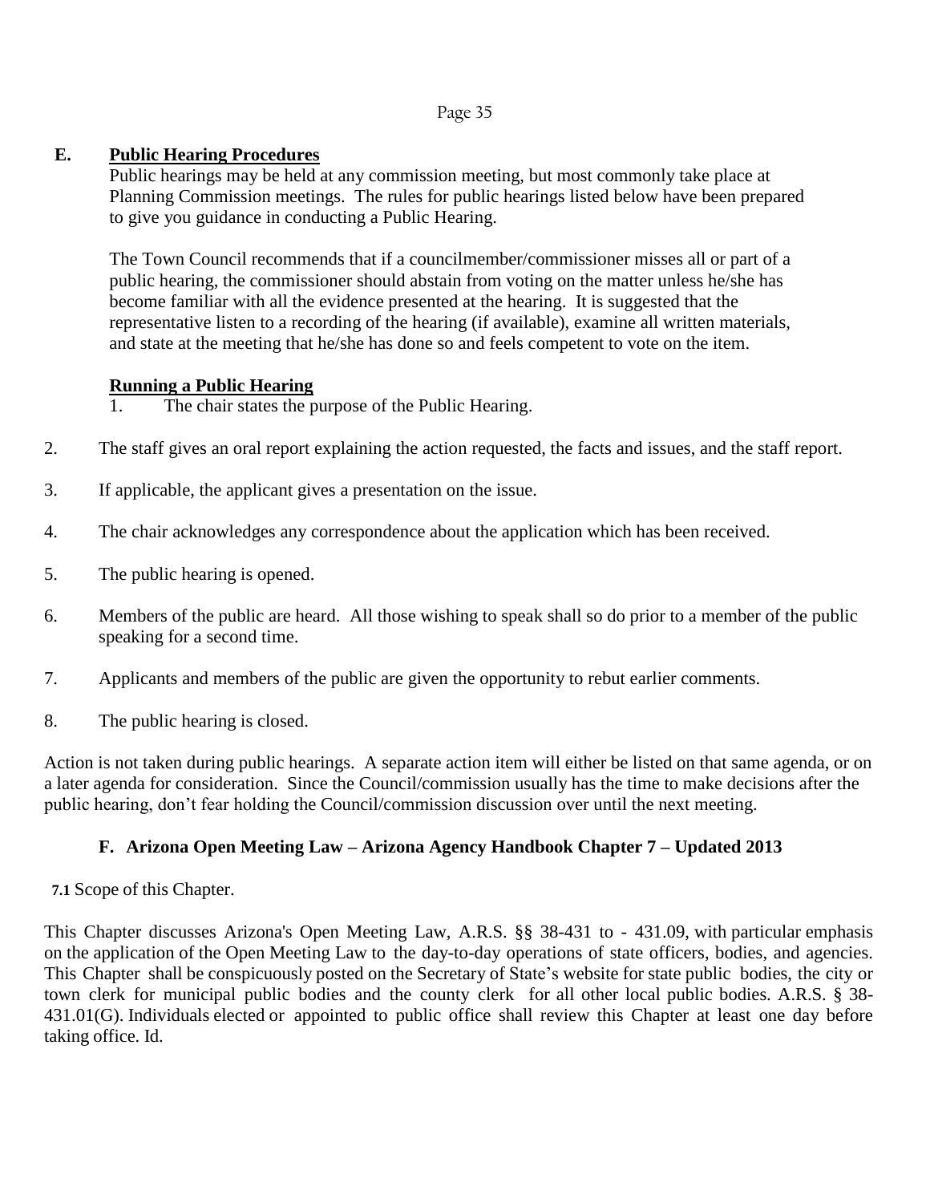## E. Public Hearing Procedures

Public hearings may be held at any commission meeting, but most commonly take place at Planning Commission meetings. The rules for public hearings listed below have been prepared to give you guidance in conducting a Public Hearing.

The Town Council recommends that if a councilmember/commissioner misses all or part of a public hearing, the commissioner should abstain from voting on the matter unless he/she has become familiar with all the evidence presented at the hearing. It is suggested that the representative listen to a recording of the hearing (if available), examine all written materials, and state at the meeting that he/she has done so and feels competent to vote on the item.

### Running a Public Hearing

1. The chair states the purpose of the Public Hearing.
2. The staff gives an oral report explaining the action requested, the facts and issues, and the staff report.
3. If applicable, the applicant gives a presentation on the issue.
4. The chair acknowledges any correspondence about the application which has been received.
5. The public hearing is opened.
6. Members of the public are heard. All those wishing to speak shall so do prior to a member of the public speaking for a second time.
7. Applicants and members of the public are given the opportunity to rebut earlier comments.
8. The public hearing is closed.

Action is not taken during public hearings. A separate action item will either be listed on that same agenda, or on a later agenda for consideration. Since the Council/commission usually has the time to make decisions after the public hearing, don't fear holding the Council/commission discussion over until the next meeting.

## F. Arizona Open Meeting Law – Arizona Agency Handbook Chapter 7 – Updated 2013

**7.1** Scope of this Chapter.

This Chapter discusses Arizona's Open Meeting Law, A.R.S. §§ 38-431 to - 431.09, with particular emphasis on the application of the Open Meeting Law to the day-to-day operations of state officers, bodies, and agencies. This Chapter shall be conspicuously posted on the Secretary of State's website for state public bodies, the city or town clerk for municipal public bodies and the county clerk for all other local public bodies. A.R.S. § 38-431.01(G). Individuals elected or appointed to public office shall review this Chapter at least one day before taking office. Id.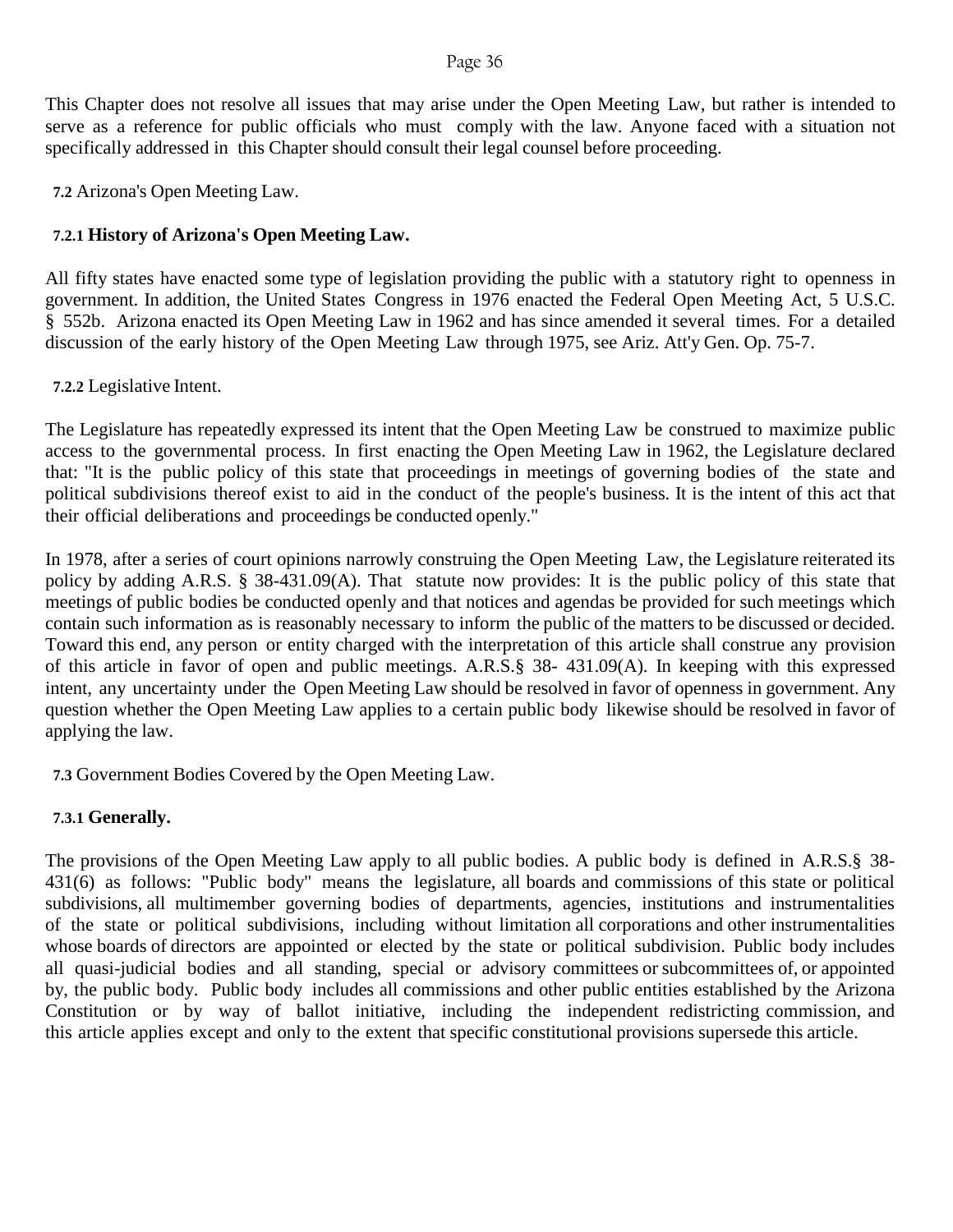This Chapter does not resolve all issues that may arise under the Open Meeting Law, but rather is intended to serve as a reference for public officials who must comply with the law. Anyone faced with a situation not specifically addressed in this Chapter should consult their legal counsel before proceeding.

## 7.2 Arizona's Open Meeting Law.

### 7.2.1 History of Arizona's Open Meeting Law.

All fifty states have enacted some type of legislation providing the public with a statutory right to openness in government. In addition, the United States Congress in 1976 enacted the Federal Open Meeting Act, 5 U.S.C. § 552b. Arizona enacted its Open Meeting Law in 1962 and has since amended it several times. For a detailed discussion of the early history of the Open Meeting Law through 1975, see Ariz. Att'y Gen. Op. 75-7.

### 7.2.2 Legislative Intent.

The Legislature has repeatedly expressed its intent that the Open Meeting Law be construed to maximize public access to the governmental process. In first enacting the Open Meeting Law in 1962, the Legislature declared that: "It is the public policy of this state that proceedings in meetings of governing bodies of the state and political subdivisions thereof exist to aid in the conduct of the people's business. It is the intent of this act that their official deliberations and proceedings be conducted openly."

In 1978, after a series of court opinions narrowly construing the Open Meeting Law, the Legislature reiterated its policy by adding A.R.S. § 38-431.09(A). That statute now provides: It is the public policy of this state that meetings of public bodies be conducted openly and that notices and agendas be provided for such meetings which contain such information as is reasonably necessary to inform the public of the matters to be discussed or decided. Toward this end, any person or entity charged with the interpretation of this article shall construe any provision of this article in favor of open and public meetings. A.R.S.§ 38- 431.09(A). In keeping with this expressed intent, any uncertainty under the Open Meeting Law should be resolved in favor of openness in government. Any question whether the Open Meeting Law applies to a certain public body likewise should be resolved in favor of applying the law.

## 7.3 Government Bodies Covered by the Open Meeting Law.

### 7.3.1 Generally.

The provisions of the Open Meeting Law apply to all public bodies. A public body is defined in A.R.S.§ 38-431(6) as follows: "Public body" means the legislature, all boards and commissions of this state or political subdivisions, all multimember governing bodies of departments, agencies, institutions and instrumentalities of the state or political subdivisions, including without limitation all corporations and other instrumentalities whose boards of directors are appointed or elected by the state or political subdivision. Public body includes all quasi-judicial bodies and all standing, special or advisory committees or subcommittees of, or appointed by, the public body. Public body includes all commissions and other public entities established by the Arizona Constitution or by way of ballot initiative, including the independent redistricting commission, and this article applies except and only to the extent that specific constitutional provisions supersede this article.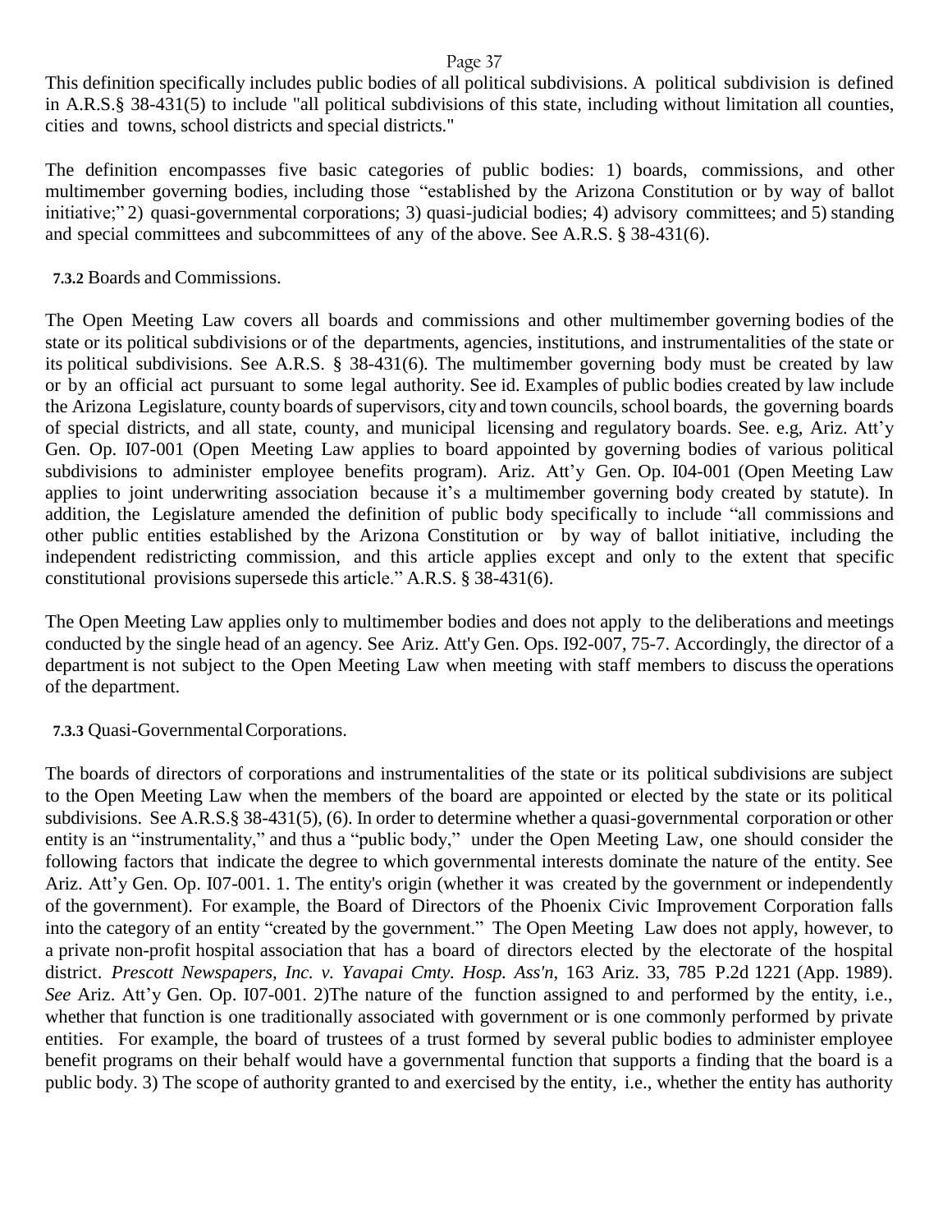This definition specifically includes public bodies of all political subdivisions. A political subdivision is defined in A.R.S.§ 38-431(5) to include "all political subdivisions of this state, including without limitation all counties, cities and towns, school districts and special districts."

The definition encompasses five basic categories of public bodies: 1) boards, commissions, and other multimember governing bodies, including those "established by the Arizona Constitution or by way of ballot initiative;" 2) quasi-governmental corporations; 3) quasi-judicial bodies; 4) advisory committees; and 5) standing and special committees and subcommittees of any of the above. See A.R.S. § 38-431(6).

### 7.3.2 Boards and Commissions.

The Open Meeting Law covers all boards and commissions and other multimember governing bodies of the state or its political subdivisions or of the departments, agencies, institutions, and instrumentalities of the state or its political subdivisions. See A.R.S. § 38-431(6). The multimember governing body must be created by law or by an official act pursuant to some legal authority. See id. Examples of public bodies created by law include the Arizona Legislature, county boards of supervisors, city and town councils, school boards, the governing boards of special districts, and all state, county, and municipal licensing and regulatory boards. See. e.g, Ariz. Att'y Gen. Op. I07-001 (Open Meeting Law applies to board appointed by governing bodies of various political subdivisions to administer employee benefits program). Ariz. Att'y Gen. Op. I04-001 (Open Meeting Law applies to joint underwriting association because it's a multimember governing body created by statute). In addition, the Legislature amended the definition of public body specifically to include "all commissions and other public entities established by the Arizona Constitution or by way of ballot initiative, including the independent redistricting commission, and this article applies except and only to the extent that specific constitutional provisions supersede this article." A.R.S. § 38-431(6).

The Open Meeting Law applies only to multimember bodies and does not apply to the deliberations and meetings conducted by the single head of an agency. See Ariz. Att'y Gen. Ops. I92-007, 75-7. Accordingly, the director of a department is not subject to the Open Meeting Law when meeting with staff members to discuss the operations of the department.

### 7.3.3 Quasi-Governmental Corporations.

The boards of directors of corporations and instrumentalities of the state or its political subdivisions are subject to the Open Meeting Law when the members of the board are appointed or elected by the state or its political subdivisions. See A.R.S.§ 38-431(5), (6). In order to determine whether a quasi-governmental corporation or other entity is an "instrumentality," and thus a "public body," under the Open Meeting Law, one should consider the following factors that indicate the degree to which governmental interests dominate the nature of the entity. See Ariz. Att'y Gen. Op. I07-001. 1. The entity's origin (whether it was created by the government or independently of the government). For example, the Board of Directors of the Phoenix Civic Improvement Corporation falls into the category of an entity "created by the government." The Open Meeting Law does not apply, however, to a private non-profit hospital association that has a board of directors elected by the electorate of the hospital district. *Prescott Newspapers, Inc. v. Yavapai Cmty. Hosp. Ass'n*, 163 Ariz. 33, 785 P.2d 1221 (App. 1989). *See* Ariz. Att'y Gen. Op. I07-001. 2)The nature of the function assigned to and performed by the entity, i.e., whether that function is one traditionally associated with government or is one commonly performed by private entities. For example, the board of trustees of a trust formed by several public bodies to administer employee benefit programs on their behalf would have a governmental function that supports a finding that the board is a public body. 3) The scope of authority granted to and exercised by the entity, i.e., whether the entity has authority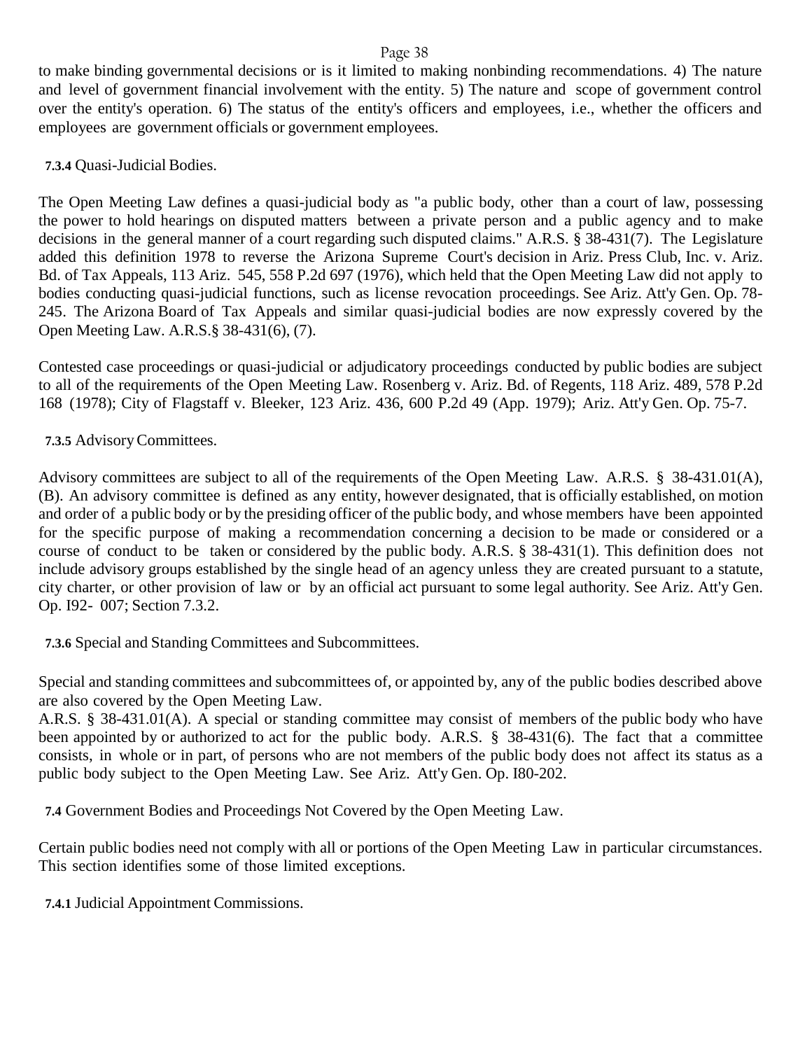to make binding governmental decisions or is it limited to making nonbinding recommendations. 4) The nature and level of government financial involvement with the entity. 5) The nature and scope of government control over the entity's operation. 6) The status of the entity's officers and employees, i.e., whether the officers and employees are government officials or government employees.

**7.3.4** Quasi-Judicial Bodies.

The Open Meeting Law defines a quasi-judicial body as "a public body, other than a court of law, possessing the power to hold hearings on disputed matters between a private person and a public agency and to make decisions in the general manner of a court regarding such disputed claims." A.R.S. § 38-431(7). The Legislature added this definition 1978 to reverse the Arizona Supreme Court's decision in Ariz. Press Club, Inc. v. Ariz. Bd. of Tax Appeals, 113 Ariz. 545, 558 P.2d 697 (1976), which held that the Open Meeting Law did not apply to bodies conducting quasi-judicial functions, such as license revocation proceedings. See Ariz. Att'y Gen. Op. 78-245. The Arizona Board of Tax Appeals and similar quasi-judicial bodies are now expressly covered by the Open Meeting Law. A.R.S.§ 38-431(6), (7).

Contested case proceedings or quasi-judicial or adjudicatory proceedings conducted by public bodies are subject to all of the requirements of the Open Meeting Law. Rosenberg v. Ariz. Bd. of Regents, 118 Ariz. 489, 578 P.2d 168 (1978); City of Flagstaff v. Bleeker, 123 Ariz. 436, 600 P.2d 49 (App. 1979); Ariz. Att'y Gen. Op. 75-7.

**7.3.5** Advisory Committees.

Advisory committees are subject to all of the requirements of the Open Meeting Law. A.R.S. § 38-431.01(A), (B). An advisory committee is defined as any entity, however designated, that is officially established, on motion and order of a public body or by the presiding officer of the public body, and whose members have been appointed for the specific purpose of making a recommendation concerning a decision to be made or considered or a course of conduct to be taken or considered by the public body. A.R.S. § 38-431(1). This definition does not include advisory groups established by the single head of an agency unless they are created pursuant to a statute, city charter, or other provision of law or by an official act pursuant to some legal authority. See Ariz. Att'y Gen. Op. I92- 007; Section 7.3.2.

**7.3.6** Special and Standing Committees and Subcommittees.

Special and standing committees and subcommittees of, or appointed by, any of the public bodies described above are also covered by the Open Meeting Law.
A.R.S. § 38-431.01(A). A special or standing committee may consist of members of the public body who have been appointed by or authorized to act for the public body. A.R.S. § 38-431(6). The fact that a committee consists, in whole or in part, of persons who are not members of the public body does not affect its status as a public body subject to the Open Meeting Law. See Ariz. Att'y Gen. Op. I80-202.

**7.4** Government Bodies and Proceedings Not Covered by the Open Meeting Law.

Certain public bodies need not comply with all or portions of the Open Meeting Law in particular circumstances. This section identifies some of those limited exceptions.

**7.4.1** Judicial Appointment Commissions.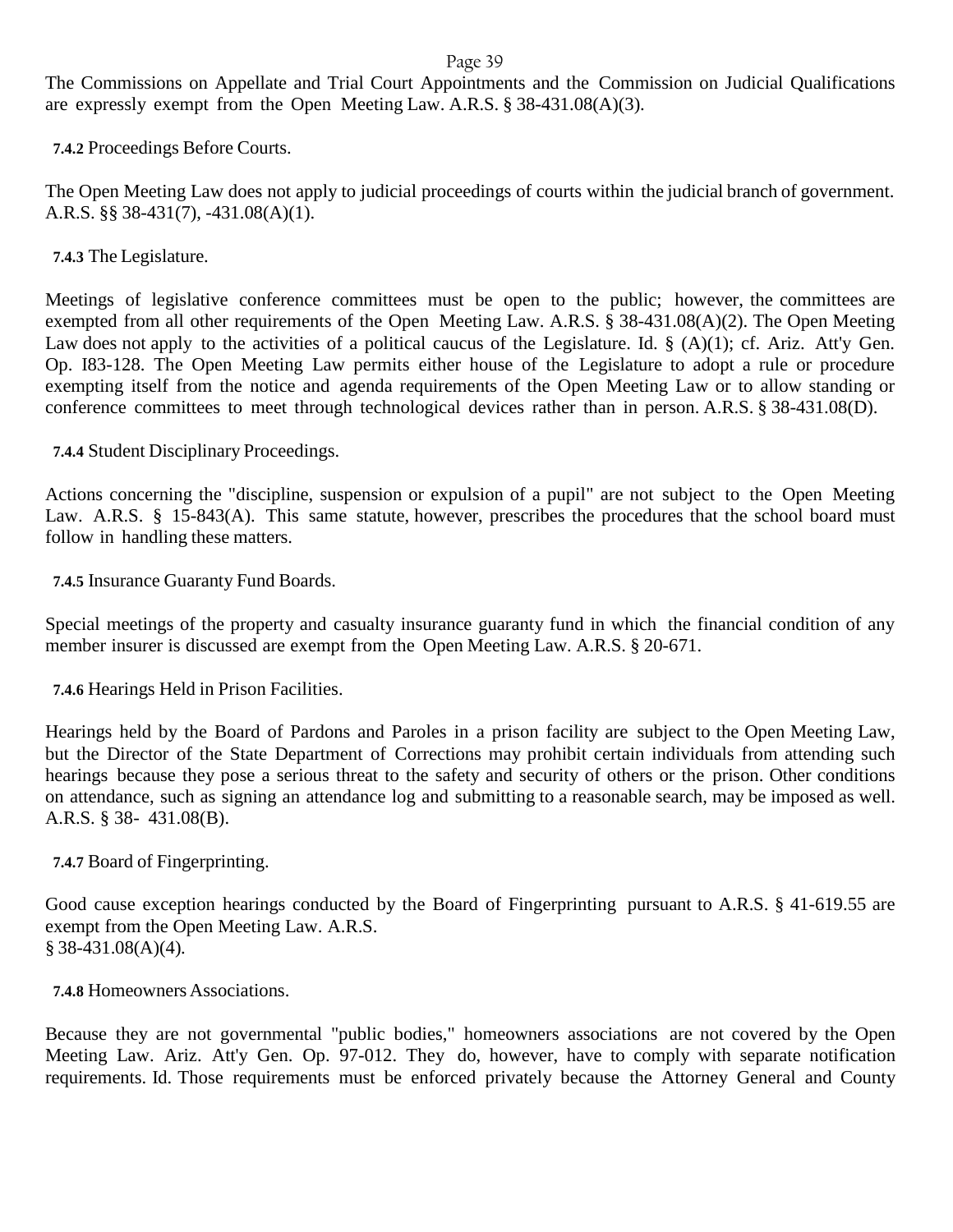The Commissions on Appellate and Trial Court Appointments and the Commission on Judicial Qualifications are expressly exempt from the Open Meeting Law. A.R.S. § 38-431.08(A)(3).

**7.4.2** Proceedings Before Courts.

The Open Meeting Law does not apply to judicial proceedings of courts within the judicial branch of government. A.R.S. §§ 38-431(7), -431.08(A)(1).

**7.4.3** The Legislature.

Meetings of legislative conference committees must be open to the public; however, the committees are exempted from all other requirements of the Open Meeting Law. A.R.S. § 38-431.08(A)(2). The Open Meeting Law does not apply to the activities of a political caucus of the Legislature. Id. § (A)(1); cf. Ariz. Att'y Gen. Op. I83-128. The Open Meeting Law permits either house of the Legislature to adopt a rule or procedure exempting itself from the notice and agenda requirements of the Open Meeting Law or to allow standing or conference committees to meet through technological devices rather than in person. A.R.S. § 38-431.08(D).

**7.4.4** Student Disciplinary Proceedings.

Actions concerning the "discipline, suspension or expulsion of a pupil" are not subject to the Open Meeting Law. A.R.S. § 15-843(A). This same statute, however, prescribes the procedures that the school board must follow in handling these matters.

**7.4.5** Insurance Guaranty Fund Boards.

Special meetings of the property and casualty insurance guaranty fund in which the financial condition of any member insurer is discussed are exempt from the Open Meeting Law. A.R.S. § 20-671.

**7.4.6** Hearings Held in Prison Facilities.

Hearings held by the Board of Pardons and Paroles in a prison facility are subject to the Open Meeting Law, but the Director of the State Department of Corrections may prohibit certain individuals from attending such hearings because they pose a serious threat to the safety and security of others or the prison. Other conditions on attendance, such as signing an attendance log and submitting to a reasonable search, may be imposed as well. A.R.S. § 38- 431.08(B).

**7.4.7** Board of Fingerprinting.

Good cause exception hearings conducted by the Board of Fingerprinting pursuant to A.R.S. § 41-619.55 are exempt from the Open Meeting Law. A.R.S. § 38-431.08(A)(4).

**7.4.8** Homeowners Associations.

Because they are not governmental "public bodies," homeowners associations are not covered by the Open Meeting Law. Ariz. Att'y Gen. Op. 97-012. They do, however, have to comply with separate notification requirements. Id. Those requirements must be enforced privately because the Attorney General and County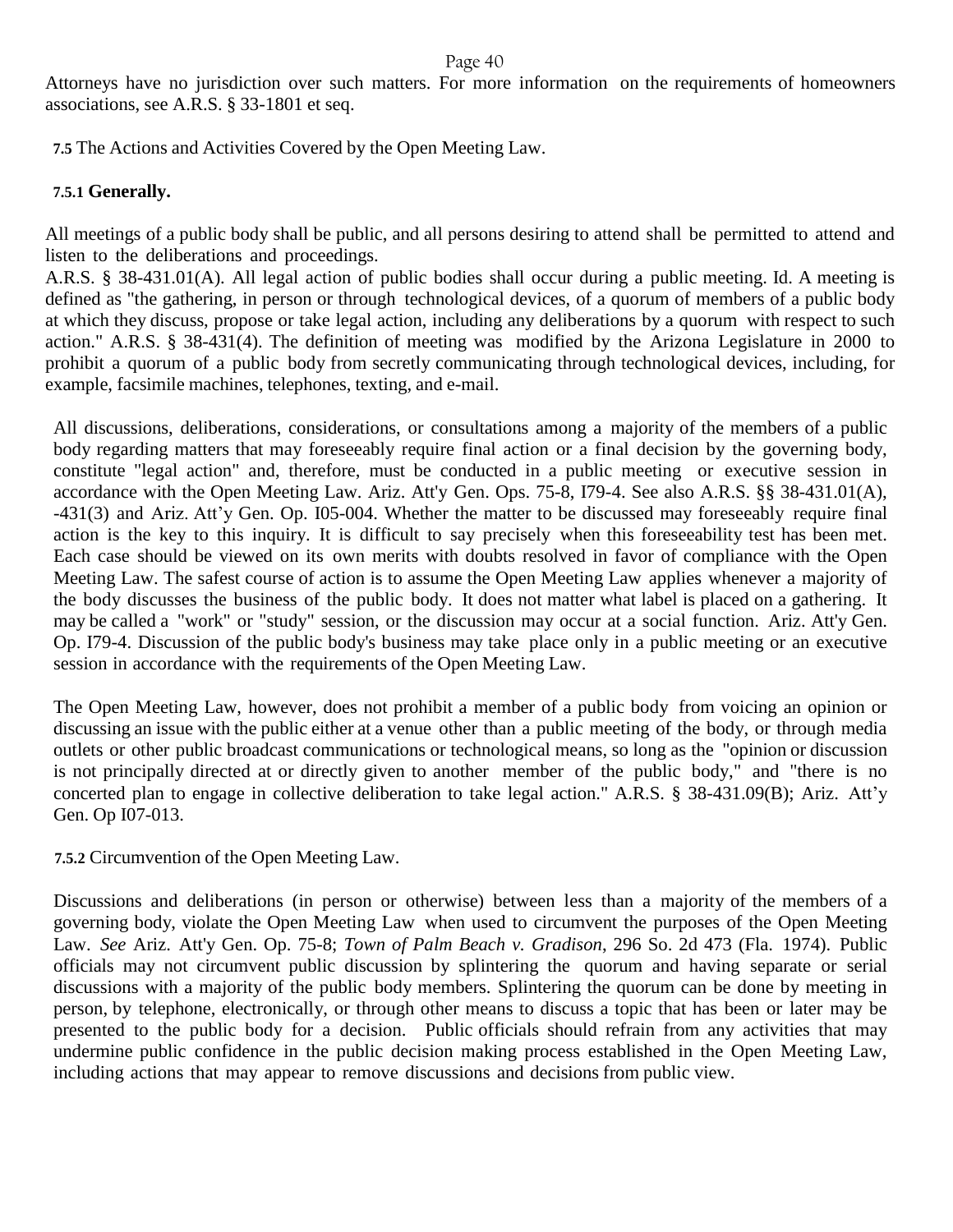Attorneys have no jurisdiction over such matters. For more information on the requirements of homeowners associations, see A.R.S. § 33-1801 et seq.

## 7.5 The Actions and Activities Covered by the Open Meeting Law.

### 7.5.1 Generally.

All meetings of a public body shall be public, and all persons desiring to attend shall be permitted to attend and listen to the deliberations and proceedings.
A.R.S. § 38-431.01(A). All legal action of public bodies shall occur during a public meeting. Id. A meeting is defined as "the gathering, in person or through technological devices, of a quorum of members of a public body at which they discuss, propose or take legal action, including any deliberations by a quorum with respect to such action." A.R.S. § 38-431(4). The definition of meeting was modified by the Arizona Legislature in 2000 to prohibit a quorum of a public body from secretly communicating through technological devices, including, for example, facsimile machines, telephones, texting, and e-mail.

All discussions, deliberations, considerations, or consultations among a majority of the members of a public body regarding matters that may foreseeably require final action or a final decision by the governing body, constitute "legal action" and, therefore, must be conducted in a public meeting or executive session in accordance with the Open Meeting Law. Ariz. Att'y Gen. Ops. 75-8, I79-4. See also A.R.S. §§ 38-431.01(A), -431(3) and Ariz. Att'y Gen. Op. I05-004. Whether the matter to be discussed may foreseeably require final action is the key to this inquiry. It is difficult to say precisely when this foreseeability test has been met. Each case should be viewed on its own merits with doubts resolved in favor of compliance with the Open Meeting Law. The safest course of action is to assume the Open Meeting Law applies whenever a majority of the body discusses the business of the public body. It does not matter what label is placed on a gathering. It may be called a "work" or "study" session, or the discussion may occur at a social function. Ariz. Att'y Gen. Op. I79-4. Discussion of the public body's business may take place only in a public meeting or an executive session in accordance with the requirements of the Open Meeting Law.

The Open Meeting Law, however, does not prohibit a member of a public body from voicing an opinion or discussing an issue with the public either at a venue other than a public meeting of the body, or through media outlets or other public broadcast communications or technological means, so long as the "opinion or discussion is not principally directed at or directly given to another member of the public body," and "there is no concerted plan to engage in collective deliberation to take legal action." A.R.S. § 38-431.09(B); Ariz. Att'y Gen. Op I07-013.

### 7.5.2 Circumvention of the Open Meeting Law.

Discussions and deliberations (in person or otherwise) between less than a majority of the members of a governing body, violate the Open Meeting Law when used to circumvent the purposes of the Open Meeting Law. *See* Ariz. Att'y Gen. Op. 75-8; *Town of Palm Beach v. Gradison*, 296 So. 2d 473 (Fla. 1974). Public officials may not circumvent public discussion by splintering the quorum and having separate or serial discussions with a majority of the public body members. Splintering the quorum can be done by meeting in person, by telephone, electronically, or through other means to discuss a topic that has been or later may be presented to the public body for a decision. Public officials should refrain from any activities that may undermine public confidence in the public decision making process established in the Open Meeting Law, including actions that may appear to remove discussions and decisions from public view.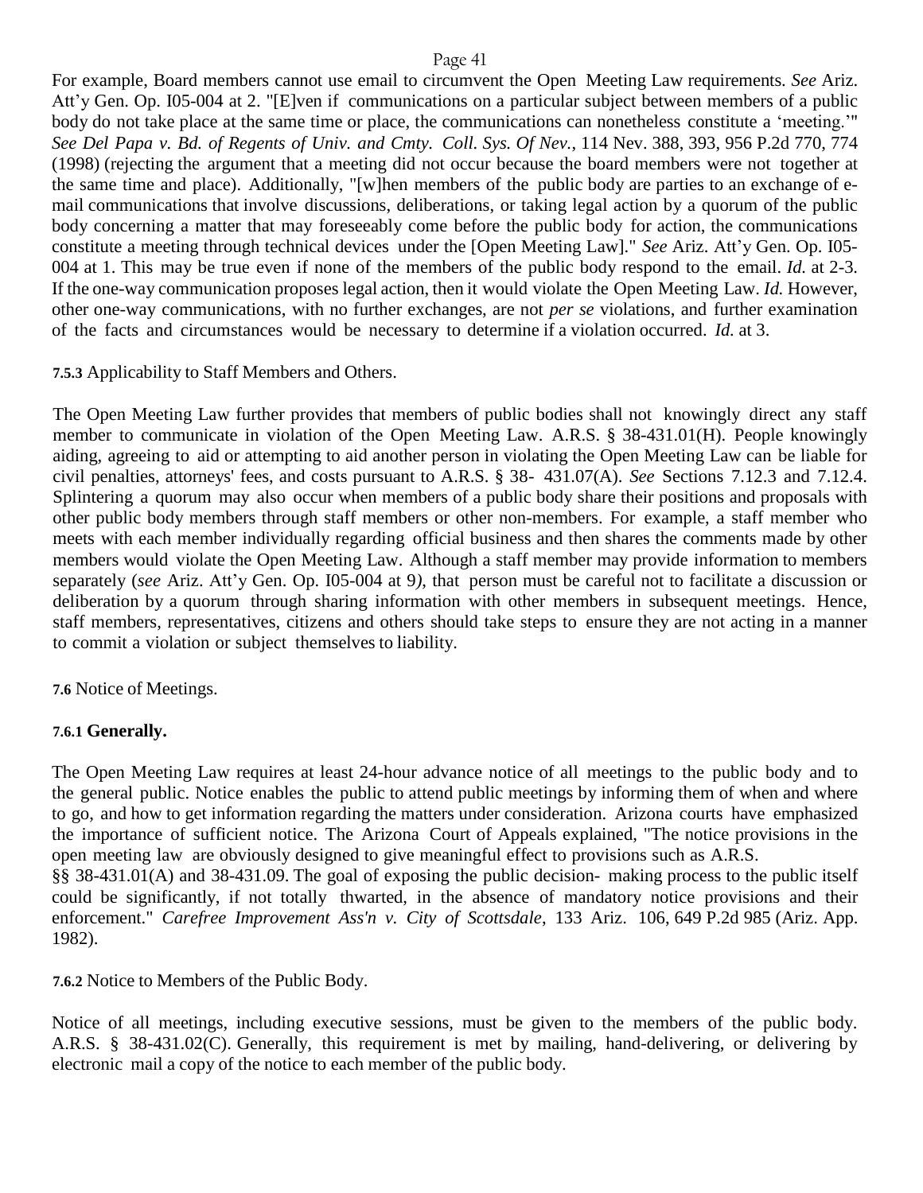For example, Board members cannot use email to circumvent the Open Meeting Law requirements. *See* Ariz. Att'y Gen. Op. I05-004 at 2. "[E]ven if communications on a particular subject between members of a public body do not take place at the same time or place, the communications can nonetheless constitute a 'meeting.'" *See Del Papa v. Bd. of Regents of Univ. and Cmty. Coll. Sys. Of Nev.*, 114 Nev. 388, 393, 956 P.2d 770, 774 (1998) (rejecting the argument that a meeting did not occur because the board members were not together at the same time and place). Additionally, "[w]hen members of the public body are parties to an exchange of e-mail communications that involve discussions, deliberations, or taking legal action by a quorum of the public body concerning a matter that may foreseeably come before the public body for action, the communications constitute a meeting through technical devices under the [Open Meeting Law]." *See* Ariz. Att'y Gen. Op. I05-004 at 1. This may be true even if none of the members of the public body respond to the email. *Id.* at 2-3. If the one-way communication proposes legal action, then it would violate the Open Meeting Law. *Id.* However, other one-way communications, with no further exchanges, are not *per se* violations, and further examination of the facts and circumstances would be necessary to determine if a violation occurred. *Id.* at 3.

**7.5.3** Applicability to Staff Members and Others.

The Open Meeting Law further provides that members of public bodies shall not knowingly direct any staff member to communicate in violation of the Open Meeting Law. A.R.S. § 38-431.01(H). People knowingly aiding, agreeing to aid or attempting to aid another person in violating the Open Meeting Law can be liable for civil penalties, attorneys' fees, and costs pursuant to A.R.S. § 38- 431.07(A). *See* Sections 7.12.3 and 7.12.4. Splintering a quorum may also occur when members of a public body share their positions and proposals with other public body members through staff members or other non-members. For example, a staff member who meets with each member individually regarding official business and then shares the comments made by other members would violate the Open Meeting Law. Although a staff member may provide information to members separately (*see* Ariz. Att'y Gen. Op. I05-004 at 9), that person must be careful not to facilitate a discussion or deliberation by a quorum through sharing information with other members in subsequent meetings. Hence, staff members, representatives, citizens and others should take steps to ensure they are not acting in a manner to commit a violation or subject themselves to liability.

**7.6** Notice of Meetings.

**7.6.1 Generally.**

The Open Meeting Law requires at least 24-hour advance notice of all meetings to the public body and to the general public. Notice enables the public to attend public meetings by informing them of when and where to go, and how to get information regarding the matters under consideration. Arizona courts have emphasized the importance of sufficient notice. The Arizona Court of Appeals explained, "The notice provisions in the open meeting law are obviously designed to give meaningful effect to provisions such as A.R.S. §§ 38-431.01(A) and 38-431.09. The goal of exposing the public decision- making process to the public itself could be significantly, if not totally thwarted, in the absence of mandatory notice provisions and their enforcement." *Carefree Improvement Ass'n v. City of Scottsdale*, 133 Ariz. 106, 649 P.2d 985 (Ariz. App. 1982).

**7.6.2** Notice to Members of the Public Body.

Notice of all meetings, including executive sessions, must be given to the members of the public body. A.R.S. § 38-431.02(C). Generally, this requirement is met by mailing, hand-delivering, or delivering by electronic mail a copy of the notice to each member of the public body.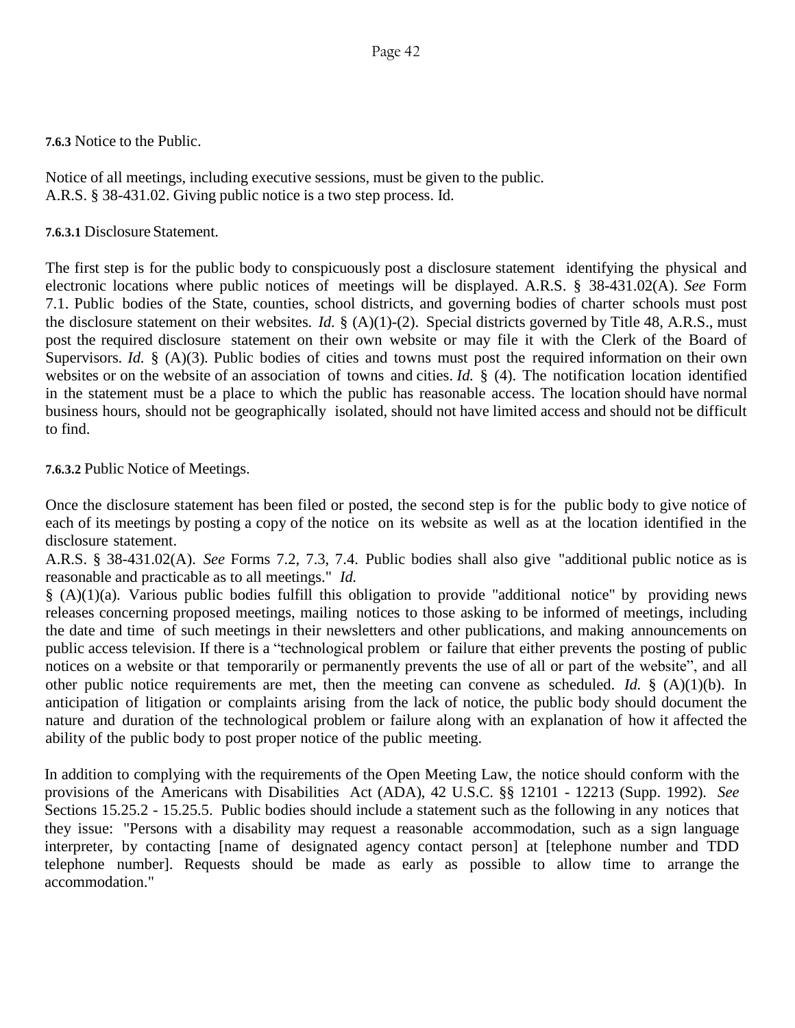**7.6.3** Notice to the Public.

Notice of all meetings, including executive sessions, must be given to the public. A.R.S. § 38-431.02. Giving public notice is a two step process. Id.

**7.6.3.1** Disclosure Statement.

The first step is for the public body to conspicuously post a disclosure statement identifying the physical and electronic locations where public notices of meetings will be displayed. A.R.S. § 38-431.02(A). *See* Form 7.1. Public bodies of the State, counties, school districts, and governing bodies of charter schools must post the disclosure statement on their websites. *Id.* § (A)(1)-(2). Special districts governed by Title 48, A.R.S., must post the required disclosure statement on their own website or may file it with the Clerk of the Board of Supervisors. *Id.* § (A)(3). Public bodies of cities and towns must post the required information on their own websites or on the website of an association of towns and cities. *Id.* § (4). The notification location identified in the statement must be a place to which the public has reasonable access. The location should have normal business hours, should not be geographically isolated, should not have limited access and should not be difficult to find.

**7.6.3.2** Public Notice of Meetings.

Once the disclosure statement has been filed or posted, the second step is for the public body to give notice of each of its meetings by posting a copy of the notice on its website as well as at the location identified in the disclosure statement.
A.R.S. § 38-431.02(A). *See* Forms 7.2, 7.3, 7.4. Public bodies shall also give "additional public notice as is reasonable and practicable as to all meetings." *Id.*
§ (A)(1)(a). Various public bodies fulfill this obligation to provide "additional notice" by providing news releases concerning proposed meetings, mailing notices to those asking to be informed of meetings, including the date and time of such meetings in their newsletters and other publications, and making announcements on public access television. If there is a "technological problem or failure that either prevents the posting of public notices on a website or that temporarily or permanently prevents the use of all or part of the website", and all other public notice requirements are met, then the meeting can convene as scheduled. *Id.* § (A)(1)(b). In anticipation of litigation or complaints arising from the lack of notice, the public body should document the nature and duration of the technological problem or failure along with an explanation of how it affected the ability of the public body to post proper notice of the public meeting.

In addition to complying with the requirements of the Open Meeting Law, the notice should conform with the provisions of the Americans with Disabilities Act (ADA), 42 U.S.C. §§ 12101 - 12213 (Supp. 1992). *See* Sections 15.25.2 - 15.25.5. Public bodies should include a statement such as the following in any notices that they issue: "Persons with a disability may request a reasonable accommodation, such as a sign language interpreter, by contacting [name of designated agency contact person] at [telephone number and TDD telephone number]. Requests should be made as early as possible to allow time to arrange the accommodation."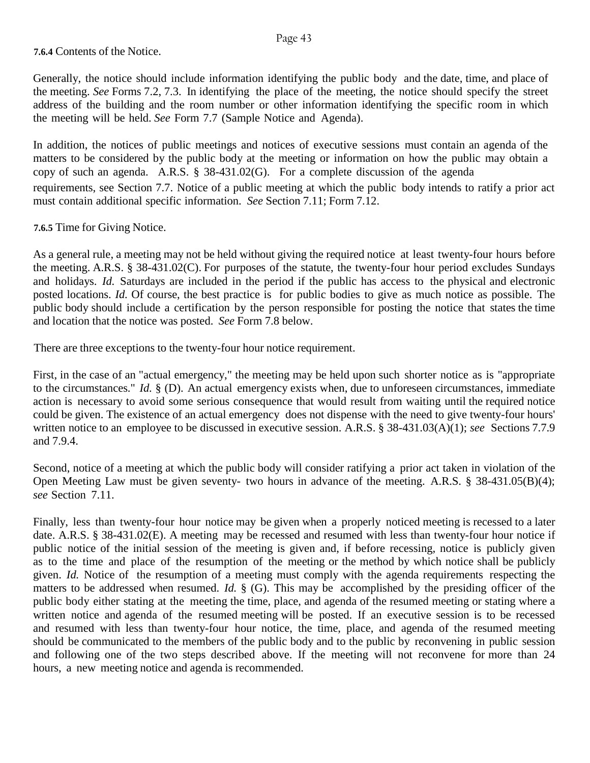**7.6.4** Contents of the Notice.

Generally, the notice should include information identifying the public body and the date, time, and place of the meeting. *See* Forms 7.2, 7.3. In identifying the place of the meeting, the notice should specify the street address of the building and the room number or other information identifying the specific room in which the meeting will be held. *See* Form 7.7 (Sample Notice and Agenda).

In addition, the notices of public meetings and notices of executive sessions must contain an agenda of the matters to be considered by the public body at the meeting or information on how the public may obtain a copy of such an agenda. A.R.S. § 38-431.02(G). For a complete discussion of the agenda requirements, see Section 7.7. Notice of a public meeting at which the public body intends to ratify a prior act must contain additional specific information. *See* Section 7.11; Form 7.12.

**7.6.5** Time for Giving Notice.

As a general rule, a meeting may not be held without giving the required notice at least twenty-four hours before the meeting. A.R.S. § 38-431.02(C). For purposes of the statute, the twenty-four hour period excludes Sundays and holidays. *Id.* Saturdays are included in the period if the public has access to the physical and electronic posted locations. *Id.* Of course, the best practice is for public bodies to give as much notice as possible. The public body should include a certification by the person responsible for posting the notice that states the time and location that the notice was posted. *See* Form 7.8 below.

There are three exceptions to the twenty-four hour notice requirement.

First, in the case of an "actual emergency," the meeting may be held upon such shorter notice as is "appropriate to the circumstances." *Id.* § (D). An actual emergency exists when, due to unforeseen circumstances, immediate action is necessary to avoid some serious consequence that would result from waiting until the required notice could be given. The existence of an actual emergency does not dispense with the need to give twenty-four hours' written notice to an employee to be discussed in executive session. A.R.S. § 38-431.03(A)(1); *see* Sections 7.7.9 and 7.9.4.

Second, notice of a meeting at which the public body will consider ratifying a prior act taken in violation of the Open Meeting Law must be given seventy- two hours in advance of the meeting. A.R.S. § 38-431.05(B)(4); *see* Section 7.11.

Finally, less than twenty-four hour notice may be given when a properly noticed meeting is recessed to a later date. A.R.S. § 38-431.02(E). A meeting may be recessed and resumed with less than twenty-four hour notice if public notice of the initial session of the meeting is given and, if before recessing, notice is publicly given as to the time and place of the resumption of the meeting or the method by which notice shall be publicly given. *Id.* Notice of the resumption of a meeting must comply with the agenda requirements respecting the matters to be addressed when resumed. *Id.* § (G). This may be accomplished by the presiding officer of the public body either stating at the meeting the time, place, and agenda of the resumed meeting or stating where a written notice and agenda of the resumed meeting will be posted. If an executive session is to be recessed and resumed with less than twenty-four hour notice, the time, place, and agenda of the resumed meeting should be communicated to the members of the public body and to the public by reconvening in public session and following one of the two steps described above. If the meeting will not reconvene for more than 24 hours, a new meeting notice and agenda is recommended.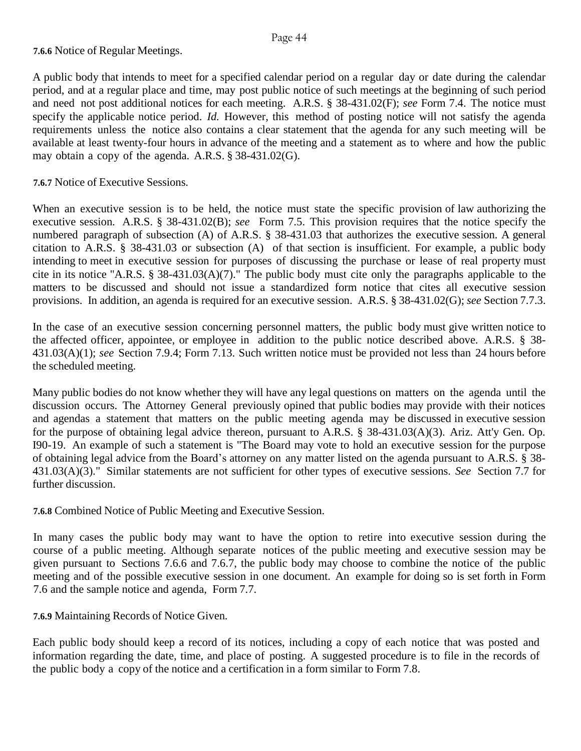**7.6.6** Notice of Regular Meetings.

A public body that intends to meet for a specified calendar period on a regular day or date during the calendar period, and at a regular place and time, may post public notice of such meetings at the beginning of such period and need not post additional notices for each meeting. A.R.S. § 38-431.02(F); *see* Form 7.4. The notice must specify the applicable notice period. *Id.* However, this method of posting notice will not satisfy the agenda requirements unless the notice also contains a clear statement that the agenda for any such meeting will be available at least twenty-four hours in advance of the meeting and a statement as to where and how the public may obtain a copy of the agenda. A.R.S. § 38-431.02(G).

**7.6.7** Notice of Executive Sessions.

When an executive session is to be held, the notice must state the specific provision of law authorizing the executive session. A.R.S. § 38-431.02(B); *see* Form 7.5. This provision requires that the notice specify the numbered paragraph of subsection (A) of A.R.S. § 38-431.03 that authorizes the executive session. A general citation to A.R.S. § 38-431.03 or subsection (A) of that section is insufficient. For example, a public body intending to meet in executive session for purposes of discussing the purchase or lease of real property must cite in its notice "A.R.S. § 38-431.03(A)(7)." The public body must cite only the paragraphs applicable to the matters to be discussed and should not issue a standardized form notice that cites all executive session provisions. In addition, an agenda is required for an executive session. A.R.S. § 38-431.02(G); *see* Section 7.7.3.

In the case of an executive session concerning personnel matters, the public body must give written notice to the affected officer, appointee, or employee in addition to the public notice described above. A.R.S. § 38-431.03(A)(1); *see* Section 7.9.4; Form 7.13. Such written notice must be provided not less than 24 hours before the scheduled meeting.

Many public bodies do not know whether they will have any legal questions on matters on the agenda until the discussion occurs. The Attorney General previously opined that public bodies may provide with their notices and agendas a statement that matters on the public meeting agenda may be discussed in executive session for the purpose of obtaining legal advice thereon, pursuant to A.R.S. § 38-431.03(A)(3). Ariz. Att'y Gen. Op. I90-19. An example of such a statement is "The Board may vote to hold an executive session for the purpose of obtaining legal advice from the Board's attorney on any matter listed on the agenda pursuant to A.R.S. § 38-431.03(A)(3)." Similar statements are not sufficient for other types of executive sessions. *See* Section 7.7 for further discussion.

**7.6.8** Combined Notice of Public Meeting and Executive Session.

In many cases the public body may want to have the option to retire into executive session during the course of a public meeting. Although separate notices of the public meeting and executive session may be given pursuant to Sections 7.6.6 and 7.6.7, the public body may choose to combine the notice of the public meeting and of the possible executive session in one document. An example for doing so is set forth in Form 7.6 and the sample notice and agenda, Form 7.7.

**7.6.9** Maintaining Records of Notice Given.

Each public body should keep a record of its notices, including a copy of each notice that was posted and information regarding the date, time, and place of posting. A suggested procedure is to file in the records of the public body a copy of the notice and a certification in a form similar to Form 7.8.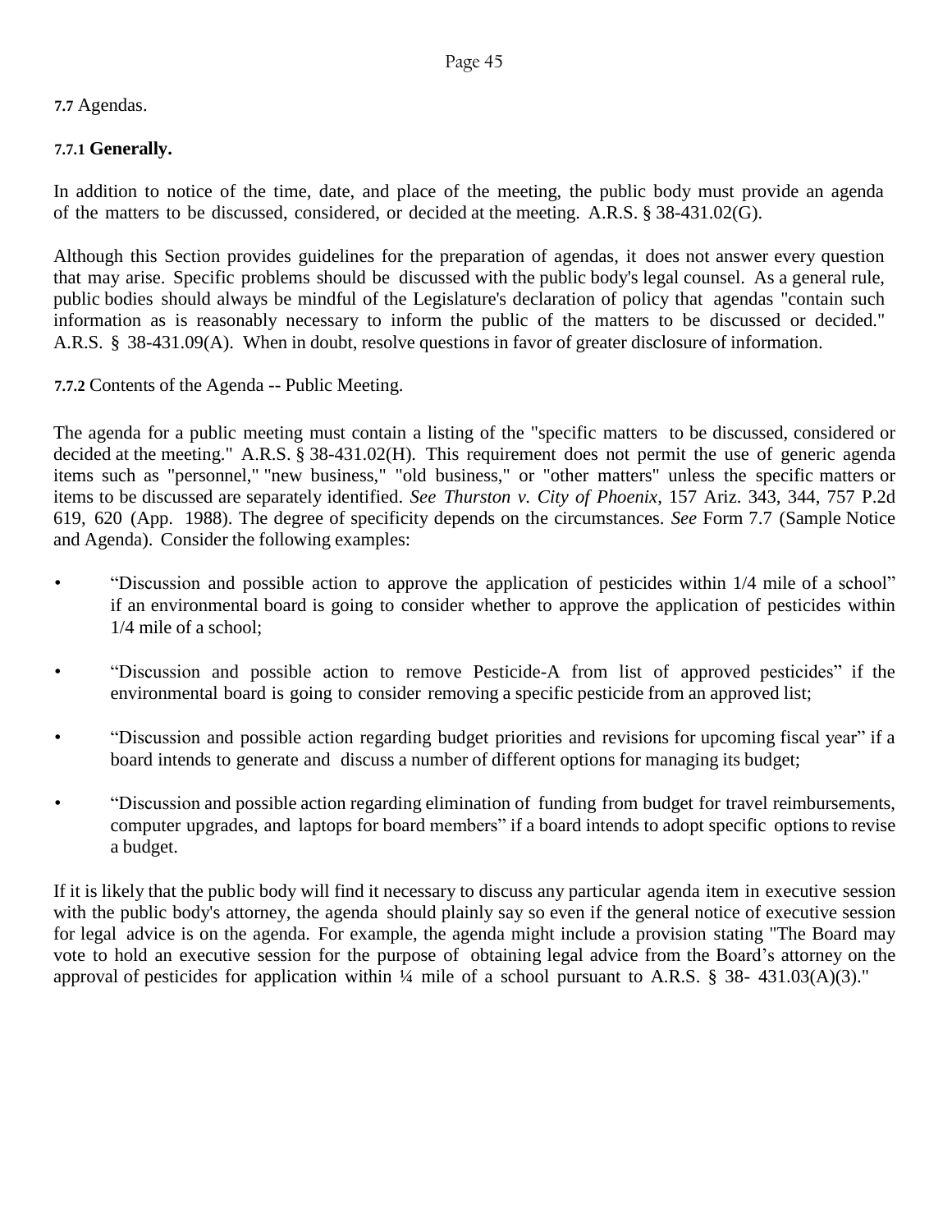**7.7** Agendas.

**7.7.1 Generally.**

In addition to notice of the time, date, and place of the meeting, the public body must provide an agenda of the matters to be discussed, considered, or decided at the meeting. A.R.S. § 38-431.02(G).

Although this Section provides guidelines for the preparation of agendas, it does not answer every question that may arise. Specific problems should be discussed with the public body's legal counsel. As a general rule, public bodies should always be mindful of the Legislature's declaration of policy that agendas "contain such information as is reasonably necessary to inform the public of the matters to be discussed or decided." A.R.S. § 38-431.09(A). When in doubt, resolve questions in favor of greater disclosure of information.

**7.7.2** Contents of the Agenda -- Public Meeting.

The agenda for a public meeting must contain a listing of the "specific matters to be discussed, considered or decided at the meeting." A.R.S. § 38-431.02(H). This requirement does not permit the use of generic agenda items such as "personnel," "new business," "old business," or "other matters" unless the specific matters or items to be discussed are separately identified. *See Thurston v. City of Phoenix*, 157 Ariz. 343, 344, 757 P.2d 619, 620 (App. 1988). The degree of specificity depends on the circumstances. *See* Form 7.7 (Sample Notice and Agenda). Consider the following examples:

- “Discussion and possible action to approve the application of pesticides within 1/4 mile of a school” if an environmental board is going to consider whether to approve the application of pesticides within 1/4 mile of a school;
- “Discussion and possible action to remove Pesticide-A from list of approved pesticides” if the environmental board is going to consider removing a specific pesticide from an approved list;
- “Discussion and possible action regarding budget priorities and revisions for upcoming fiscal year” if a board intends to generate and discuss a number of different options for managing its budget;
- “Discussion and possible action regarding elimination of funding from budget for travel reimbursements, computer upgrades, and laptops for board members” if a board intends to adopt specific options to revise a budget.

If it is likely that the public body will find it necessary to discuss any particular agenda item in executive session with the public body's attorney, the agenda should plainly say so even if the general notice of executive session for legal advice is on the agenda. For example, the agenda might include a provision stating "The Board may vote to hold an executive session for the purpose of obtaining legal advice from the Board’s attorney on the approval of pesticides for application within ¼ mile of a school pursuant to A.R.S. § 38- 431.03(A)(3)."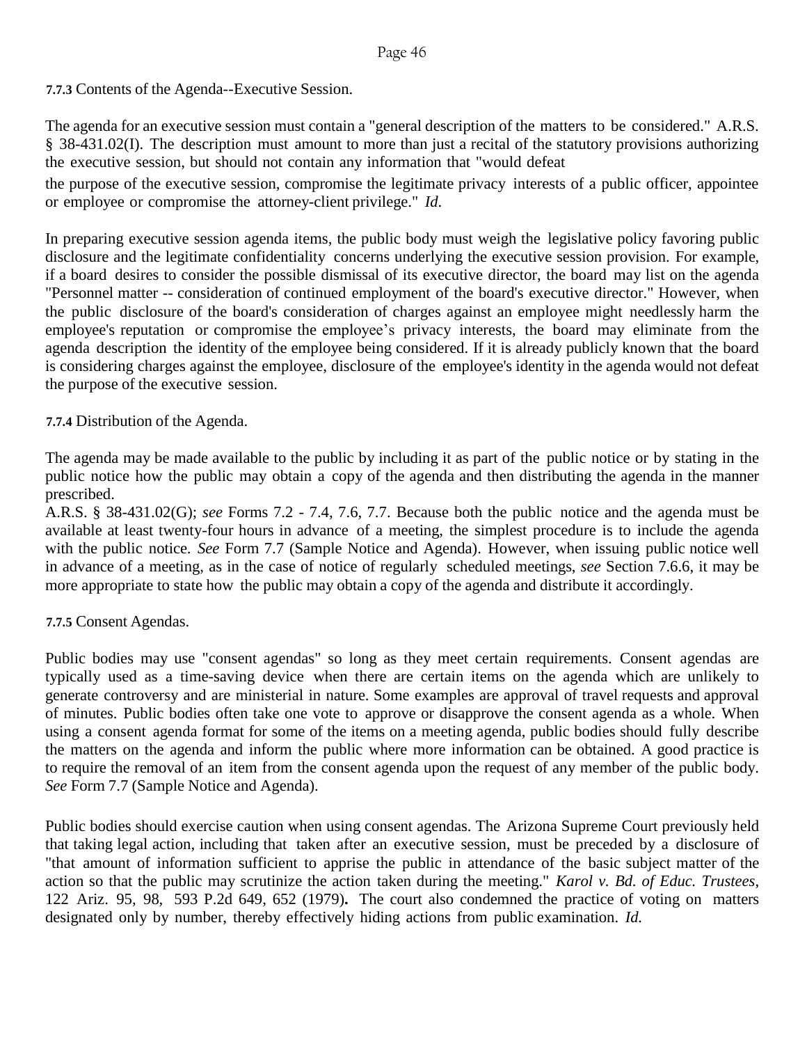**7.7.3** Contents of the Agenda--Executive Session.

The agenda for an executive session must contain a "general description of the matters to be considered." A.R.S. § 38-431.02(I). The description must amount to more than just a recital of the statutory provisions authorizing the executive session, but should not contain any information that "would defeat the purpose of the executive session, compromise the legitimate privacy interests of a public officer, appointee or employee or compromise the attorney-client privilege." *Id*.

In preparing executive session agenda items, the public body must weigh the legislative policy favoring public disclosure and the legitimate confidentiality concerns underlying the executive session provision. For example, if a board desires to consider the possible dismissal of its executive director, the board may list on the agenda "Personnel matter -- consideration of continued employment of the board's executive director." However, when the public disclosure of the board's consideration of charges against an employee might needlessly harm the employee's reputation or compromise the employee's privacy interests, the board may eliminate from the agenda description the identity of the employee being considered. If it is already publicly known that the board is considering charges against the employee, disclosure of the employee's identity in the agenda would not defeat the purpose of the executive session.

**7.7.4** Distribution of the Agenda.

The agenda may be made available to the public by including it as part of the public notice or by stating in the public notice how the public may obtain a copy of the agenda and then distributing the agenda in the manner prescribed.
A.R.S. § 38-431.02(G); *see* Forms 7.2 - 7.4, 7.6, 7.7. Because both the public notice and the agenda must be available at least twenty-four hours in advance of a meeting, the simplest procedure is to include the agenda with the public notice. *See* Form 7.7 (Sample Notice and Agenda). However, when issuing public notice well in advance of a meeting, as in the case of notice of regularly scheduled meetings, *see* Section 7.6.6, it may be more appropriate to state how the public may obtain a copy of the agenda and distribute it accordingly.

**7.7.5** Consent Agendas.

Public bodies may use "consent agendas" so long as they meet certain requirements. Consent agendas are typically used as a time-saving device when there are certain items on the agenda which are unlikely to generate controversy and are ministerial in nature. Some examples are approval of travel requests and approval of minutes. Public bodies often take one vote to approve or disapprove the consent agenda as a whole. When using a consent agenda format for some of the items on a meeting agenda, public bodies should fully describe the matters on the agenda and inform the public where more information can be obtained. A good practice is to require the removal of an item from the consent agenda upon the request of any member of the public body. *See* Form 7.7 (Sample Notice and Agenda).

Public bodies should exercise caution when using consent agendas. The Arizona Supreme Court previously held that taking legal action, including that taken after an executive session, must be preceded by a disclosure of "that amount of information sufficient to apprise the public in attendance of the basic subject matter of the action so that the public may scrutinize the action taken during the meeting." *Karol v. Bd. of Educ. Trustees*, 122 Ariz. 95, 98, 593 P.2d 649, 652 (1979)**.** The court also condemned the practice of voting on matters designated only by number, thereby effectively hiding actions from public examination. *Id.*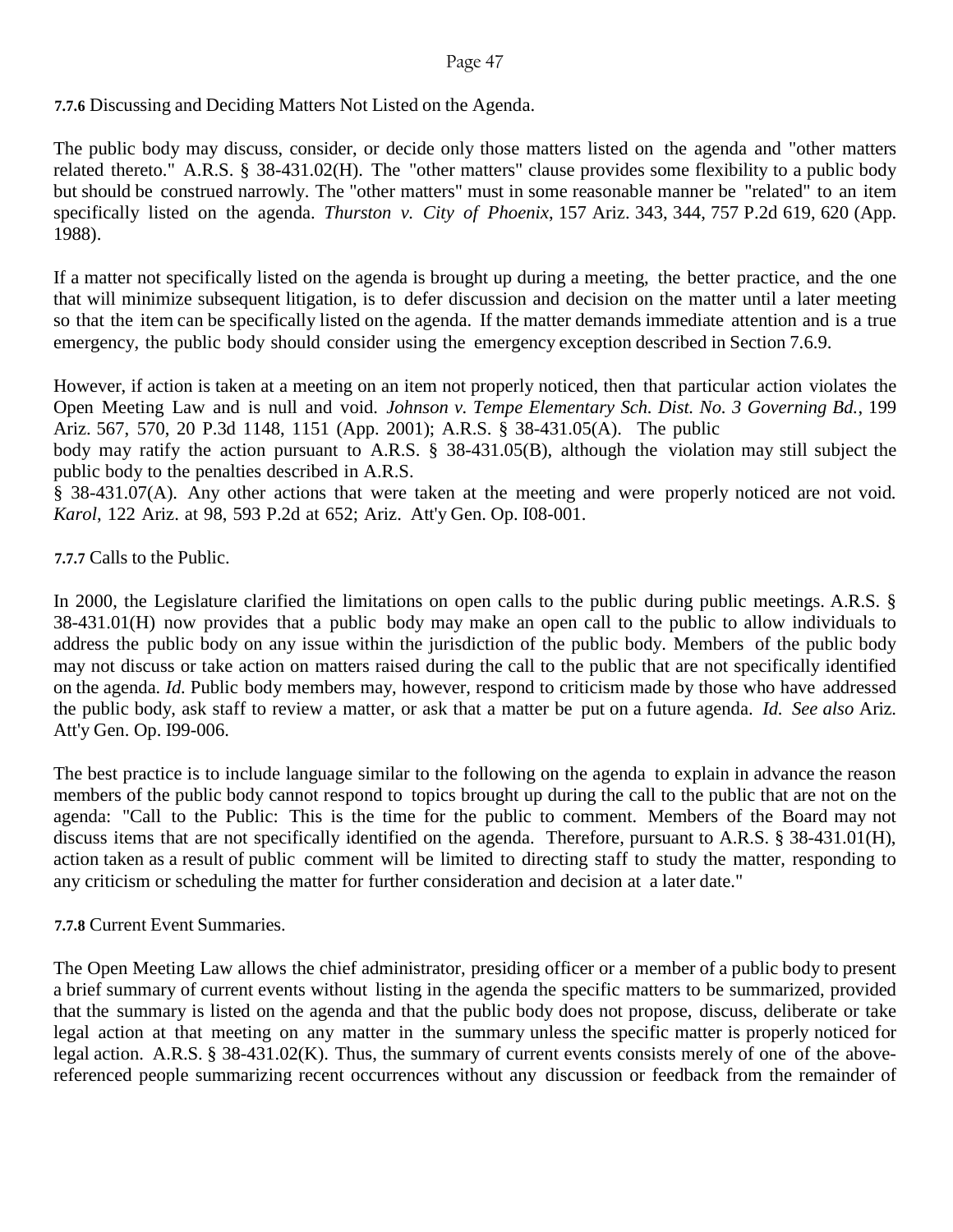**7.7.6** Discussing and Deciding Matters Not Listed on the Agenda.

The public body may discuss, consider, or decide only those matters listed on the agenda and "other matters related thereto." A.R.S. § 38-431.02(H). The "other matters" clause provides some flexibility to a public body but should be construed narrowly. The "other matters" must in some reasonable manner be "related" to an item specifically listed on the agenda. *Thurston v. City of Phoenix*, 157 Ariz. 343, 344, 757 P.2d 619, 620 (App. 1988).

If a matter not specifically listed on the agenda is brought up during a meeting, the better practice, and the one that will minimize subsequent litigation, is to defer discussion and decision on the matter until a later meeting so that the item can be specifically listed on the agenda. If the matter demands immediate attention and is a true emergency, the public body should consider using the emergency exception described in Section 7.6.9.

However, if action is taken at a meeting on an item not properly noticed, then that particular action violates the Open Meeting Law and is null and void. *Johnson v. Tempe Elementary Sch. Dist. No. 3 Governing Bd.*, 199 Ariz. 567, 570, 20 P.3d 1148, 1151 (App. 2001); A.R.S. § 38-431.05(A). The public body may ratify the action pursuant to A.R.S. § 38-431.05(B), although the violation may still subject the public body to the penalties described in A.R.S. § 38-431.07(A). Any other actions that were taken at the meeting and were properly noticed are not void. *Karol*, 122 Ariz. at 98, 593 P.2d at 652; Ariz. Att'y Gen. Op. I08-001.

**7.7.7** Calls to the Public.

In 2000, the Legislature clarified the limitations on open calls to the public during public meetings. A.R.S. § 38-431.01(H) now provides that a public body may make an open call to the public to allow individuals to address the public body on any issue within the jurisdiction of the public body. Members of the public body may not discuss or take action on matters raised during the call to the public that are not specifically identified on the agenda. *Id.* Public body members may, however, respond to criticism made by those who have addressed the public body, ask staff to review a matter, or ask that a matter be put on a future agenda. *Id. See also* Ariz. Att'y Gen. Op. I99-006.

The best practice is to include language similar to the following on the agenda to explain in advance the reason members of the public body cannot respond to topics brought up during the call to the public that are not on the agenda: "Call to the Public: This is the time for the public to comment. Members of the Board may not discuss items that are not specifically identified on the agenda. Therefore, pursuant to A.R.S. § 38-431.01(H), action taken as a result of public comment will be limited to directing staff to study the matter, responding to any criticism or scheduling the matter for further consideration and decision at a later date."

**7.7.8** Current Event Summaries.

The Open Meeting Law allows the chief administrator, presiding officer or a member of a public body to present a brief summary of current events without listing in the agenda the specific matters to be summarized, provided that the summary is listed on the agenda and that the public body does not propose, discuss, deliberate or take legal action at that meeting on any matter in the summary unless the specific matter is properly noticed for legal action. A.R.S. § 38-431.02(K). Thus, the summary of current events consists merely of one of the above-referenced people summarizing recent occurrences without any discussion or feedback from the remainder of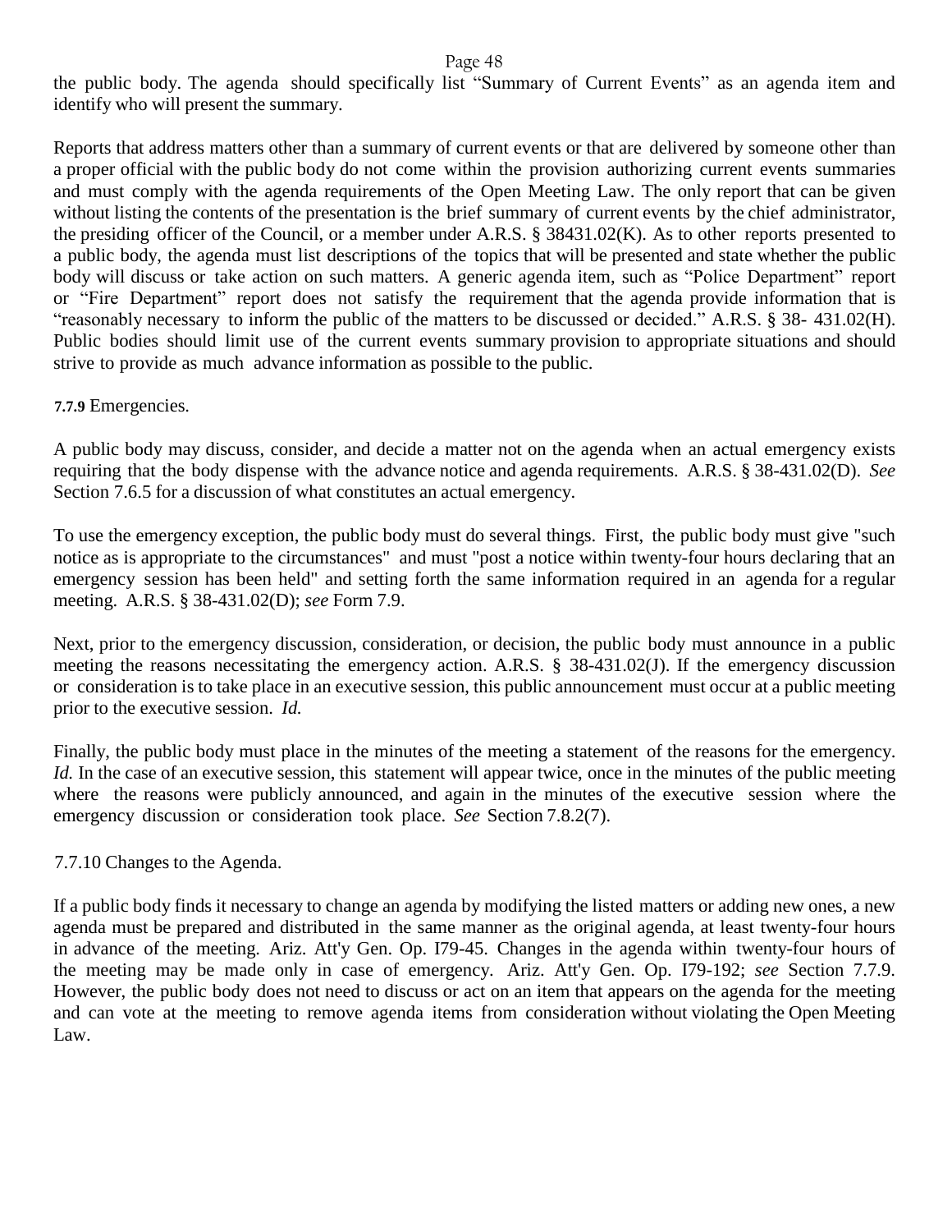the public body. The agenda should specifically list "Summary of Current Events" as an agenda item and identify who will present the summary.

Reports that address matters other than a summary of current events or that are delivered by someone other than a proper official with the public body do not come within the provision authorizing current events summaries and must comply with the agenda requirements of the Open Meeting Law. The only report that can be given without listing the contents of the presentation is the brief summary of current events by the chief administrator, the presiding officer of the Council, or a member under A.R.S. § 38431.02(K). As to other reports presented to a public body, the agenda must list descriptions of the topics that will be presented and state whether the public body will discuss or take action on such matters. A generic agenda item, such as "Police Department" report or "Fire Department" report does not satisfy the requirement that the agenda provide information that is "reasonably necessary to inform the public of the matters to be discussed or decided." A.R.S. § 38- 431.02(H). Public bodies should limit use of the current events summary provision to appropriate situations and should strive to provide as much advance information as possible to the public.

**7.7.9** Emergencies.

A public body may discuss, consider, and decide a matter not on the agenda when an actual emergency exists requiring that the body dispense with the advance notice and agenda requirements. A.R.S. § 38-431.02(D). *See* Section 7.6.5 for a discussion of what constitutes an actual emergency.

To use the emergency exception, the public body must do several things. First, the public body must give "such notice as is appropriate to the circumstances" and must "post a notice within twenty-four hours declaring that an emergency session has been held" and setting forth the same information required in an agenda for a regular meeting. A.R.S. § 38-431.02(D); *see* Form 7.9.

Next, prior to the emergency discussion, consideration, or decision, the public body must announce in a public meeting the reasons necessitating the emergency action. A.R.S. § 38-431.02(J). If the emergency discussion or consideration is to take place in an executive session, this public announcement must occur at a public meeting prior to the executive session. *Id.*

Finally, the public body must place in the minutes of the meeting a statement of the reasons for the emergency. *Id.* In the case of an executive session, this statement will appear twice, once in the minutes of the public meeting where the reasons were publicly announced, and again in the minutes of the executive session where the emergency discussion or consideration took place. *See* Section 7.8.2(7).

7.7.10 Changes to the Agenda.

If a public body finds it necessary to change an agenda by modifying the listed matters or adding new ones, a new agenda must be prepared and distributed in the same manner as the original agenda, at least twenty-four hours in advance of the meeting. Ariz. Att'y Gen. Op. I79-45. Changes in the agenda within twenty-four hours of the meeting may be made only in case of emergency. Ariz. Att'y Gen. Op. I79-192; *see* Section 7.7.9. However, the public body does not need to discuss or act on an item that appears on the agenda for the meeting and can vote at the meeting to remove agenda items from consideration without violating the Open Meeting Law.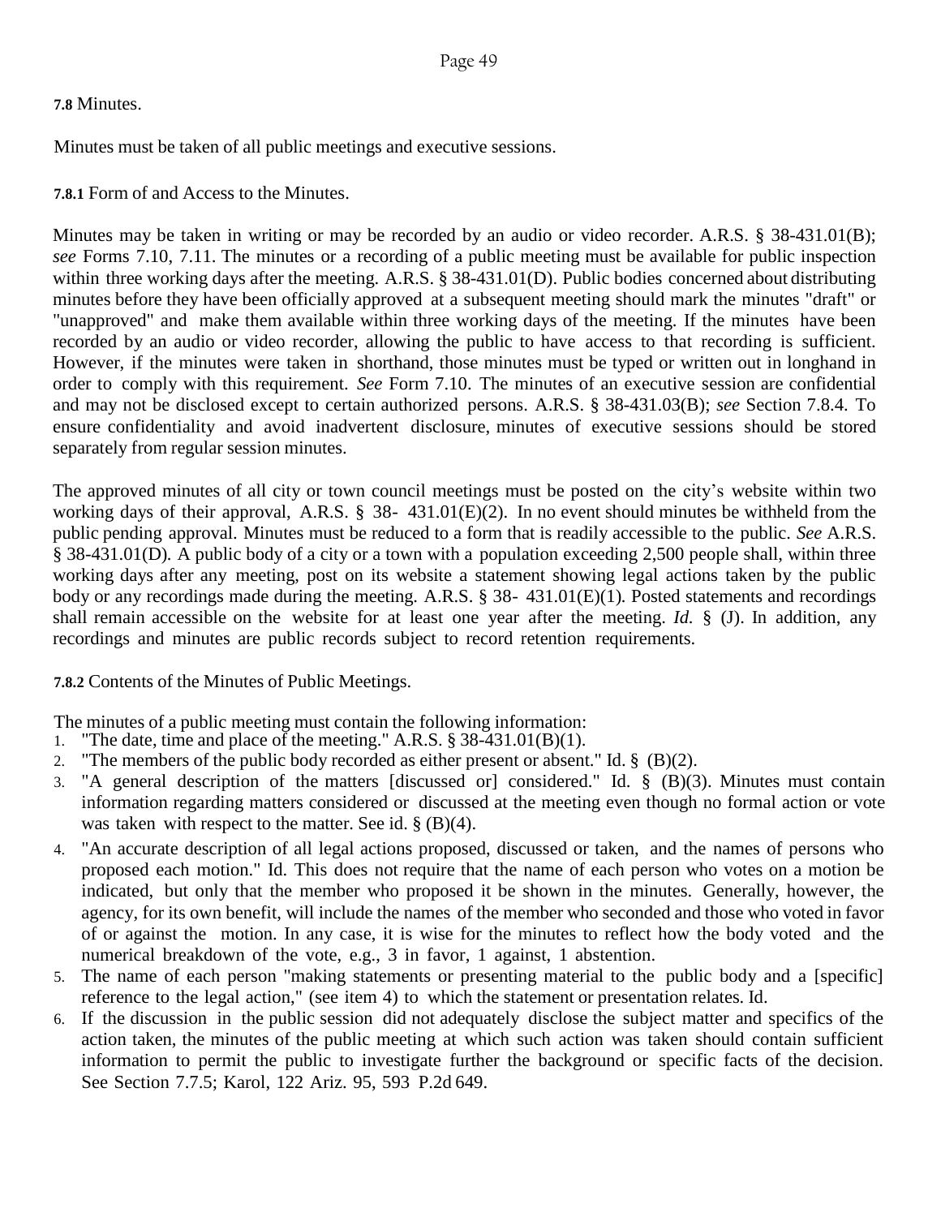**7.8** Minutes.

Minutes must be taken of all public meetings and executive sessions.

**7.8.1** Form of and Access to the Minutes.

Minutes may be taken in writing or may be recorded by an audio or video recorder. A.R.S. § 38-431.01(B); *see* Forms 7.10, 7.11. The minutes or a recording of a public meeting must be available for public inspection within three working days after the meeting. A.R.S. § 38-431.01(D). Public bodies concerned about distributing minutes before they have been officially approved at a subsequent meeting should mark the minutes "draft" or "unapproved" and make them available within three working days of the meeting. If the minutes have been recorded by an audio or video recorder, allowing the public to have access to that recording is sufficient. However, if the minutes were taken in shorthand, those minutes must be typed or written out in longhand in order to comply with this requirement. *See* Form 7.10. The minutes of an executive session are confidential and may not be disclosed except to certain authorized persons. A.R.S. § 38-431.03(B); *see* Section 7.8.4. To ensure confidentiality and avoid inadvertent disclosure, minutes of executive sessions should be stored separately from regular session minutes.

The approved minutes of all city or town council meetings must be posted on the city's website within two working days of their approval, A.R.S. § 38- 431.01(E)(2). In no event should minutes be withheld from the public pending approval. Minutes must be reduced to a form that is readily accessible to the public. *See* A.R.S. § 38-431.01(D). A public body of a city or a town with a population exceeding 2,500 people shall, within three working days after any meeting, post on its website a statement showing legal actions taken by the public body or any recordings made during the meeting. A.R.S. § 38- 431.01(E)(1). Posted statements and recordings shall remain accessible on the website for at least one year after the meeting. *Id.* § (J). In addition, any recordings and minutes are public records subject to record retention requirements.

**7.8.2** Contents of the Minutes of Public Meetings.

The minutes of a public meeting must contain the following information:

1. "The date, time and place of the meeting." A.R.S. § 38-431.01(B)(1).
2. "The members of the public body recorded as either present or absent." Id. § (B)(2).
3. "A general description of the matters [discussed or] considered." Id. § (B)(3). Minutes must contain information regarding matters considered or discussed at the meeting even though no formal action or vote was taken with respect to the matter. See id. § (B)(4).
4. "An accurate description of all legal actions proposed, discussed or taken, and the names of persons who proposed each motion." Id. This does not require that the name of each person who votes on a motion be indicated, but only that the member who proposed it be shown in the minutes. Generally, however, the agency, for its own benefit, will include the names of the member who seconded and those who voted in favor of or against the motion. In any case, it is wise for the minutes to reflect how the body voted and the numerical breakdown of the vote, e.g., 3 in favor, 1 against, 1 abstention.
5. The name of each person "making statements or presenting material to the public body and a [specific] reference to the legal action," (see item 4) to which the statement or presentation relates. Id.
6. If the discussion in the public session did not adequately disclose the subject matter and specifics of the action taken, the minutes of the public meeting at which such action was taken should contain sufficient information to permit the public to investigate further the background or specific facts of the decision. See Section 7.7.5; Karol, 122 Ariz. 95, 593 P.2d 649.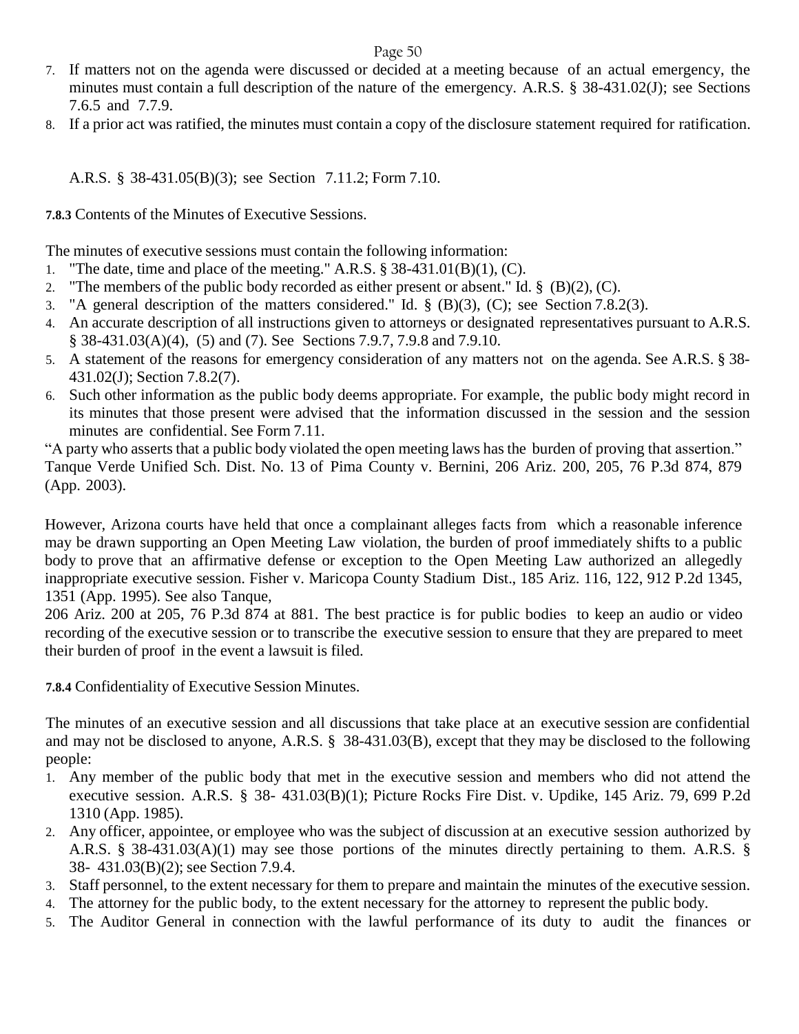7. If matters not on the agenda were discussed or decided at a meeting because of an actual emergency, the minutes must contain a full description of the nature of the emergency. A.R.S. § 38-431.02(J); see Sections 7.6.5 and 7.7.9.
8. If a prior act was ratified, the minutes must contain a copy of the disclosure statement required for ratification.

A.R.S. § 38-431.05(B)(3); see Section 7.11.2; Form 7.10.

**7.8.3** Contents of the Minutes of Executive Sessions.

The minutes of executive sessions must contain the following information:

1. "The date, time and place of the meeting." A.R.S. § 38-431.01(B)(1), (C).
2. "The members of the public body recorded as either present or absent." Id. § (B)(2), (C).
3. "A general description of the matters considered." Id. § (B)(3), (C); see Section 7.8.2(3).
4. An accurate description of all instructions given to attorneys or designated representatives pursuant to A.R.S. § 38-431.03(A)(4), (5) and (7). See Sections 7.9.7, 7.9.8 and 7.9.10.
5. A statement of the reasons for emergency consideration of any matters not on the agenda. See A.R.S. § 38-431.02(J); Section 7.8.2(7).
6. Such other information as the public body deems appropriate. For example, the public body might record in its minutes that those present were advised that the information discussed in the session and the session minutes are confidential. See Form 7.11.

"A party who asserts that a public body violated the open meeting laws has the burden of proving that assertion." Tanque Verde Unified Sch. Dist. No. 13 of Pima County v. Bernini, 206 Ariz. 200, 205, 76 P.3d 874, 879 (App. 2003).

However, Arizona courts have held that once a complainant alleges facts from which a reasonable inference may be drawn supporting an Open Meeting Law violation, the burden of proof immediately shifts to a public body to prove that an affirmative defense or exception to the Open Meeting Law authorized an allegedly inappropriate executive session. Fisher v. Maricopa County Stadium Dist., 185 Ariz. 116, 122, 912 P.2d 1345, 1351 (App. 1995). See also Tanque, 206 Ariz. 200 at 205, 76 P.3d 874 at 881. The best practice is for public bodies to keep an audio or video recording of the executive session or to transcribe the executive session to ensure that they are prepared to meet their burden of proof in the event a lawsuit is filed.

**7.8.4** Confidentiality of Executive Session Minutes.

The minutes of an executive session and all discussions that take place at an executive session are confidential and may not be disclosed to anyone, A.R.S. § 38-431.03(B), except that they may be disclosed to the following people:

1. Any member of the public body that met in the executive session and members who did not attend the executive session. A.R.S. § 38- 431.03(B)(1); Picture Rocks Fire Dist. v. Updike, 145 Ariz. 79, 699 P.2d 1310 (App. 1985).
2. Any officer, appointee, or employee who was the subject of discussion at an executive session authorized by A.R.S. § 38-431.03(A)(1) may see those portions of the minutes directly pertaining to them. A.R.S. § 38- 431.03(B)(2); see Section 7.9.4.
3. Staff personnel, to the extent necessary for them to prepare and maintain the minutes of the executive session.
4. The attorney for the public body, to the extent necessary for the attorney to represent the public body.
5. The Auditor General in connection with the lawful performance of its duty to audit the finances or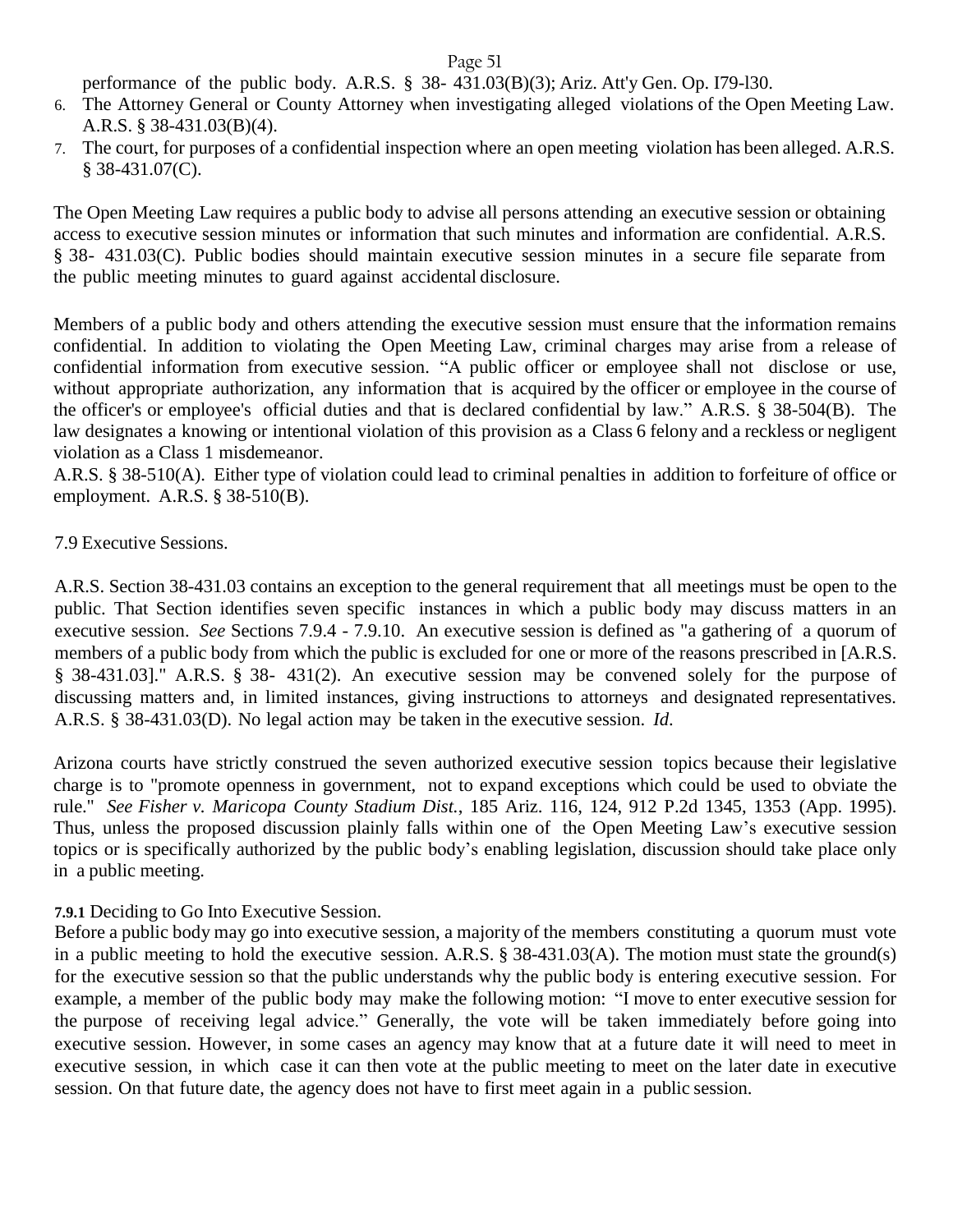performance of the public body. A.R.S. § 38- 431.03(B)(3); Ariz. Att'y Gen. Op. I79-l30.

6. The Attorney General or County Attorney when investigating alleged violations of the Open Meeting Law. A.R.S. § 38-431.03(B)(4).
7. The court, for purposes of a confidential inspection where an open meeting violation has been alleged. A.R.S. § 38-431.07(C).

The Open Meeting Law requires a public body to advise all persons attending an executive session or obtaining access to executive session minutes or information that such minutes and information are confidential. A.R.S. § 38- 431.03(C). Public bodies should maintain executive session minutes in a secure file separate from the public meeting minutes to guard against accidental disclosure.

Members of a public body and others attending the executive session must ensure that the information remains confidential. In addition to violating the Open Meeting Law, criminal charges may arise from a release of confidential information from executive session. "A public officer or employee shall not disclose or use, without appropriate authorization, any information that is acquired by the officer or employee in the course of the officer's or employee's official duties and that is declared confidential by law." A.R.S. § 38-504(B). The law designates a knowing or intentional violation of this provision as a Class 6 felony and a reckless or negligent violation as a Class 1 misdemeanor.
A.R.S. § 38-510(A). Either type of violation could lead to criminal penalties in addition to forfeiture of office or employment. A.R.S. § 38-510(B).

## 7.9 Executive Sessions.

A.R.S. Section 38-431.03 contains an exception to the general requirement that all meetings must be open to the public. That Section identifies seven specific instances in which a public body may discuss matters in an executive session. *See* Sections 7.9.4 - 7.9.10. An executive session is defined as "a gathering of a quorum of members of a public body from which the public is excluded for one or more of the reasons prescribed in [A.R.S. § 38-431.03]." A.R.S. § 38- 431(2). An executive session may be convened solely for the purpose of discussing matters and, in limited instances, giving instructions to attorneys and designated representatives. A.R.S. § 38-431.03(D). No legal action may be taken in the executive session. *Id.*

Arizona courts have strictly construed the seven authorized executive session topics because their legislative charge is to "promote openness in government, not to expand exceptions which could be used to obviate the rule." *See Fisher v. Maricopa County Stadium Dist.*, 185 Ariz. 116, 124, 912 P.2d 1345, 1353 (App. 1995). Thus, unless the proposed discussion plainly falls within one of the Open Meeting Law's executive session topics or is specifically authorized by the public body's enabling legislation, discussion should take place only in a public meeting.

### **7.9.1** Deciding to Go Into Executive Session.

Before a public body may go into executive session, a majority of the members constituting a quorum must vote in a public meeting to hold the executive session. A.R.S. § 38-431.03(A). The motion must state the ground(s) for the executive session so that the public understands why the public body is entering executive session. For example, a member of the public body may make the following motion: "I move to enter executive session for the purpose of receiving legal advice." Generally, the vote will be taken immediately before going into executive session. However, in some cases an agency may know that at a future date it will need to meet in executive session, in which case it can then vote at the public meeting to meet on the later date in executive session. On that future date, the agency does not have to first meet again in a public session.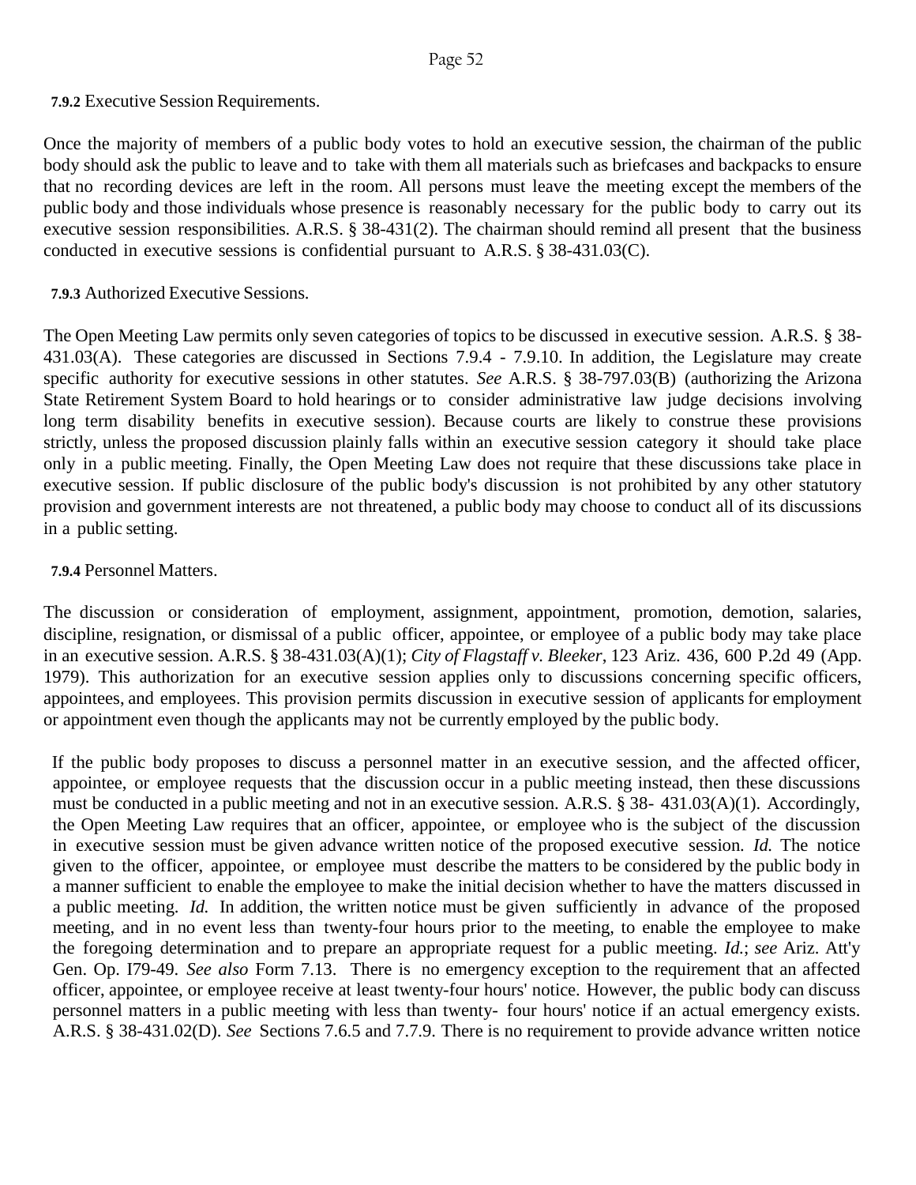**7.9.2** Executive Session Requirements.

Once the majority of members of a public body votes to hold an executive session, the chairman of the public body should ask the public to leave and to take with them all materials such as briefcases and backpacks to ensure that no recording devices are left in the room. All persons must leave the meeting except the members of the public body and those individuals whose presence is reasonably necessary for the public body to carry out its executive session responsibilities. A.R.S. § 38-431(2). The chairman should remind all present that the business conducted in executive sessions is confidential pursuant to A.R.S. § 38-431.03(C).

**7.9.3** Authorized Executive Sessions.

The Open Meeting Law permits only seven categories of topics to be discussed in executive session. A.R.S. § 38-431.03(A). These categories are discussed in Sections 7.9.4 - 7.9.10. In addition, the Legislature may create specific authority for executive sessions in other statutes. *See* A.R.S. § 38-797.03(B) (authorizing the Arizona State Retirement System Board to hold hearings or to consider administrative law judge decisions involving long term disability benefits in executive session). Because courts are likely to construe these provisions strictly, unless the proposed discussion plainly falls within an executive session category it should take place only in a public meeting. Finally, the Open Meeting Law does not require that these discussions take place in executive session. If public disclosure of the public body's discussion is not prohibited by any other statutory provision and government interests are not threatened, a public body may choose to conduct all of its discussions in a public setting.

**7.9.4** Personnel Matters.

The discussion or consideration of employment, assignment, appointment, promotion, demotion, salaries, discipline, resignation, or dismissal of a public officer, appointee, or employee of a public body may take place in an executive session. A.R.S. § 38-431.03(A)(1); *City of Flagstaff v. Bleeker*, 123 Ariz. 436, 600 P.2d 49 (App. 1979). This authorization for an executive session applies only to discussions concerning specific officers, appointees, and employees. This provision permits discussion in executive session of applicants for employment or appointment even though the applicants may not be currently employed by the public body.

If the public body proposes to discuss a personnel matter in an executive session, and the affected officer, appointee, or employee requests that the discussion occur in a public meeting instead, then these discussions must be conducted in a public meeting and not in an executive session. A.R.S. § 38- 431.03(A)(1). Accordingly, the Open Meeting Law requires that an officer, appointee, or employee who is the subject of the discussion in executive session must be given advance written notice of the proposed executive session. *Id.* The notice given to the officer, appointee, or employee must describe the matters to be considered by the public body in a manner sufficient to enable the employee to make the initial decision whether to have the matters discussed in a public meeting. *Id.* In addition, the written notice must be given sufficiently in advance of the proposed meeting, and in no event less than twenty-four hours prior to the meeting, to enable the employee to make the foregoing determination and to prepare an appropriate request for a public meeting. *Id.*; *see* Ariz. Att'y Gen. Op. I79-49. *See also* Form 7.13. There is no emergency exception to the requirement that an affected officer, appointee, or employee receive at least twenty-four hours' notice. However, the public body can discuss personnel matters in a public meeting with less than twenty- four hours' notice if an actual emergency exists. A.R.S. § 38-431.02(D). *See* Sections 7.6.5 and 7.7.9. There is no requirement to provide advance written notice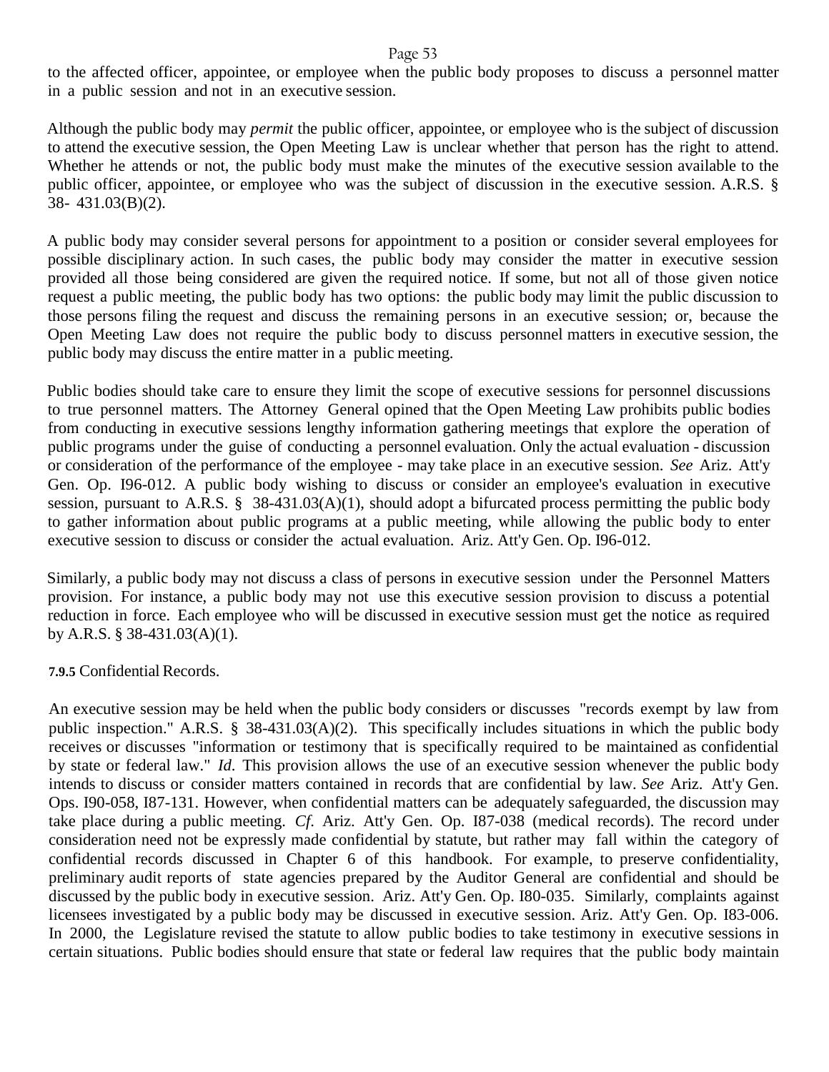to the affected officer, appointee, or employee when the public body proposes to discuss a personnel matter in a public session and not in an executive session.

Although the public body may *permit* the public officer, appointee, or employee who is the subject of discussion to attend the executive session, the Open Meeting Law is unclear whether that person has the right to attend. Whether he attends or not, the public body must make the minutes of the executive session available to the public officer, appointee, or employee who was the subject of discussion in the executive session. A.R.S. § 38- 431.03(B)(2).

A public body may consider several persons for appointment to a position or consider several employees for possible disciplinary action. In such cases, the public body may consider the matter in executive session provided all those being considered are given the required notice. If some, but not all of those given notice request a public meeting, the public body has two options: the public body may limit the public discussion to those persons filing the request and discuss the remaining persons in an executive session; or, because the Open Meeting Law does not require the public body to discuss personnel matters in executive session, the public body may discuss the entire matter in a public meeting.

Public bodies should take care to ensure they limit the scope of executive sessions for personnel discussions to true personnel matters. The Attorney General opined that the Open Meeting Law prohibits public bodies from conducting in executive sessions lengthy information gathering meetings that explore the operation of public programs under the guise of conducting a personnel evaluation. Only the actual evaluation - discussion or consideration of the performance of the employee - may take place in an executive session. *See* Ariz. Att'y Gen. Op. I96-012. A public body wishing to discuss or consider an employee's evaluation in executive session, pursuant to A.R.S. § 38-431.03(A)(1), should adopt a bifurcated process permitting the public body to gather information about public programs at a public meeting, while allowing the public body to enter executive session to discuss or consider the actual evaluation. Ariz. Att'y Gen. Op. I96-012.

Similarly, a public body may not discuss a class of persons in executive session under the Personnel Matters provision. For instance, a public body may not use this executive session provision to discuss a potential reduction in force. Each employee who will be discussed in executive session must get the notice as required by A.R.S. § 38-431.03(A)(1).

#### **7.9.5** Confidential Records.

An executive session may be held when the public body considers or discusses "records exempt by law from public inspection." A.R.S. § 38-431.03(A)(2). This specifically includes situations in which the public body receives or discusses "information or testimony that is specifically required to be maintained as confidential by state or federal law." *Id*. This provision allows the use of an executive session whenever the public body intends to discuss or consider matters contained in records that are confidential by law. *See* Ariz. Att'y Gen. Ops. I90-058, I87-131. However, when confidential matters can be adequately safeguarded, the discussion may take place during a public meeting. *Cf*. Ariz. Att'y Gen. Op. I87-038 (medical records). The record under consideration need not be expressly made confidential by statute, but rather may fall within the category of confidential records discussed in Chapter 6 of this handbook. For example, to preserve confidentiality, preliminary audit reports of state agencies prepared by the Auditor General are confidential and should be discussed by the public body in executive session. Ariz. Att'y Gen. Op. I80-035. Similarly, complaints against licensees investigated by a public body may be discussed in executive session. Ariz. Att'y Gen. Op. I83-006. In 2000, the Legislature revised the statute to allow public bodies to take testimony in executive sessions in certain situations. Public bodies should ensure that state or federal law requires that the public body maintain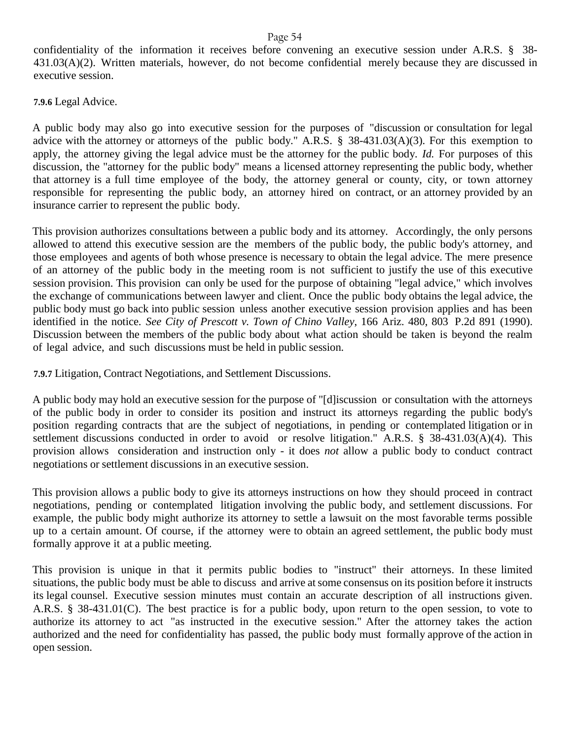confidentiality of the information it receives before convening an executive session under A.R.S. § 38-431.03(A)(2). Written materials, however, do not become confidential merely because they are discussed in executive session.

**7.9.6** Legal Advice.

A public body may also go into executive session for the purposes of "discussion or consultation for legal advice with the attorney or attorneys of the public body." A.R.S. § 38-431.03(A)(3). For this exemption to apply, the attorney giving the legal advice must be the attorney for the public body. *Id.* For purposes of this discussion, the "attorney for the public body" means a licensed attorney representing the public body, whether that attorney is a full time employee of the body, the attorney general or county, city, or town attorney responsible for representing the public body, an attorney hired on contract, or an attorney provided by an insurance carrier to represent the public body.

This provision authorizes consultations between a public body and its attorney. Accordingly, the only persons allowed to attend this executive session are the members of the public body, the public body's attorney, and those employees and agents of both whose presence is necessary to obtain the legal advice. The mere presence of an attorney of the public body in the meeting room is not sufficient to justify the use of this executive session provision. This provision can only be used for the purpose of obtaining "legal advice," which involves the exchange of communications between lawyer and client. Once the public body obtains the legal advice, the public body must go back into public session unless another executive session provision applies and has been identified in the notice. *See City of Prescott v. Town of Chino Valley*, 166 Ariz. 480, 803 P.2d 891 (1990). Discussion between the members of the public body about what action should be taken is beyond the realm of legal advice, and such discussions must be held in public session.

**7.9.7** Litigation, Contract Negotiations, and Settlement Discussions.

A public body may hold an executive session for the purpose of "[d]iscussion or consultation with the attorneys of the public body in order to consider its position and instruct its attorneys regarding the public body's position regarding contracts that are the subject of negotiations, in pending or contemplated litigation or in settlement discussions conducted in order to avoid or resolve litigation." A.R.S. § 38-431.03(A)(4). This provision allows consideration and instruction only - it does *not* allow a public body to conduct contract negotiations or settlement discussions in an executive session.

This provision allows a public body to give its attorneys instructions on how they should proceed in contract negotiations, pending or contemplated litigation involving the public body, and settlement discussions. For example, the public body might authorize its attorney to settle a lawsuit on the most favorable terms possible up to a certain amount. Of course, if the attorney were to obtain an agreed settlement, the public body must formally approve it at a public meeting.

This provision is unique in that it permits public bodies to "instruct" their attorneys. In these limited situations, the public body must be able to discuss and arrive at some consensus on its position before it instructs its legal counsel. Executive session minutes must contain an accurate description of all instructions given. A.R.S. § 38-431.01(C). The best practice is for a public body, upon return to the open session, to vote to authorize its attorney to act "as instructed in the executive session." After the attorney takes the action authorized and the need for confidentiality has passed, the public body must formally approve of the action in open session.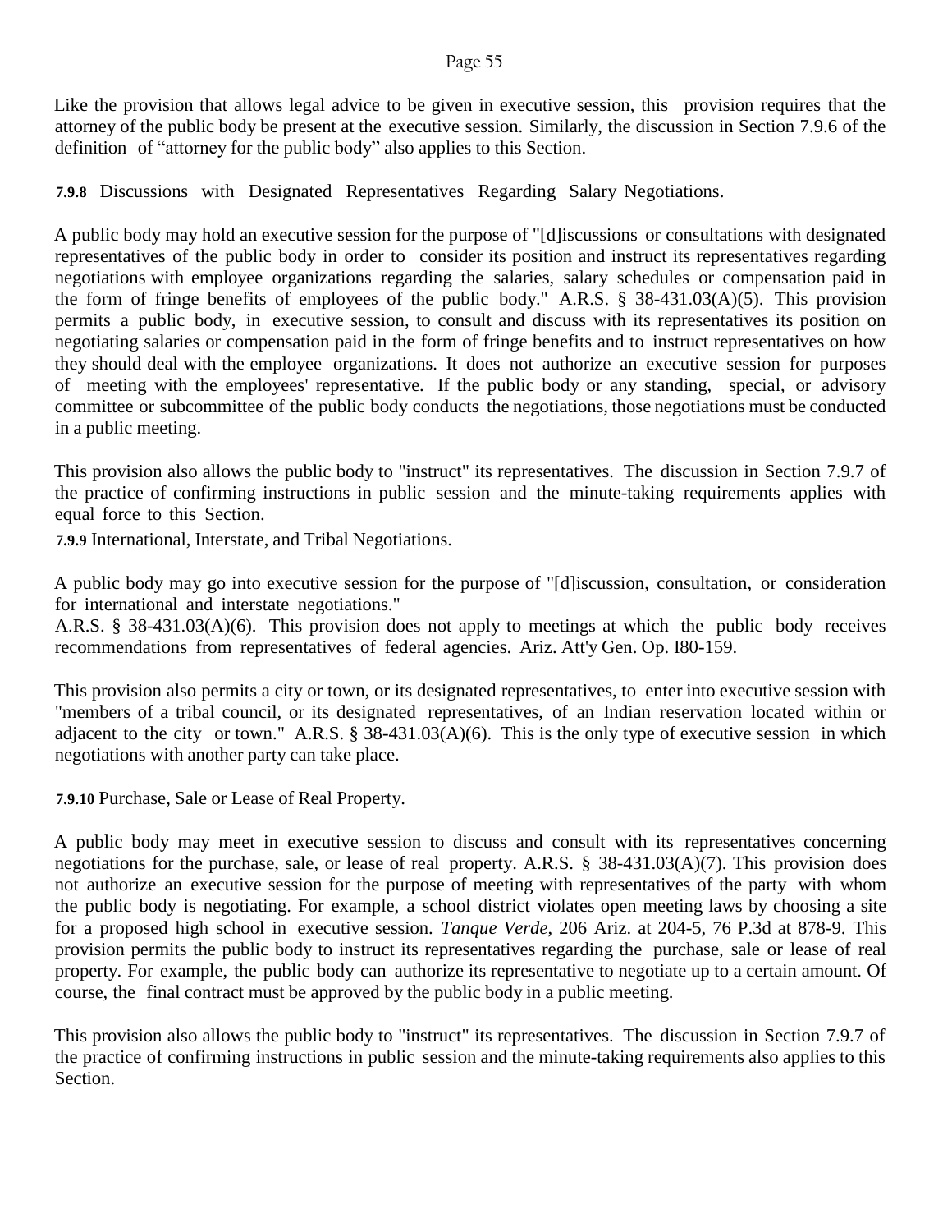Like the provision that allows legal advice to be given in executive session, this provision requires that the attorney of the public body be present at the executive session. Similarly, the discussion in Section 7.9.6 of the definition of "attorney for the public body" also applies to this Section.

### 7.9.8 Discussions with Designated Representatives Regarding Salary Negotiations.

A public body may hold an executive session for the purpose of "[d]iscussions or consultations with designated representatives of the public body in order to consider its position and instruct its representatives regarding negotiations with employee organizations regarding the salaries, salary schedules or compensation paid in the form of fringe benefits of employees of the public body." A.R.S. § 38-431.03(A)(5). This provision permits a public body, in executive session, to consult and discuss with its representatives its position on negotiating salaries or compensation paid in the form of fringe benefits and to instruct representatives on how they should deal with the employee organizations. It does not authorize an executive session for purposes of meeting with the employees' representative. If the public body or any standing, special, or advisory committee or subcommittee of the public body conducts the negotiations, those negotiations must be conducted in a public meeting.

This provision also allows the public body to "instruct" its representatives. The discussion in Section 7.9.7 of the practice of confirming instructions in public session and the minute-taking requirements applies with equal force to this Section.

### 7.9.9 International, Interstate, and Tribal Negotiations.

A public body may go into executive session for the purpose of "[d]iscussion, consultation, or consideration for international and interstate negotiations."
A.R.S. § 38-431.03(A)(6). This provision does not apply to meetings at which the public body receives recommendations from representatives of federal agencies. Ariz. Att'y Gen. Op. I80-159.

This provision also permits a city or town, or its designated representatives, to enter into executive session with "members of a tribal council, or its designated representatives, of an Indian reservation located within or adjacent to the city or town." A.R.S. § 38-431.03(A)(6). This is the only type of executive session in which negotiations with another party can take place.

### 7.9.10 Purchase, Sale or Lease of Real Property.

A public body may meet in executive session to discuss and consult with its representatives concerning negotiations for the purchase, sale, or lease of real property. A.R.S. § 38-431.03(A)(7). This provision does not authorize an executive session for the purpose of meeting with representatives of the party with whom the public body is negotiating. For example, a school district violates open meeting laws by choosing a site for a proposed high school in executive session. *Tanque Verde*, 206 Ariz. at 204-5, 76 P.3d at 878-9. This provision permits the public body to instruct its representatives regarding the purchase, sale or lease of real property. For example, the public body can authorize its representative to negotiate up to a certain amount. Of course, the final contract must be approved by the public body in a public meeting.

This provision also allows the public body to "instruct" its representatives. The discussion in Section 7.9.7 of the practice of confirming instructions in public session and the minute-taking requirements also applies to this Section.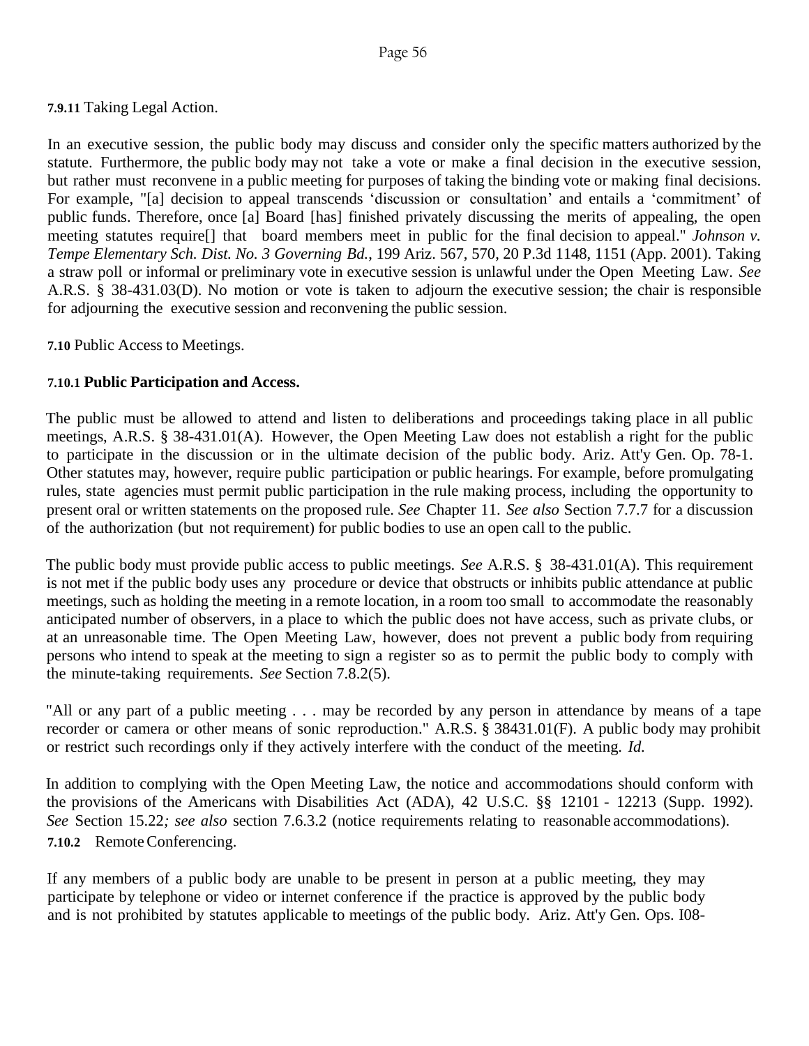**7.9.11** Taking Legal Action.

In an executive session, the public body may discuss and consider only the specific matters authorized by the statute. Furthermore, the public body may not take a vote or make a final decision in the executive session, but rather must reconvene in a public meeting for purposes of taking the binding vote or making final decisions. For example, "[a] decision to appeal transcends 'discussion or consultation' and entails a 'commitment' of public funds. Therefore, once [a] Board [has] finished privately discussing the merits of appealing, the open meeting statutes require[] that board members meet in public for the final decision to appeal." *Johnson v. Tempe Elementary Sch. Dist. No. 3 Governing Bd.*, 199 Ariz. 567, 570, 20 P.3d 1148, 1151 (App. 2001). Taking a straw poll or informal or preliminary vote in executive session is unlawful under the Open Meeting Law. *See* A.R.S. § 38-431.03(D). No motion or vote is taken to adjourn the executive session; the chair is responsible for adjourning the executive session and reconvening the public session.

**7.10** Public Access to Meetings.

**7.10.1 Public Participation and Access.**

The public must be allowed to attend and listen to deliberations and proceedings taking place in all public meetings, A.R.S. § 38-431.01(A). However, the Open Meeting Law does not establish a right for the public to participate in the discussion or in the ultimate decision of the public body. Ariz. Att'y Gen. Op. 78-1. Other statutes may, however, require public participation or public hearings. For example, before promulgating rules, state agencies must permit public participation in the rule making process, including the opportunity to present oral or written statements on the proposed rule. *See* Chapter 11. *See also* Section 7.7.7 for a discussion of the authorization (but not requirement) for public bodies to use an open call to the public.

The public body must provide public access to public meetings. *See* A.R.S. § 38-431.01(A). This requirement is not met if the public body uses any procedure or device that obstructs or inhibits public attendance at public meetings, such as holding the meeting in a remote location, in a room too small to accommodate the reasonably anticipated number of observers, in a place to which the public does not have access, such as private clubs, or at an unreasonable time. The Open Meeting Law, however, does not prevent a public body from requiring persons who intend to speak at the meeting to sign a register so as to permit the public body to comply with the minute-taking requirements. *See* Section 7.8.2(5).

"All or any part of a public meeting . . . may be recorded by any person in attendance by means of a tape recorder or camera or other means of sonic reproduction." A.R.S. § 38431.01(F). A public body may prohibit or restrict such recordings only if they actively interfere with the conduct of the meeting. *Id.*

In addition to complying with the Open Meeting Law, the notice and accommodations should conform with the provisions of the Americans with Disabilities Act (ADA), 42 U.S.C. §§ 12101 - 12213 (Supp. 1992). *See* Section 15.22*; see also* section 7.6.3.2 (notice requirements relating to reasonable accommodations).

**7.10.2** Remote Conferencing.

If any members of a public body are unable to be present in person at a public meeting, they may participate by telephone or video or internet conference if the practice is approved by the public body and is not prohibited by statutes applicable to meetings of the public body. Ariz. Att'y Gen. Ops. I08-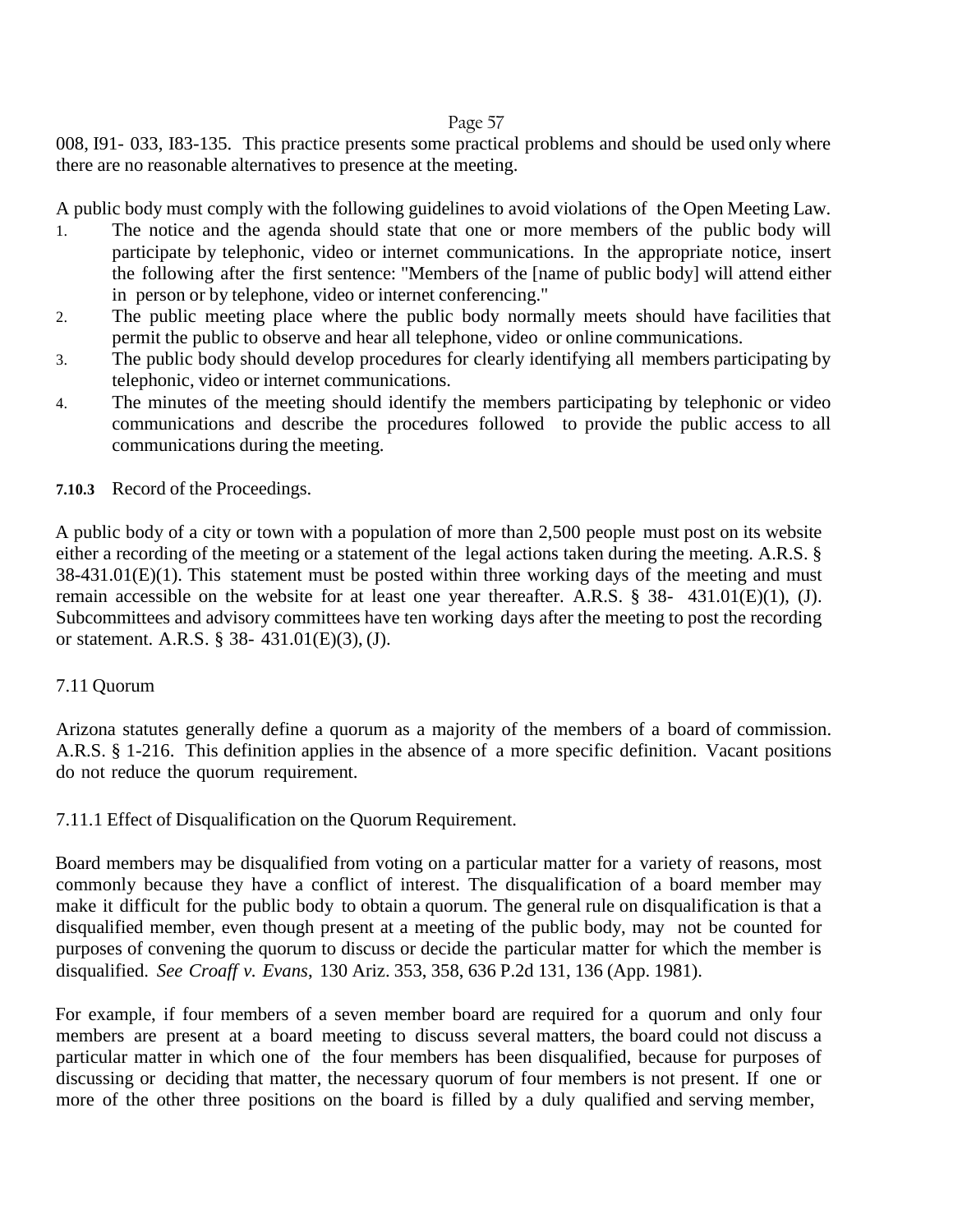008, I91- 033, I83-135. This practice presents some practical problems and should be used only where there are no reasonable alternatives to presence at the meeting.

A public body must comply with the following guidelines to avoid violations of the Open Meeting Law.

1. The notice and the agenda should state that one or more members of the public body will participate by telephonic, video or internet communications. In the appropriate notice, insert the following after the first sentence: "Members of the [name of public body] will attend either in person or by telephone, video or internet conferencing."
2. The public meeting place where the public body normally meets should have facilities that permit the public to observe and hear all telephone, video or online communications.
3. The public body should develop procedures for clearly identifying all members participating by telephonic, video or internet communications.
4. The minutes of the meeting should identify the members participating by telephonic or video communications and describe the procedures followed to provide the public access to all communications during the meeting.

**7.10.3** Record of the Proceedings.

A public body of a city or town with a population of more than 2,500 people must post on its website either a recording of the meeting or a statement of the legal actions taken during the meeting. A.R.S. § 38-431.01(E)(1). This statement must be posted within three working days of the meeting and must remain accessible on the website for at least one year thereafter. A.R.S. § 38- 431.01(E)(1), (J). Subcommittees and advisory committees have ten working days after the meeting to post the recording or statement. A.R.S. § 38- 431.01(E)(3), (J).

## 7.11 Quorum

Arizona statutes generally define a quorum as a majority of the members of a board of commission. A.R.S. § 1-216. This definition applies in the absence of a more specific definition. Vacant positions do not reduce the quorum requirement.

### 7.11.1 Effect of Disqualification on the Quorum Requirement.

Board members may be disqualified from voting on a particular matter for a variety of reasons, most commonly because they have a conflict of interest. The disqualification of a board member may make it difficult for the public body to obtain a quorum. The general rule on disqualification is that a disqualified member, even though present at a meeting of the public body, may not be counted for purposes of convening the quorum to discuss or decide the particular matter for which the member is disqualified. *See Croaff v. Evans*, 130 Ariz. 353, 358, 636 P.2d 131, 136 (App. 1981).

For example, if four members of a seven member board are required for a quorum and only four members are present at a board meeting to discuss several matters, the board could not discuss a particular matter in which one of the four members has been disqualified, because for purposes of discussing or deciding that matter, the necessary quorum of four members is not present. If one or more of the other three positions on the board is filled by a duly qualified and serving member,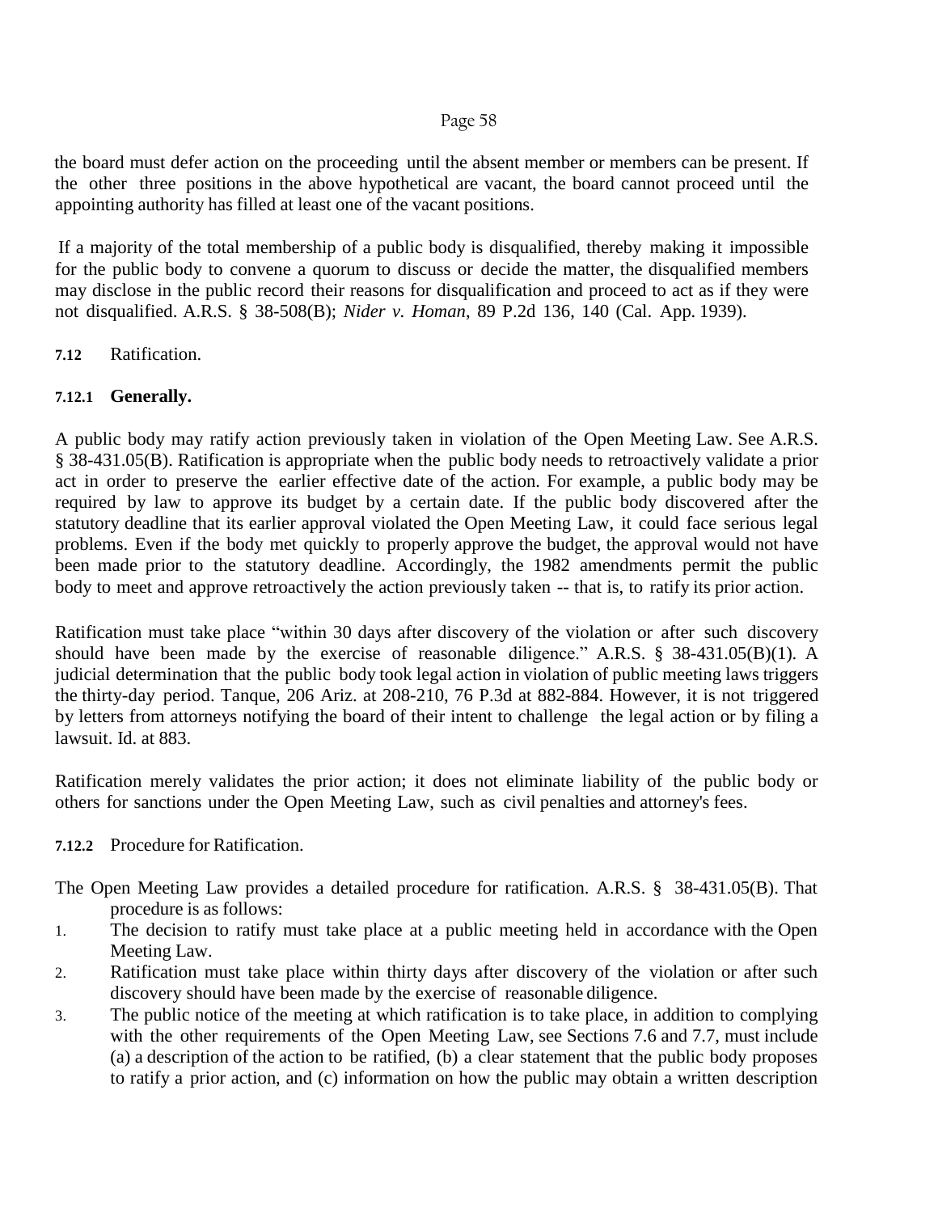the board must defer action on the proceeding until the absent member or members can be present. If the other three positions in the above hypothetical are vacant, the board cannot proceed until the appointing authority has filled at least one of the vacant positions.

If a majority of the total membership of a public body is disqualified, thereby making it impossible for the public body to convene a quorum to discuss or decide the matter, the disqualified members may disclose in the public record their reasons for disqualification and proceed to act as if they were not disqualified. A.R.S. § 38-508(B); *Nider v. Homan*, 89 P.2d 136, 140 (Cal. App. 1939).

### 7.12 Ratification.

#### 7.12.1 Generally.

A public body may ratify action previously taken in violation of the Open Meeting Law. See A.R.S. § 38-431.05(B). Ratification is appropriate when the public body needs to retroactively validate a prior act in order to preserve the earlier effective date of the action. For example, a public body may be required by law to approve its budget by a certain date. If the public body discovered after the statutory deadline that its earlier approval violated the Open Meeting Law, it could face serious legal problems. Even if the body met quickly to properly approve the budget, the approval would not have been made prior to the statutory deadline. Accordingly, the 1982 amendments permit the public body to meet and approve retroactively the action previously taken -- that is, to ratify its prior action.

Ratification must take place "within 30 days after discovery of the violation or after such discovery should have been made by the exercise of reasonable diligence." A.R.S. § 38-431.05(B)(1). A judicial determination that the public body took legal action in violation of public meeting laws triggers the thirty-day period. Tanque, 206 Ariz. at 208-210, 76 P.3d at 882-884. However, it is not triggered by letters from attorneys notifying the board of their intent to challenge the legal action or by filing a lawsuit. Id. at 883.

Ratification merely validates the prior action; it does not eliminate liability of the public body or others for sanctions under the Open Meeting Law, such as civil penalties and attorney's fees.

#### 7.12.2 Procedure for Ratification.

The Open Meeting Law provides a detailed procedure for ratification. A.R.S. § 38-431.05(B). That procedure is as follows:

1. The decision to ratify must take place at a public meeting held in accordance with the Open Meeting Law.
2. Ratification must take place within thirty days after discovery of the violation or after such discovery should have been made by the exercise of reasonable diligence.
3. The public notice of the meeting at which ratification is to take place, in addition to complying with the other requirements of the Open Meeting Law, see Sections 7.6 and 7.7, must include (a) a description of the action to be ratified, (b) a clear statement that the public body proposes to ratify a prior action, and (c) information on how the public may obtain a written description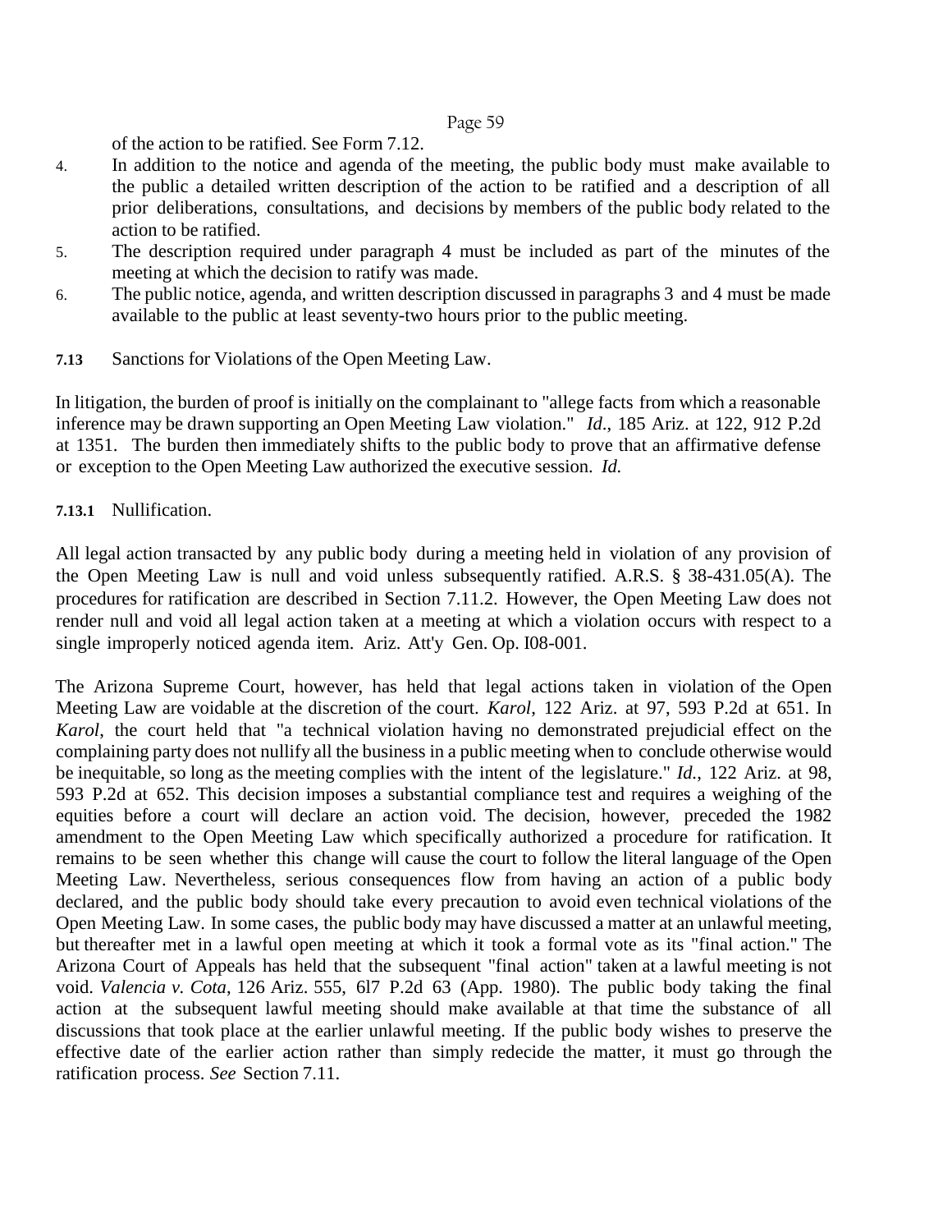of the action to be ratified. See Form 7.12.

4. In addition to the notice and agenda of the meeting, the public body must make available to the public a detailed written description of the action to be ratified and a description of all prior deliberations, consultations, and decisions by members of the public body related to the action to be ratified.
5. The description required under paragraph 4 must be included as part of the minutes of the meeting at which the decision to ratify was made.
6. The public notice, agenda, and written description discussed in paragraphs 3 and 4 must be made available to the public at least seventy-two hours prior to the public meeting.

### 7.13 Sanctions for Violations of the Open Meeting Law.

In litigation, the burden of proof is initially on the complainant to "allege facts from which a reasonable inference may be drawn supporting an Open Meeting Law violation." *Id.*, 185 Ariz. at 122, 912 P.2d at 1351. The burden then immediately shifts to the public body to prove that an affirmative defense or exception to the Open Meeting Law authorized the executive session. *Id.*

#### 7.13.1 Nullification.

All legal action transacted by any public body during a meeting held in violation of any provision of the Open Meeting Law is null and void unless subsequently ratified. A.R.S. § 38-431.05(A). The procedures for ratification are described in Section 7.11.2. However, the Open Meeting Law does not render null and void all legal action taken at a meeting at which a violation occurs with respect to a single improperly noticed agenda item. Ariz. Att'y Gen. Op. I08-001.

The Arizona Supreme Court, however, has held that legal actions taken in violation of the Open Meeting Law are voidable at the discretion of the court. *Karol*, 122 Ariz. at 97, 593 P.2d at 651. In *Karol*, the court held that "a technical violation having no demonstrated prejudicial effect on the complaining party does not nullify all the business in a public meeting when to conclude otherwise would be inequitable, so long as the meeting complies with the intent of the legislature." *Id.*, 122 Ariz. at 98, 593 P.2d at 652. This decision imposes a substantial compliance test and requires a weighing of the equities before a court will declare an action void. The decision, however, preceded the 1982 amendment to the Open Meeting Law which specifically authorized a procedure for ratification. It remains to be seen whether this change will cause the court to follow the literal language of the Open Meeting Law. Nevertheless, serious consequences flow from having an action of a public body declared, and the public body should take every precaution to avoid even technical violations of the Open Meeting Law. In some cases, the public body may have discussed a matter at an unlawful meeting, but thereafter met in a lawful open meeting at which it took a formal vote as its "final action." The Arizona Court of Appeals has held that the subsequent "final action" taken at a lawful meeting is not void. *Valencia v. Cota*, 126 Ariz. 555, 6l7 P.2d 63 (App. 1980). The public body taking the final action at the subsequent lawful meeting should make available at that time the substance of all discussions that took place at the earlier unlawful meeting. If the public body wishes to preserve the effective date of the earlier action rather than simply redecide the matter, it must go through the ratification process. *See* Section 7.11.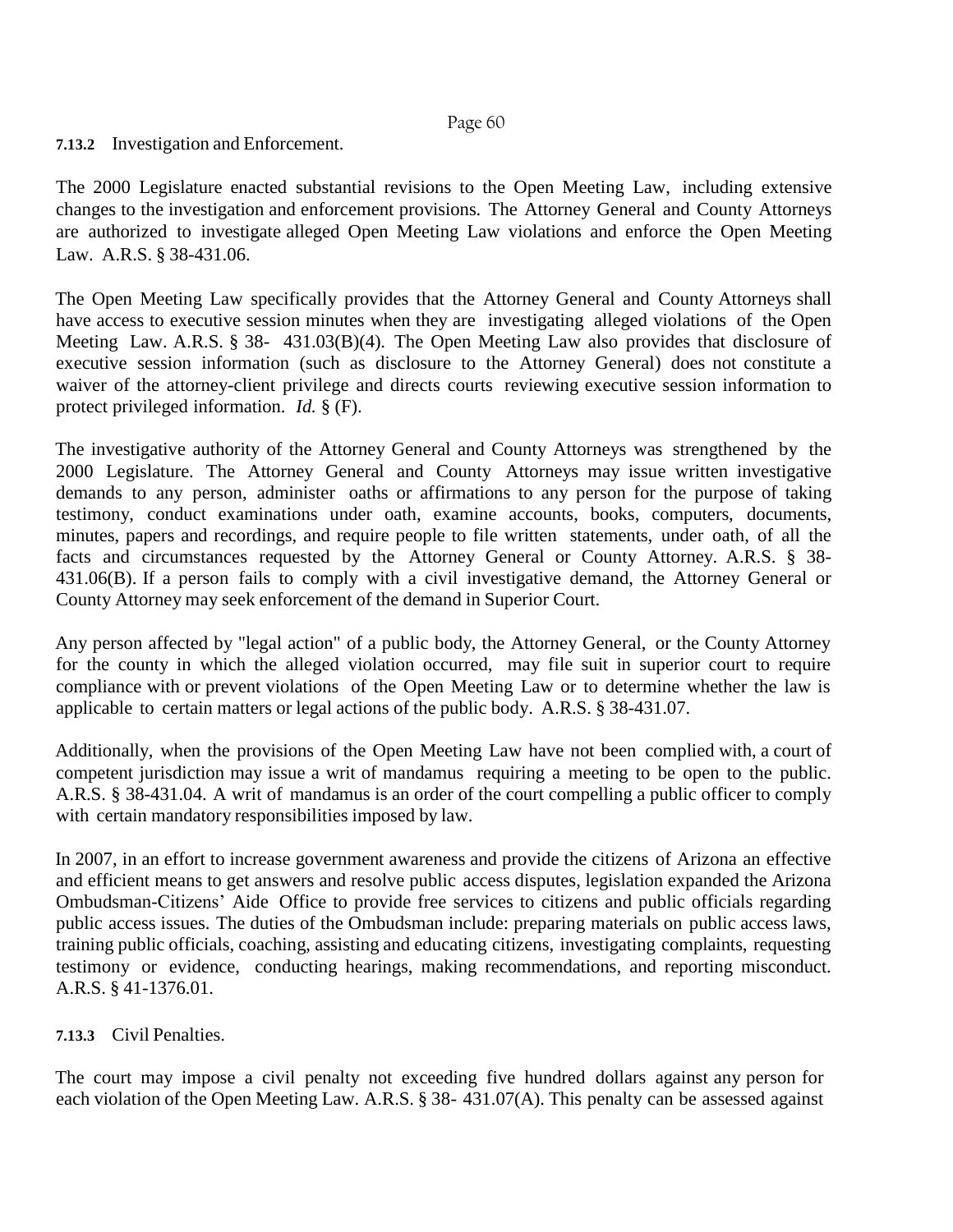### 7.13.2 Investigation and Enforcement.

The 2000 Legislature enacted substantial revisions to the Open Meeting Law, including extensive changes to the investigation and enforcement provisions. The Attorney General and County Attorneys are authorized to investigate alleged Open Meeting Law violations and enforce the Open Meeting Law. A.R.S. § 38-431.06.

The Open Meeting Law specifically provides that the Attorney General and County Attorneys shall have access to executive session minutes when they are investigating alleged violations of the Open Meeting Law. A.R.S. § 38- 431.03(B)(4). The Open Meeting Law also provides that disclosure of executive session information (such as disclosure to the Attorney General) does not constitute a waiver of the attorney-client privilege and directs courts reviewing executive session information to protect privileged information. *Id.* § (F).

The investigative authority of the Attorney General and County Attorneys was strengthened by the 2000 Legislature. The Attorney General and County Attorneys may issue written investigative demands to any person, administer oaths or affirmations to any person for the purpose of taking testimony, conduct examinations under oath, examine accounts, books, computers, documents, minutes, papers and recordings, and require people to file written statements, under oath, of all the facts and circumstances requested by the Attorney General or County Attorney. A.R.S. § 38-431.06(B). If a person fails to comply with a civil investigative demand, the Attorney General or County Attorney may seek enforcement of the demand in Superior Court.

Any person affected by "legal action" of a public body, the Attorney General, or the County Attorney for the county in which the alleged violation occurred, may file suit in superior court to require compliance with or prevent violations of the Open Meeting Law or to determine whether the law is applicable to certain matters or legal actions of the public body. A.R.S. § 38-431.07.

Additionally, when the provisions of the Open Meeting Law have not been complied with, a court of competent jurisdiction may issue a writ of mandamus requiring a meeting to be open to the public. A.R.S. § 38-431.04. A writ of mandamus is an order of the court compelling a public officer to comply with certain mandatory responsibilities imposed by law.

In 2007, in an effort to increase government awareness and provide the citizens of Arizona an effective and efficient means to get answers and resolve public access disputes, legislation expanded the Arizona Ombudsman-Citizens' Aide Office to provide free services to citizens and public officials regarding public access issues. The duties of the Ombudsman include: preparing materials on public access laws, training public officials, coaching, assisting and educating citizens, investigating complaints, requesting testimony or evidence, conducting hearings, making recommendations, and reporting misconduct. A.R.S. § 41-1376.01.

### 7.13.3 Civil Penalties.

The court may impose a civil penalty not exceeding five hundred dollars against any person for each violation of the Open Meeting Law. A.R.S. § 38- 431.07(A). This penalty can be assessed against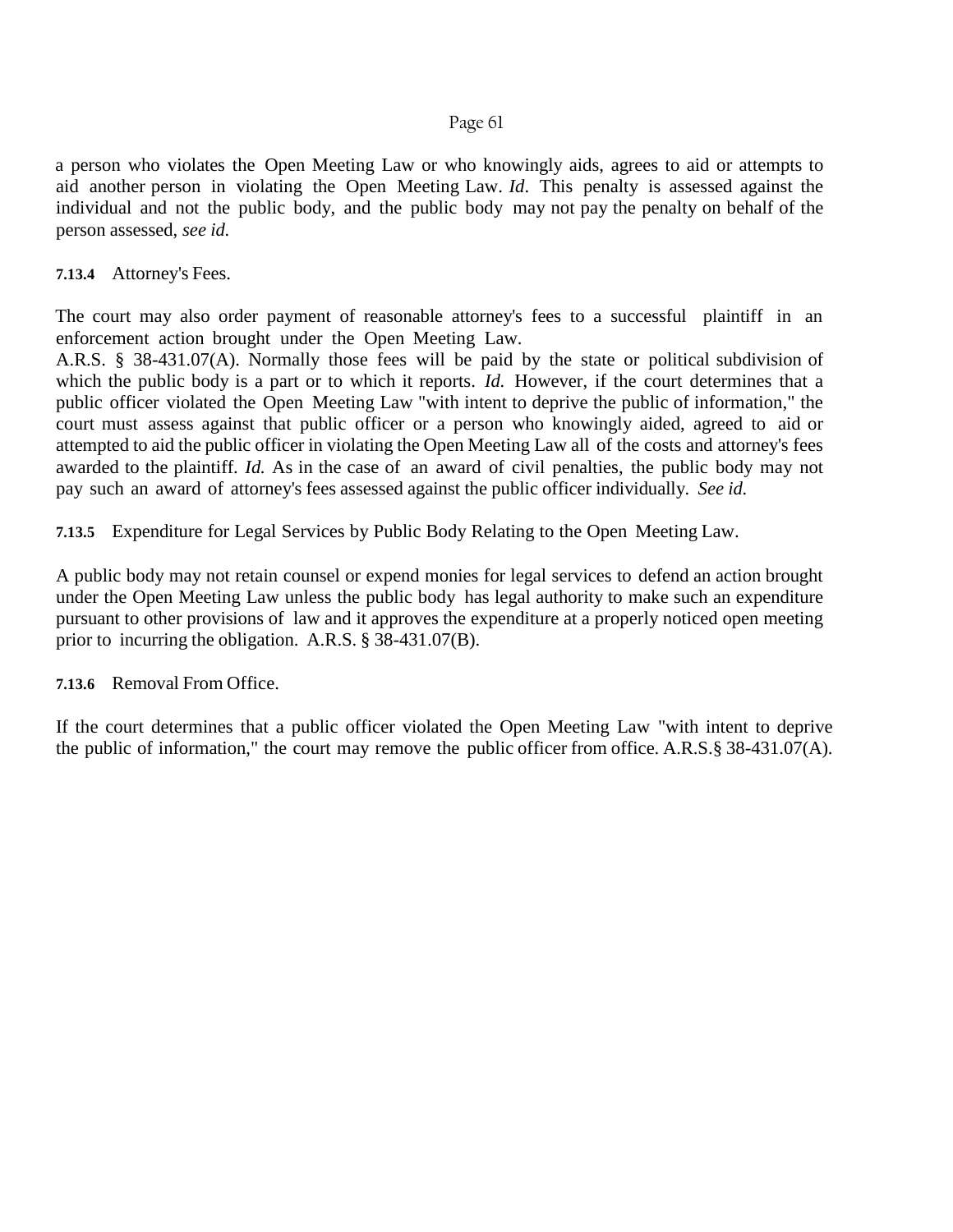a person who violates the Open Meeting Law or who knowingly aids, agrees to aid or attempts to aid another person in violating the Open Meeting Law. *Id*. This penalty is assessed against the individual and not the public body, and the public body may not pay the penalty on behalf of the person assessed, *see id.*

**7.13.4** Attorney's Fees.

The court may also order payment of reasonable attorney's fees to a successful plaintiff in an enforcement action brought under the Open Meeting Law. A.R.S. § 38-431.07(A). Normally those fees will be paid by the state or political subdivision of which the public body is a part or to which it reports. *Id.* However, if the court determines that a public officer violated the Open Meeting Law "with intent to deprive the public of information," the court must assess against that public officer or a person who knowingly aided, agreed to aid or attempted to aid the public officer in violating the Open Meeting Law all of the costs and attorney's fees awarded to the plaintiff. *Id.* As in the case of an award of civil penalties, the public body may not pay such an award of attorney's fees assessed against the public officer individually. *See id.*

**7.13.5** Expenditure for Legal Services by Public Body Relating to the Open Meeting Law.

A public body may not retain counsel or expend monies for legal services to defend an action brought under the Open Meeting Law unless the public body has legal authority to make such an expenditure pursuant to other provisions of law and it approves the expenditure at a properly noticed open meeting prior to incurring the obligation. A.R.S. § 38-431.07(B).

**7.13.6** Removal From Office.

If the court determines that a public officer violated the Open Meeting Law "with intent to deprive the public of information," the court may remove the public officer from office. A.R.S.§ 38-431.07(A).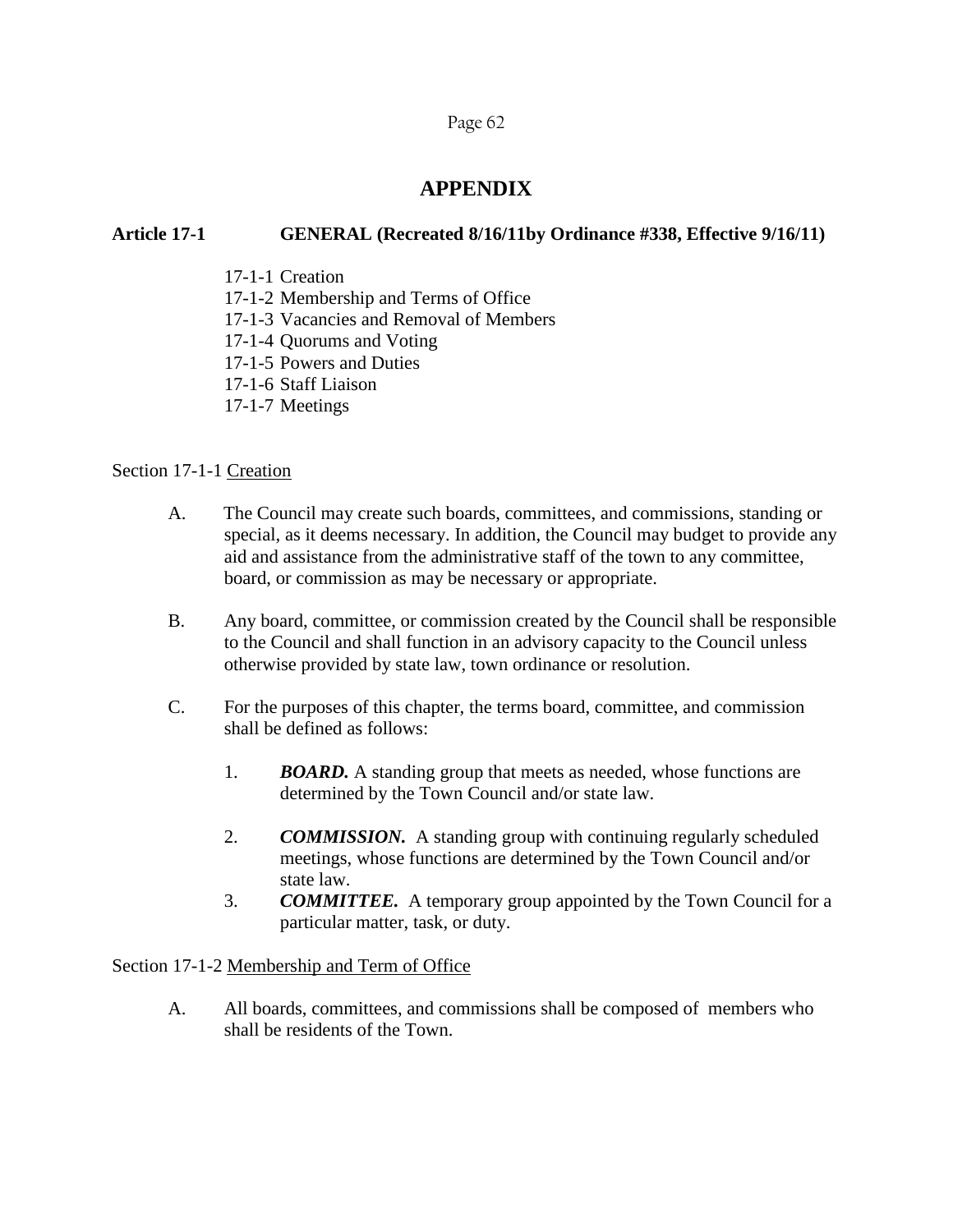# APPENDIX

**Article 17-1 GENERAL (Recreated 8/16/11by Ordinance #338, Effective 9/16/11)**

17-1-1 Creation
17-1-2 Membership and Terms of Office
17-1-3 Vacancies and Removal of Members
17-1-4 Quorums and Voting
17-1-5 Powers and Duties
17-1-6 Staff Liaison
17-1-7 Meetings

Section 17-1-1 Creation

A. The Council may create such boards, committees, and commissions, standing or special, as it deems necessary. In addition, the Council may budget to provide any aid and assistance from the administrative staff of the town to any committee, board, or commission as may be necessary or appropriate.

B. Any board, committee, or commission created by the Council shall be responsible to the Council and shall function in an advisory capacity to the Council unless otherwise provided by state law, town ordinance or resolution.

C. For the purposes of this chapter, the terms board, committee, and commission shall be defined as follows:

1. ***BOARD.*** A standing group that meets as needed, whose functions are determined by the Town Council and/or state law.

2. ***COMMISSION.*** A standing group with continuing regularly scheduled meetings, whose functions are determined by the Town Council and/or state law.
3. ***COMMITTEE.*** A temporary group appointed by the Town Council for a particular matter, task, or duty.

Section 17-1-2 Membership and Term of Office

A. All boards, committees, and commissions shall be composed of members who shall be residents of the Town.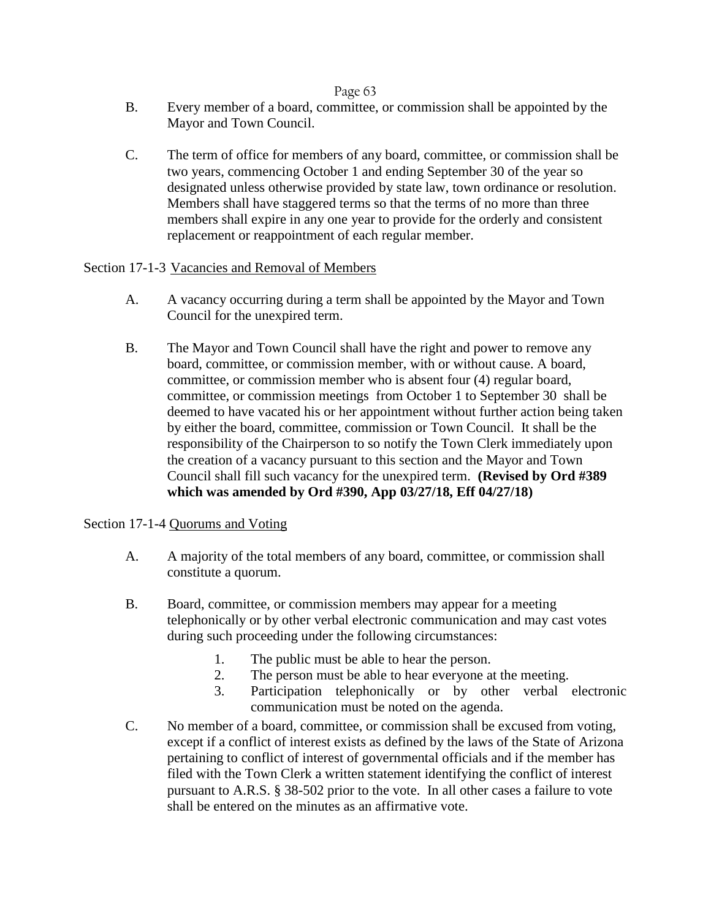B. Every member of a board, committee, or commission shall be appointed by the Mayor and Town Council.

C. The term of office for members of any board, committee, or commission shall be two years, commencing October 1 and ending September 30 of the year so designated unless otherwise provided by state law, town ordinance or resolution. Members shall have staggered terms so that the terms of no more than three members shall expire in any one year to provide for the orderly and consistent replacement or reappointment of each regular member.

Section 17-1-3 Vacancies and Removal of Members

A. A vacancy occurring during a term shall be appointed by the Mayor and Town Council for the unexpired term.

B. The Mayor and Town Council shall have the right and power to remove any board, committee, or commission member, with or without cause. A board, committee, or commission member who is absent four (4) regular board, committee, or commission meetings from October 1 to September 30 shall be deemed to have vacated his or her appointment without further action being taken by either the board, committee, commission or Town Council. It shall be the responsibility of the Chairperson to so notify the Town Clerk immediately upon the creation of a vacancy pursuant to this section and the Mayor and Town Council shall fill such vacancy for the unexpired term. **(Revised by Ord #389 which was amended by Ord #390, App 03/27/18, Eff 04/27/18)**

Section 17-1-4 Quorums and Voting

A. A majority of the total members of any board, committee, or commission shall constitute a quorum.

B. Board, committee, or commission members may appear for a meeting telephonically or by other verbal electronic communication and may cast votes during such proceeding under the following circumstances:

1. The public must be able to hear the person.
2. The person must be able to hear everyone at the meeting.
3. Participation telephonically or by other verbal electronic communication must be noted on the agenda.

C. No member of a board, committee, or commission shall be excused from voting, except if a conflict of interest exists as defined by the laws of the State of Arizona pertaining to conflict of interest of governmental officials and if the member has filed with the Town Clerk a written statement identifying the conflict of interest pursuant to A.R.S. § 38-502 prior to the vote. In all other cases a failure to vote shall be entered on the minutes as an affirmative vote.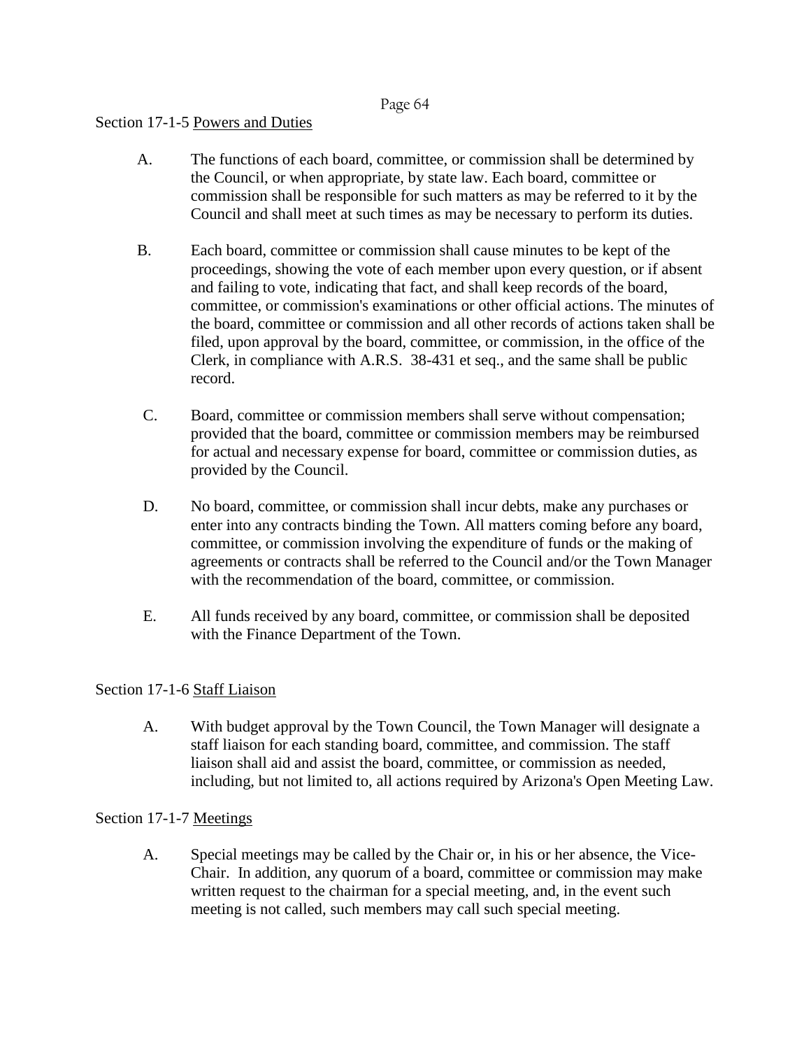Section 17-1-5 Powers and Duties

A. The functions of each board, committee, or commission shall be determined by the Council, or when appropriate, by state law. Each board, committee or commission shall be responsible for such matters as may be referred to it by the Council and shall meet at such times as may be necessary to perform its duties.

B. Each board, committee or commission shall cause minutes to be kept of the proceedings, showing the vote of each member upon every question, or if absent and failing to vote, indicating that fact, and shall keep records of the board, committee, or commission's examinations or other official actions. The minutes of the board, committee or commission and all other records of actions taken shall be filed, upon approval by the board, committee, or commission, in the office of the Clerk, in compliance with A.R.S. 38-431 et seq., and the same shall be public record.

C. Board, committee or commission members shall serve without compensation; provided that the board, committee or commission members may be reimbursed for actual and necessary expense for board, committee or commission duties, as provided by the Council.

D. No board, committee, or commission shall incur debts, make any purchases or enter into any contracts binding the Town. All matters coming before any board, committee, or commission involving the expenditure of funds or the making of agreements or contracts shall be referred to the Council and/or the Town Manager with the recommendation of the board, committee, or commission.

E. All funds received by any board, committee, or commission shall be deposited with the Finance Department of the Town.

Section 17-1-6 Staff Liaison

A. With budget approval by the Town Council, the Town Manager will designate a staff liaison for each standing board, committee, and commission. The staff liaison shall aid and assist the board, committee, or commission as needed, including, but not limited to, all actions required by Arizona's Open Meeting Law.

Section 17-1-7 Meetings

A. Special meetings may be called by the Chair or, in his or her absence, the Vice-Chair. In addition, any quorum of a board, committee or commission may make written request to the chairman for a special meeting, and, in the event such meeting is not called, such members may call such special meeting.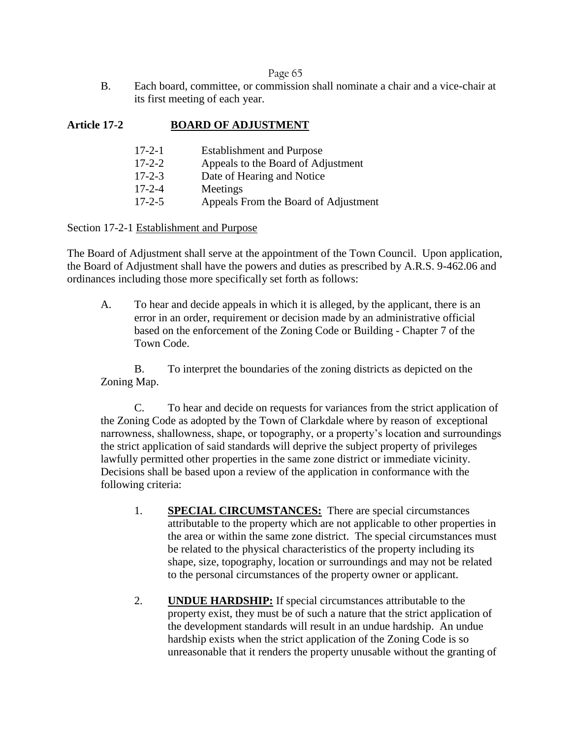B. Each board, committee, or commission shall nominate a chair and a vice-chair at its first meeting of each year.

## Article 17-2 BOARD OF ADJUSTMENT

| | |
|---|---|
| 17-2-1 | Establishment and Purpose |
| 17-2-2 | Appeals to the Board of Adjustment |
| 17-2-3 | Date of Hearing and Notice |
| 17-2-4 | Meetings |
| 17-2-5 | Appeals From the Board of Adjustment |

Section 17-2-1 Establishment and Purpose

The Board of Adjustment shall serve at the appointment of the Town Council. Upon application, the Board of Adjustment shall have the powers and duties as prescribed by A.R.S. 9-462.06 and ordinances including those more specifically set forth as follows:

A. To hear and decide appeals in which it is alleged, by the applicant, there is an error in an order, requirement or decision made by an administrative official based on the enforcement of the Zoning Code or Building - Chapter 7 of the Town Code.

B. To interpret the boundaries of the zoning districts as depicted on the Zoning Map.

C. To hear and decide on requests for variances from the strict application of the Zoning Code as adopted by the Town of Clarkdale where by reason of exceptional narrowness, shallowness, shape, or topography, or a property's location and surroundings the strict application of said standards will deprive the subject property of privileges lawfully permitted other properties in the same zone district or immediate vicinity. Decisions shall be based upon a review of the application in conformance with the following criteria:

1. **SPECIAL CIRCUMSTANCES:** There are special circumstances attributable to the property which are not applicable to other properties in the area or within the same zone district. The special circumstances must be related to the physical characteristics of the property including its shape, size, topography, location or surroundings and may not be related to the personal circumstances of the property owner or applicant.

2. **UNDUE HARDSHIP:** If special circumstances attributable to the property exist, they must be of such a nature that the strict application of the development standards will result in an undue hardship. An undue hardship exists when the strict application of the Zoning Code is so unreasonable that it renders the property unusable without the granting of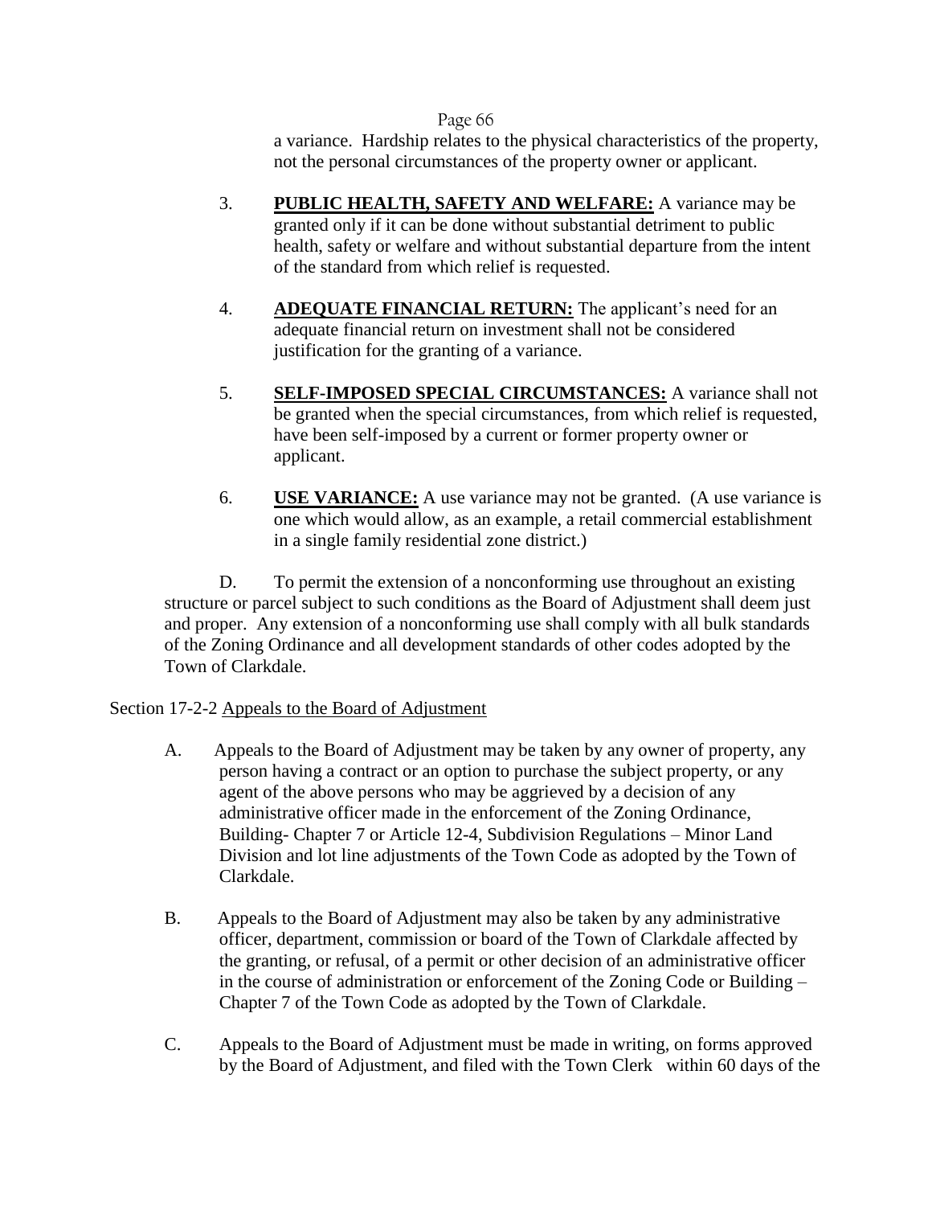a variance. Hardship relates to the physical characteristics of the property, not the personal circumstances of the property owner or applicant.

3. **PUBLIC HEALTH, SAFETY AND WELFARE:** A variance may be granted only if it can be done without substantial detriment to public health, safety or welfare and without substantial departure from the intent of the standard from which relief is requested.

4. **ADEQUATE FINANCIAL RETURN:** The applicant's need for an adequate financial return on investment shall not be considered justification for the granting of a variance.

5. **SELF-IMPOSED SPECIAL CIRCUMSTANCES:** A variance shall not be granted when the special circumstances, from which relief is requested, have been self-imposed by a current or former property owner or applicant.

6. **USE VARIANCE:** A use variance may not be granted. (A use variance is one which would allow, as an example, a retail commercial establishment in a single family residential zone district.)

D. To permit the extension of a nonconforming use throughout an existing structure or parcel subject to such conditions as the Board of Adjustment shall deem just and proper. Any extension of a nonconforming use shall comply with all bulk standards of the Zoning Ordinance and all development standards of other codes adopted by the Town of Clarkdale.

Section 17-2-2 Appeals to the Board of Adjustment

A. Appeals to the Board of Adjustment may be taken by any owner of property, any person having a contract or an option to purchase the subject property, or any agent of the above persons who may be aggrieved by a decision of any administrative officer made in the enforcement of the Zoning Ordinance, Building- Chapter 7 or Article 12-4, Subdivision Regulations – Minor Land Division and lot line adjustments of the Town Code as adopted by the Town of Clarkdale.

B. Appeals to the Board of Adjustment may also be taken by any administrative officer, department, commission or board of the Town of Clarkdale affected by the granting, or refusal, of a permit or other decision of an administrative officer in the course of administration or enforcement of the Zoning Code or Building – Chapter 7 of the Town Code as adopted by the Town of Clarkdale.

C. Appeals to the Board of Adjustment must be made in writing, on forms approved by the Board of Adjustment, and filed with the Town Clerk within 60 days of the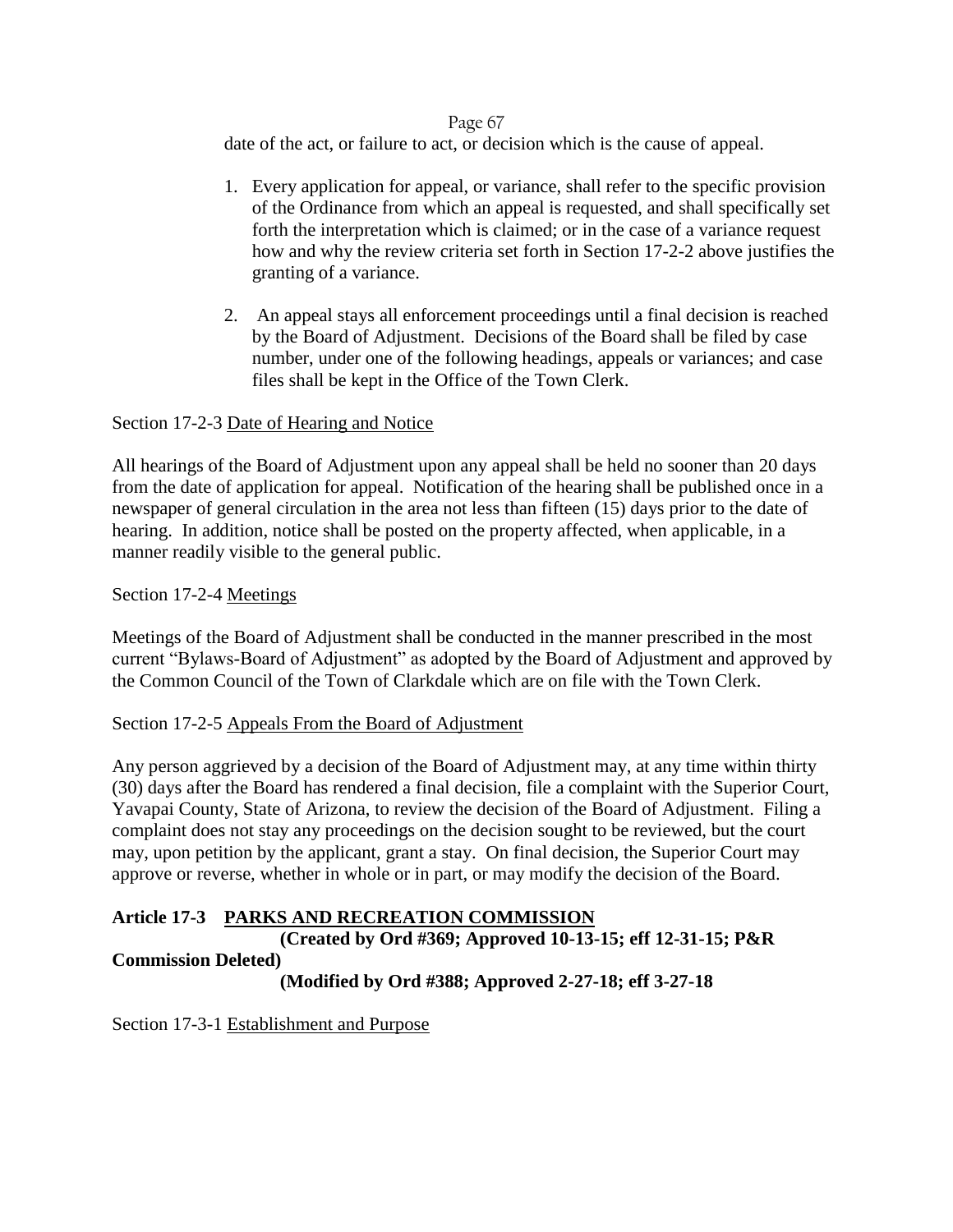date of the act, or failure to act, or decision which is the cause of appeal.

1. Every application for appeal, or variance, shall refer to the specific provision of the Ordinance from which an appeal is requested, and shall specifically set forth the interpretation which is claimed; or in the case of a variance request how and why the review criteria set forth in Section 17-2-2 above justifies the granting of a variance.

2. An appeal stays all enforcement proceedings until a final decision is reached by the Board of Adjustment. Decisions of the Board shall be filed by case number, under one of the following headings, appeals or variances; and case files shall be kept in the Office of the Town Clerk.

Section 17-2-3 Date of Hearing and Notice

All hearings of the Board of Adjustment upon any appeal shall be held no sooner than 20 days from the date of application for appeal. Notification of the hearing shall be published once in a newspaper of general circulation in the area not less than fifteen (15) days prior to the date of hearing. In addition, notice shall be posted on the property affected, when applicable, in a manner readily visible to the general public.

Section 17-2-4 Meetings

Meetings of the Board of Adjustment shall be conducted in the manner prescribed in the most current "Bylaws-Board of Adjustment" as adopted by the Board of Adjustment and approved by the Common Council of the Town of Clarkdale which are on file with the Town Clerk.

Section 17-2-5 Appeals From the Board of Adjustment

Any person aggrieved by a decision of the Board of Adjustment may, at any time within thirty (30) days after the Board has rendered a final decision, file a complaint with the Superior Court, Yavapai County, State of Arizona, to review the decision of the Board of Adjustment. Filing a complaint does not stay any proceedings on the decision sought to be reviewed, but the court may, upon petition by the applicant, grant a stay. On final decision, the Superior Court may approve or reverse, whether in whole or in part, or may modify the decision of the Board.

## Article 17-3 PARKS AND RECREATION COMMISSION

**(Created by Ord #369; Approved 10-13-15; eff 12-31-15; P&R Commission Deleted)**

**(Modified by Ord #388; Approved 2-27-18; eff 3-27-18**

Section 17-3-1 Establishment and Purpose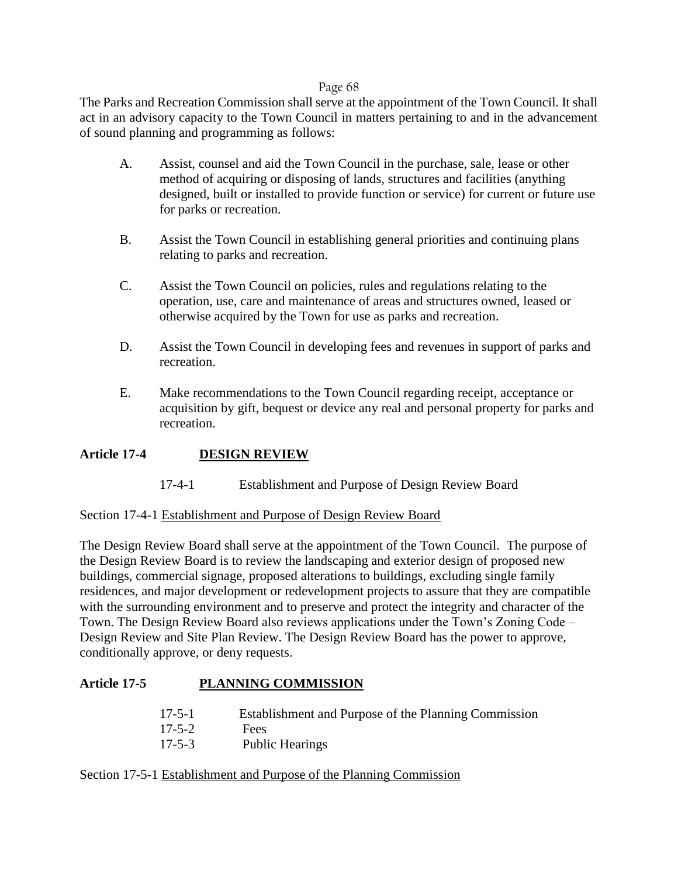The Parks and Recreation Commission shall serve at the appointment of the Town Council. It shall act in an advisory capacity to the Town Council in matters pertaining to and in the advancement of sound planning and programming as follows:

A. Assist, counsel and aid the Town Council in the purchase, sale, lease or other method of acquiring or disposing of lands, structures and facilities (anything designed, built or installed to provide function or service) for current or future use for parks or recreation.

B. Assist the Town Council in establishing general priorities and continuing plans relating to parks and recreation.

C. Assist the Town Council on policies, rules and regulations relating to the operation, use, care and maintenance of areas and structures owned, leased or otherwise acquired by the Town for use as parks and recreation.

D. Assist the Town Council in developing fees and revenues in support of parks and recreation.

E. Make recommendations to the Town Council regarding receipt, acceptance or acquisition by gift, bequest or device any real and personal property for parks and recreation.

## Article 17-4 DESIGN REVIEW

17-4-1 Establishment and Purpose of Design Review Board

Section 17-4-1 Establishment and Purpose of Design Review Board

The Design Review Board shall serve at the appointment of the Town Council. The purpose of the Design Review Board is to review the landscaping and exterior design of proposed new buildings, commercial signage, proposed alterations to buildings, excluding single family residences, and major development or redevelopment projects to assure that they are compatible with the surrounding environment and to preserve and protect the integrity and character of the Town. The Design Review Board also reviews applications under the Town's Zoning Code – Design Review and Site Plan Review. The Design Review Board has the power to approve, conditionally approve, or deny requests.

## Article 17-5 PLANNING COMMISSION

17-5-1 Establishment and Purpose of the Planning Commission
17-5-2 Fees
17-5-3 Public Hearings

Section 17-5-1 Establishment and Purpose of the Planning Commission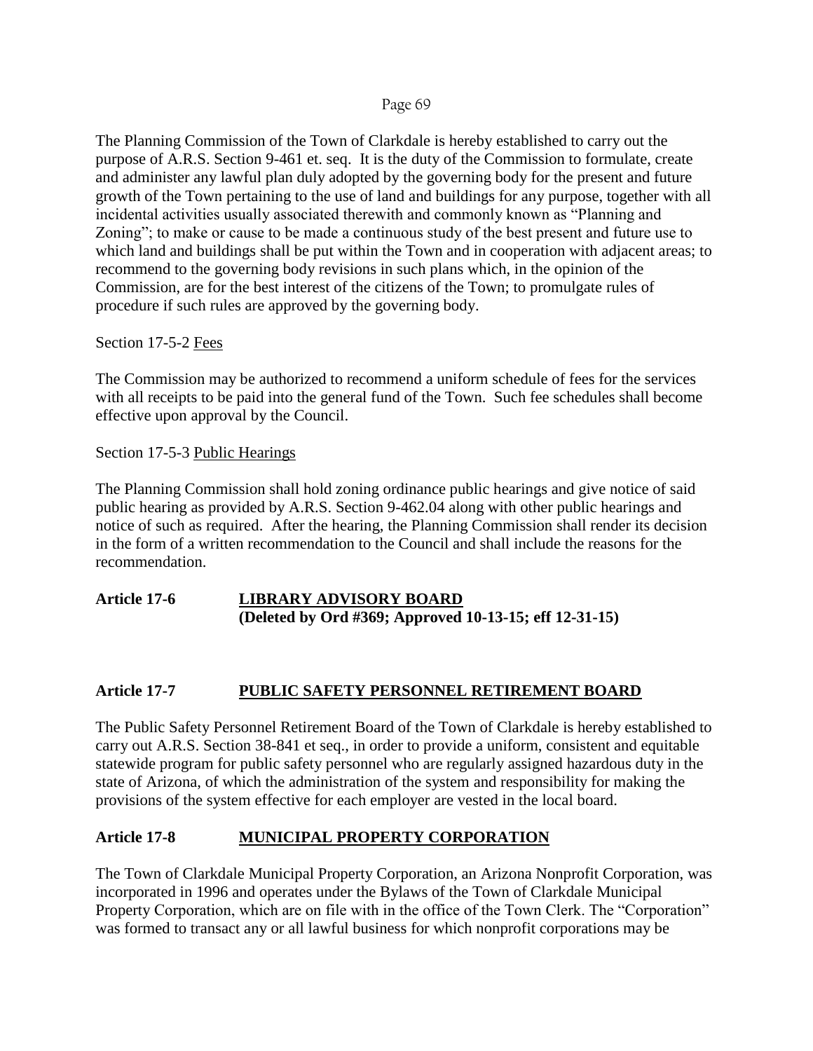The Planning Commission of the Town of Clarkdale is hereby established to carry out the purpose of A.R.S. Section 9-461 et. seq. It is the duty of the Commission to formulate, create and administer any lawful plan duly adopted by the governing body for the present and future growth of the Town pertaining to the use of land and buildings for any purpose, together with all incidental activities usually associated therewith and commonly known as "Planning and Zoning"; to make or cause to be made a continuous study of the best present and future use to which land and buildings shall be put within the Town and in cooperation with adjacent areas; to recommend to the governing body revisions in such plans which, in the opinion of the Commission, are for the best interest of the citizens of the Town; to promulgate rules of procedure if such rules are approved by the governing body.

Section 17-5-2 Fees

The Commission may be authorized to recommend a uniform schedule of fees for the services with all receipts to be paid into the general fund of the Town. Such fee schedules shall become effective upon approval by the Council.

Section 17-5-3 Public Hearings

The Planning Commission shall hold zoning ordinance public hearings and give notice of said public hearing as provided by A.R.S. Section 9-462.04 along with other public hearings and notice of such as required. After the hearing, the Planning Commission shall render its decision in the form of a written recommendation to the Council and shall include the reasons for the recommendation.

## Article 17-6 LIBRARY ADVISORY BOARD
**(Deleted by Ord #369; Approved 10-13-15; eff 12-31-15)**

## Article 17-7 PUBLIC SAFETY PERSONNEL RETIREMENT BOARD

The Public Safety Personnel Retirement Board of the Town of Clarkdale is hereby established to carry out A.R.S. Section 38-841 et seq., in order to provide a uniform, consistent and equitable statewide program for public safety personnel who are regularly assigned hazardous duty in the state of Arizona, of which the administration of the system and responsibility for making the provisions of the system effective for each employer are vested in the local board.

## Article 17-8 MUNICIPAL PROPERTY CORPORATION

The Town of Clarkdale Municipal Property Corporation, an Arizona Nonprofit Corporation, was incorporated in 1996 and operates under the Bylaws of the Town of Clarkdale Municipal Property Corporation, which are on file with in the office of the Town Clerk. The "Corporation" was formed to transact any or all lawful business for which nonprofit corporations may be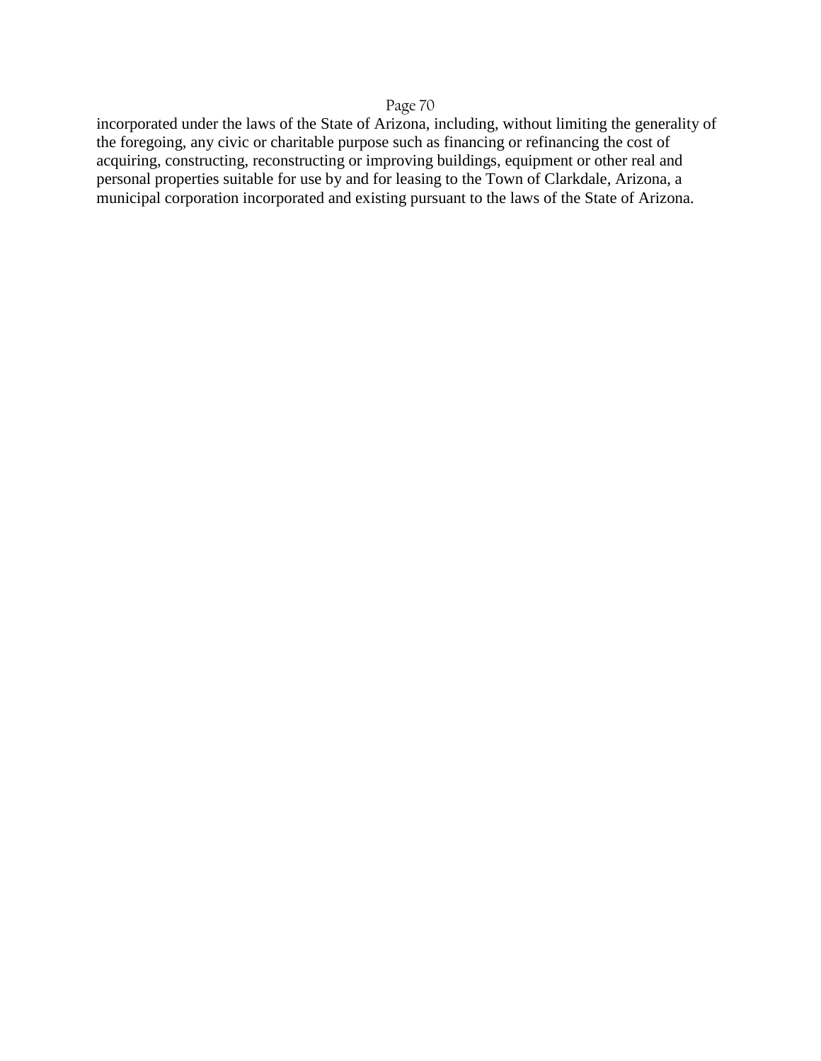incorporated under the laws of the State of Arizona, including, without limiting the generality of the foregoing, any civic or charitable purpose such as financing or refinancing the cost of acquiring, constructing, reconstructing or improving buildings, equipment or other real and personal properties suitable for use by and for leasing to the Town of Clarkdale, Arizona, a municipal corporation incorporated and existing pursuant to the laws of the State of Arizona.